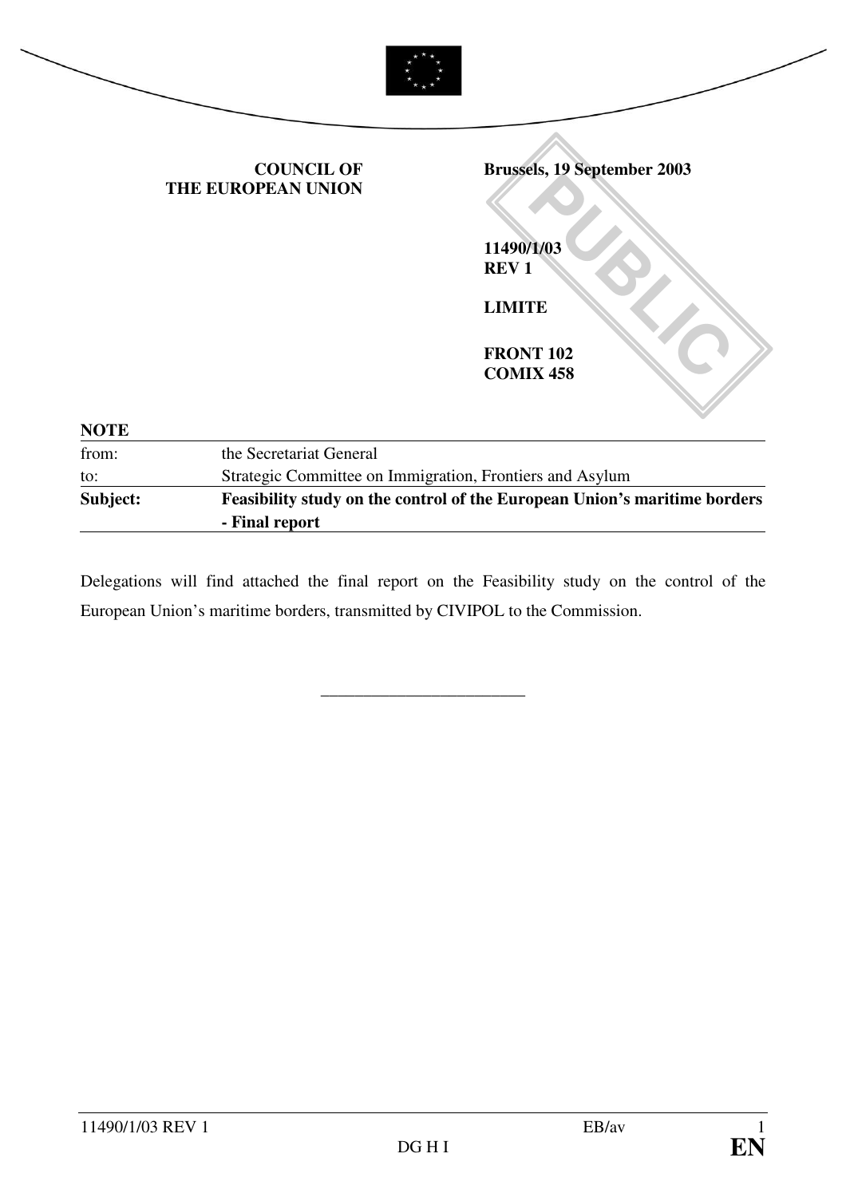**COUNCIL OF THE EUROPEAN UNION**

**Brussels, 19 September 2003**

**11490/1/03**
**REV 1**

**LIMITE**

**FRONT 102**
**COMIX 458**

PUBLIC

**NOTE**

| | |
|---|---|
| from: | the Secretariat General |
| to: | Strategic Committee on Immigration, Frontiers and Asylum |
| **Subject:** | **Feasibility study on the control of the European Union's maritime borders - Final report** |

Delegations will find attached the final report on the Feasibility study on the control of the European Union's maritime borders, transmitted by CIVIPOL to the Commission.

________________________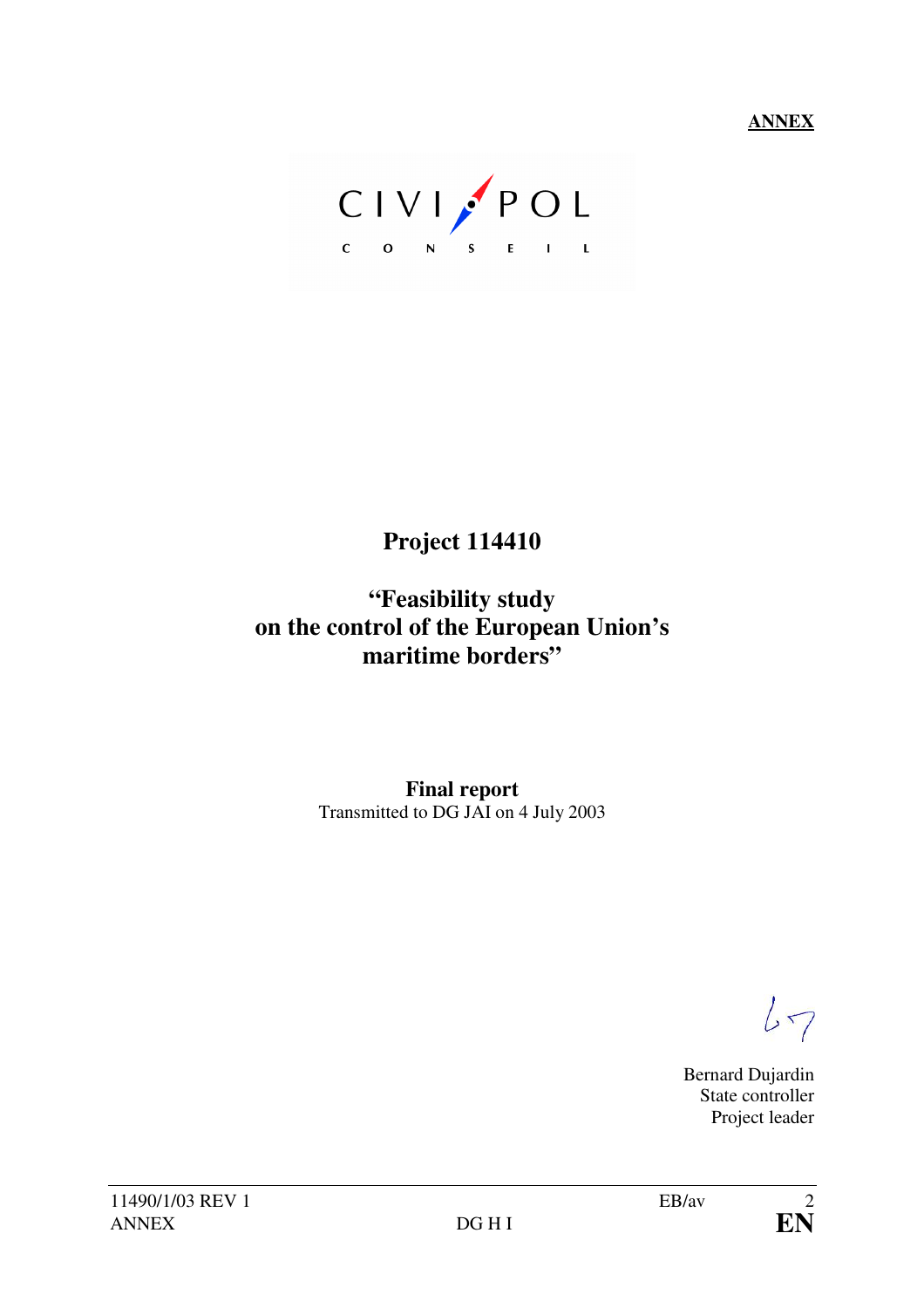**ANNEX**

CIVIPOL
CONSEIL

# Project 114410

## "Feasibility study on the control of the European Union's maritime borders"

**Final report**
Transmitted to DG JAI on 4 July 2003

Bernard Dujardin
State controller
Project leader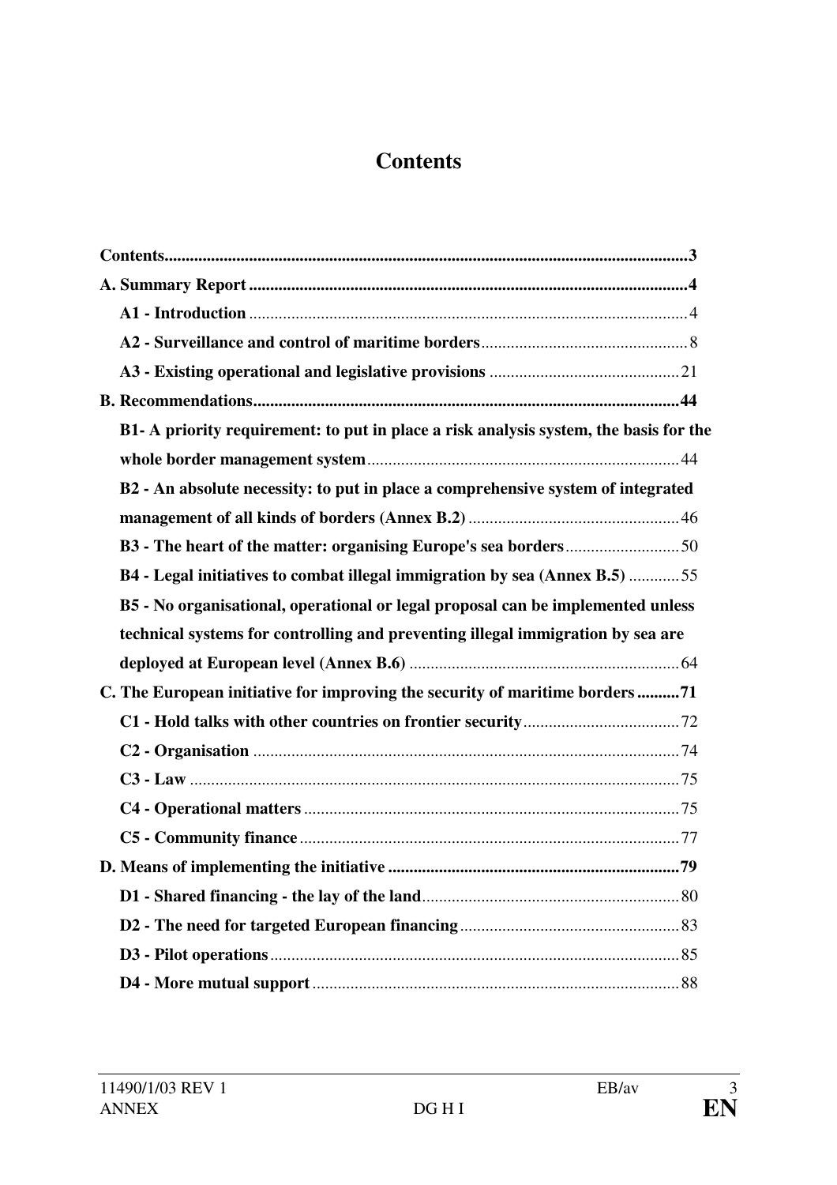# Contents

| | |
|---|---|
| **Contents** | **3** |
| **A. Summary Report** | **4** |
| **A1 - Introduction** | 4 |
| **A2 - Surveillance and control of maritime borders** | 8 |
| **A3 - Existing operational and legislative provisions** | 21 |
| **B. Recommendations** | **44** |
| **B1- A priority requirement: to put in place a risk analysis system, the basis for the whole border management system** | 44 |
| **B2 - An absolute necessity: to put in place a comprehensive system of integrated management of all kinds of borders (Annex B.2)** | 46 |
| **B3 - The heart of the matter: organising Europe's sea borders** | 50 |
| **B4 - Legal initiatives to combat illegal immigration by sea (Annex B.5)** | 55 |
| **B5 - No organisational, operational or legal proposal can be implemented unless technical systems for controlling and preventing illegal immigration by sea are deployed at European level (Annex B.6)** | 64 |
| **C. The European initiative for improving the security of maritime borders** | **71** |
| **C1 - Hold talks with other countries on frontier security** | 72 |
| **C2 - Organisation** | 74 |
| **C3 - Law** | 75 |
| **C4 - Operational matters** | 75 |
| **C5 - Community finance** | 77 |
| **D. Means of implementing the initiative** | **79** |
| **D1 - Shared financing - the lay of the land** | 80 |
| **D2 - The need for targeted European financing** | 83 |
| **D3 - Pilot operations** | 85 |
| **D4 - More mutual support** | 88 |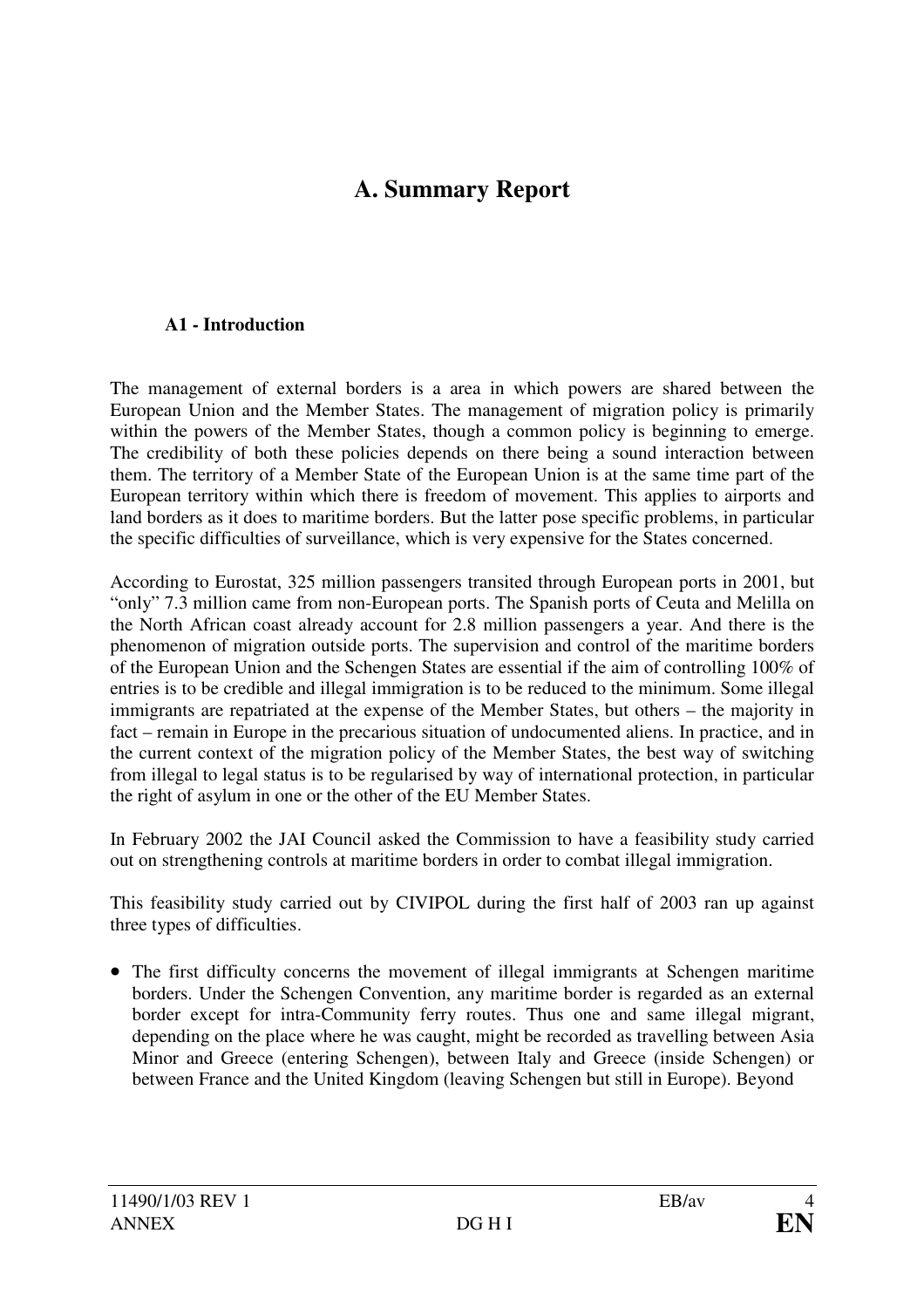# A. Summary Report

### A1 - Introduction

The management of external borders is a area in which powers are shared between the European Union and the Member States. The management of migration policy is primarily within the powers of the Member States, though a common policy is beginning to emerge. The credibility of both these policies depends on there being a sound interaction between them. The territory of a Member State of the European Union is at the same time part of the European territory within which there is freedom of movement. This applies to airports and land borders as it does to maritime borders. But the latter pose specific problems, in particular the specific difficulties of surveillance, which is very expensive for the States concerned.

According to Eurostat, 325 million passengers transited through European ports in 2001, but "only" 7.3 million came from non-European ports. The Spanish ports of Ceuta and Melilla on the North African coast already account for 2.8 million passengers a year. And there is the phenomenon of migration outside ports. The supervision and control of the maritime borders of the European Union and the Schengen States are essential if the aim of controlling 100% of entries is to be credible and illegal immigration is to be reduced to the minimum. Some illegal immigrants are repatriated at the expense of the Member States, but others – the majority in fact – remain in Europe in the precarious situation of undocumented aliens. In practice, and in the current context of the migration policy of the Member States, the best way of switching from illegal to legal status is to be regularised by way of international protection, in particular the right of asylum in one or the other of the EU Member States.

In February 2002 the JAI Council asked the Commission to have a feasibility study carried out on strengthening controls at maritime borders in order to combat illegal immigration.

This feasibility study carried out by CIVIPOL during the first half of 2003 ran up against three types of difficulties.

- The first difficulty concerns the movement of illegal immigrants at Schengen maritime borders. Under the Schengen Convention, any maritime border is regarded as an external border except for intra-Community ferry routes. Thus one and same illegal migrant, depending on the place where he was caught, might be recorded as travelling between Asia Minor and Greece (entering Schengen), between Italy and Greece (inside Schengen) or between France and the United Kingdom (leaving Schengen but still in Europe). Beyond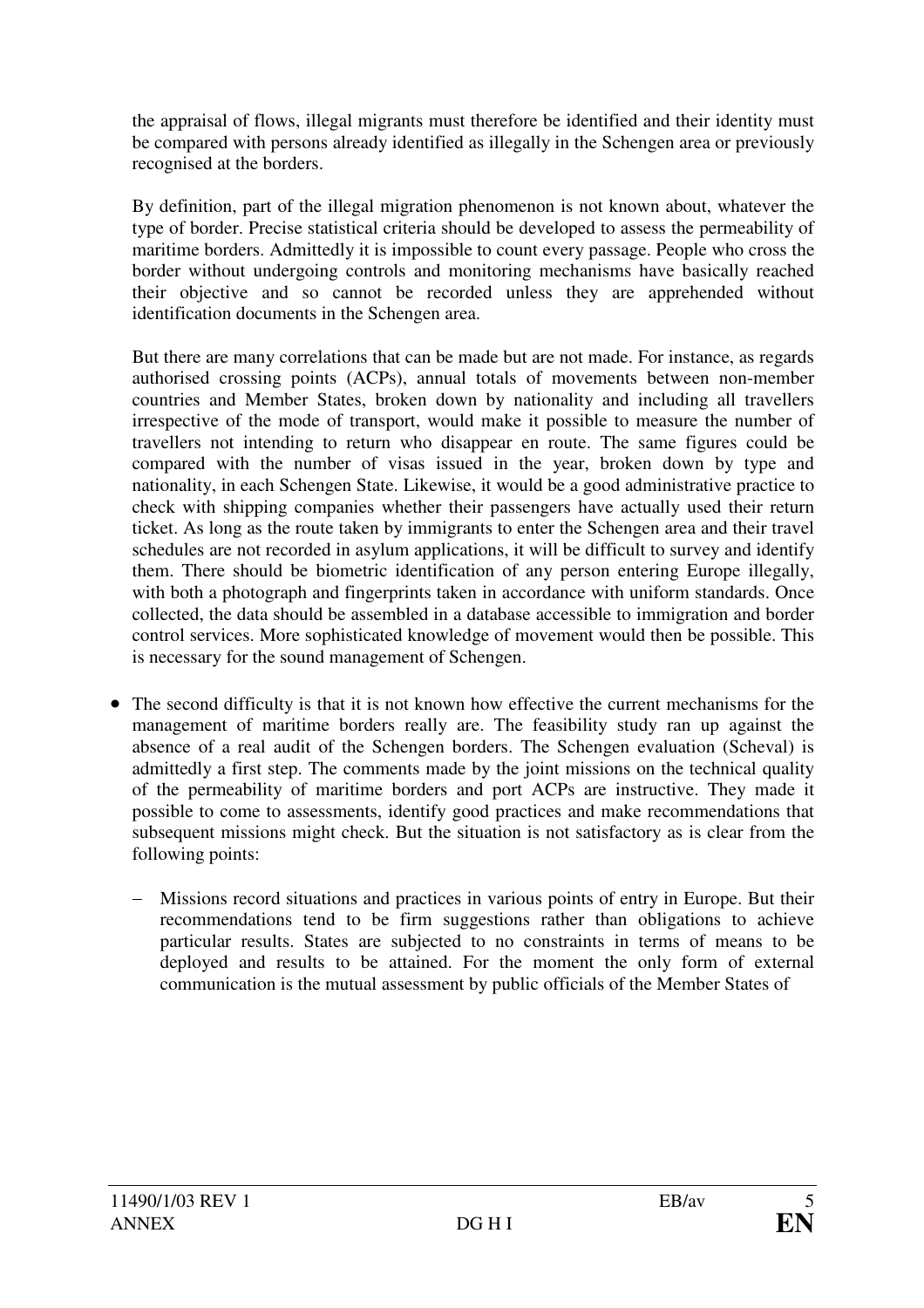the appraisal of flows, illegal migrants must therefore be identified and their identity must be compared with persons already identified as illegally in the Schengen area or previously recognised at the borders.

By definition, part of the illegal migration phenomenon is not known about, whatever the type of border. Precise statistical criteria should be developed to assess the permeability of maritime borders. Admittedly it is impossible to count every passage. People who cross the border without undergoing controls and monitoring mechanisms have basically reached their objective and so cannot be recorded unless they are apprehended without identification documents in the Schengen area.

But there are many correlations that can be made but are not made. For instance, as regards authorised crossing points (ACPs), annual totals of movements between non-member countries and Member States, broken down by nationality and including all travellers irrespective of the mode of transport, would make it possible to measure the number of travellers not intending to return who disappear en route. The same figures could be compared with the number of visas issued in the year, broken down by type and nationality, in each Schengen State. Likewise, it would be a good administrative practice to check with shipping companies whether their passengers have actually used their return ticket. As long as the route taken by immigrants to enter the Schengen area and their travel schedules are not recorded in asylum applications, it will be difficult to survey and identify them. There should be biometric identification of any person entering Europe illegally, with both a photograph and fingerprints taken in accordance with uniform standards. Once collected, the data should be assembled in a database accessible to immigration and border control services. More sophisticated knowledge of movement would then be possible. This is necessary for the sound management of Schengen.

- The second difficulty is that it is not known how effective the current mechanisms for the management of maritime borders really are. The feasibility study ran up against the absence of a real audit of the Schengen borders. The Schengen evaluation (Scheval) is admittedly a first step. The comments made by the joint missions on the technical quality of the permeability of maritime borders and port ACPs are instructive. They made it possible to come to assessments, identify good practices and make recommendations that subsequent missions might check. But the situation is not satisfactory as is clear from the following points:

  - Missions record situations and practices in various points of entry in Europe. But their recommendations tend to be firm suggestions rather than obligations to achieve particular results. States are subjected to no constraints in terms of means to be deployed and results to be attained. For the moment the only form of external communication is the mutual assessment by public officials of the Member States of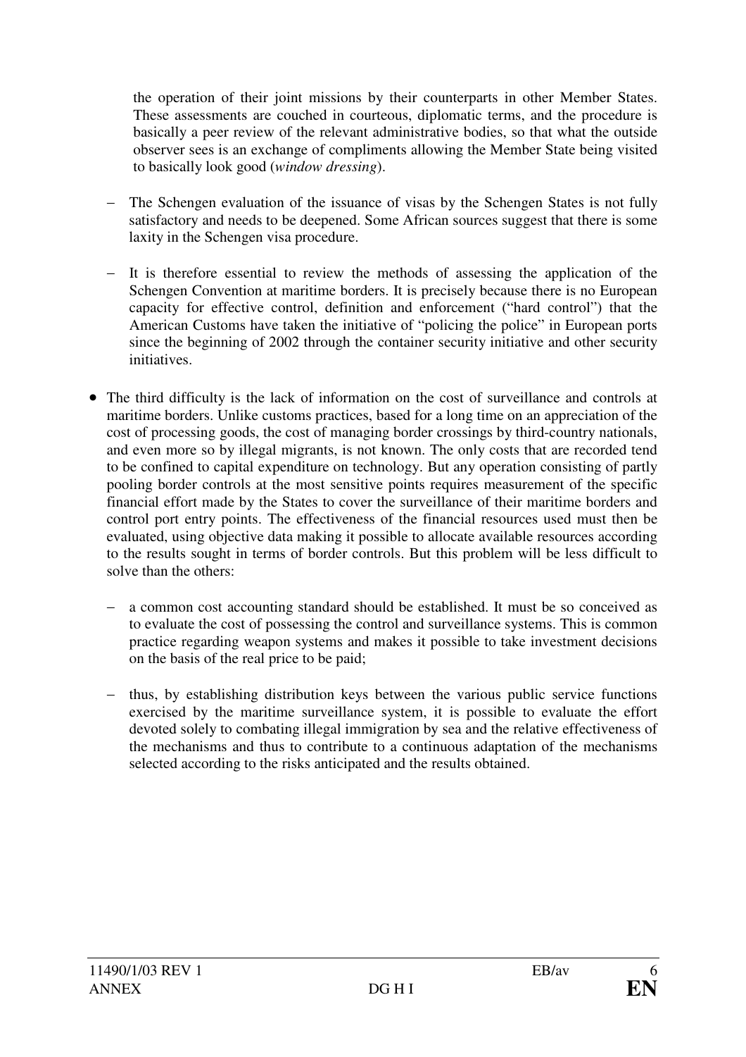the operation of their joint missions by their counterparts in other Member States. These assessments are couched in courteous, diplomatic terms, and the procedure is basically a peer review of the relevant administrative bodies, so that what the outside observer sees is an exchange of compliments allowing the Member State being visited to basically look good (*window dressing*).

- The Schengen evaluation of the issuance of visas by the Schengen States is not fully satisfactory and needs to be deepened. Some African sources suggest that there is some laxity in the Schengen visa procedure.
- It is therefore essential to review the methods of assessing the application of the Schengen Convention at maritime borders. It is precisely because there is no European capacity for effective control, definition and enforcement ("hard control") that the American Customs have taken the initiative of "policing the police" in European ports since the beginning of 2002 through the container security initiative and other security initiatives.

- The third difficulty is the lack of information on the cost of surveillance and controls at maritime borders. Unlike customs practices, based for a long time on an appreciation of the cost of processing goods, the cost of managing border crossings by third-country nationals, and even more so by illegal migrants, is not known. The only costs that are recorded tend to be confined to capital expenditure on technology. But any operation consisting of partly pooling border controls at the most sensitive points requires measurement of the specific financial effort made by the States to cover the surveillance of their maritime borders and control port entry points. The effectiveness of the financial resources used must then be evaluated, using objective data making it possible to allocate available resources according to the results sought in terms of border controls. But this problem will be less difficult to solve than the others:
  - a common cost accounting standard should be established. It must be so conceived as to evaluate the cost of possessing the control and surveillance systems. This is common practice regarding weapon systems and makes it possible to take investment decisions on the basis of the real price to be paid;
  - thus, by establishing distribution keys between the various public service functions exercised by the maritime surveillance system, it is possible to evaluate the effort devoted solely to combating illegal immigration by sea and the relative effectiveness of the mechanisms and thus to contribute to a continuous adaptation of the mechanisms selected according to the risks anticipated and the results obtained.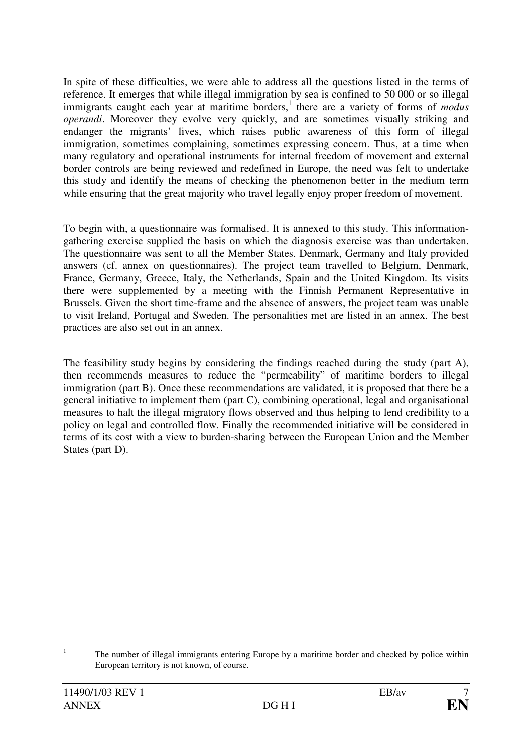In spite of these difficulties, we were able to address all the questions listed in the terms of reference. It emerges that while illegal immigration by sea is confined to 50 000 or so illegal immigrants caught each year at maritime borders,[1] there are a variety of forms of *modus operandi*. Moreover they evolve very quickly, and are sometimes visually striking and endanger the migrants' lives, which raises public awareness of this form of illegal immigration, sometimes complaining, sometimes expressing concern. Thus, at a time when many regulatory and operational instruments for internal freedom of movement and external border controls are being reviewed and redefined in Europe, the need was felt to undertake this study and identify the means of checking the phenomenon better in the medium term while ensuring that the great majority who travel legally enjoy proper freedom of movement.

To begin with, a questionnaire was formalised. It is annexed to this study. This information-gathering exercise supplied the basis on which the diagnosis exercise was than undertaken. The questionnaire was sent to all the Member States. Denmark, Germany and Italy provided answers (cf. annex on questionnaires). The project team travelled to Belgium, Denmark, France, Germany, Greece, Italy, the Netherlands, Spain and the United Kingdom. Its visits there were supplemented by a meeting with the Finnish Permanent Representative in Brussels. Given the short time-frame and the absence of answers, the project team was unable to visit Ireland, Portugal and Sweden. The personalities met are listed in an annex. The best practices are also set out in an annex.

The feasibility study begins by considering the findings reached during the study (part A), then recommends measures to reduce the "permeability" of maritime borders to illegal immigration (part B). Once these recommendations are validated, it is proposed that there be a general initiative to implement them (part C), combining operational, legal and organisational measures to halt the illegal migratory flows observed and thus helping to lend credibility to a policy on legal and controlled flow. Finally the recommended initiative will be considered in terms of its cost with a view to burden-sharing between the European Union and the Member States (part D).

---

[1] The number of illegal immigrants entering Europe by a maritime border and checked by police within European territory is not known, of course.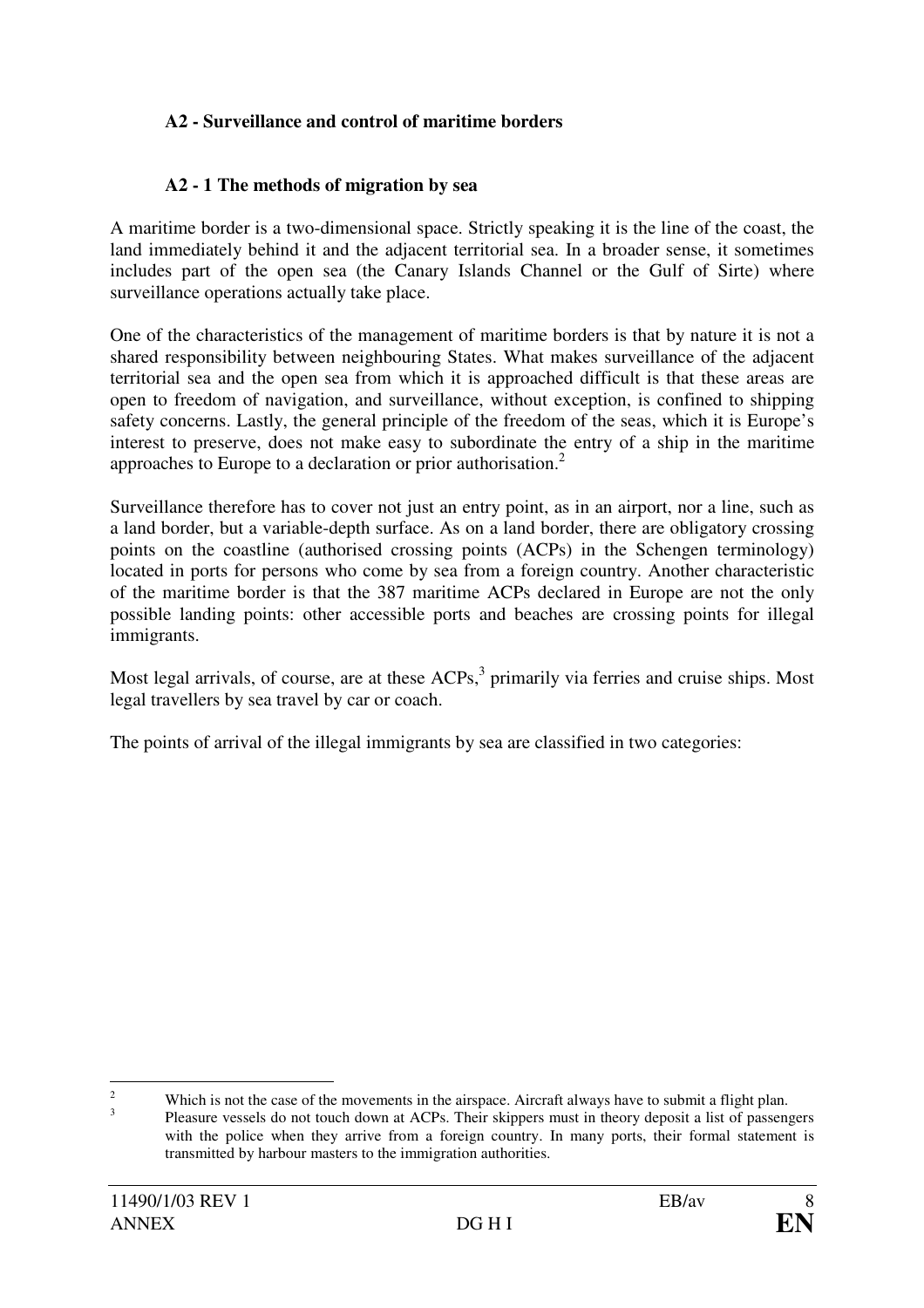### A2 - Surveillance and control of maritime borders

#### A2 - 1 The methods of migration by sea

A maritime border is a two-dimensional space. Strictly speaking it is the line of the coast, the land immediately behind it and the adjacent territorial sea. In a broader sense, it sometimes includes part of the open sea (the Canary Islands Channel or the Gulf of Sirte) where surveillance operations actually take place.

One of the characteristics of the management of maritime borders is that by nature it is not a shared responsibility between neighbouring States. What makes surveillance of the adjacent territorial sea and the open sea from which it is approached difficult is that these areas are open to freedom of navigation, and surveillance, without exception, is confined to shipping safety concerns. Lastly, the general principle of the freedom of the seas, which it is Europe's interest to preserve, does not make easy to subordinate the entry of a ship in the maritime approaches to Europe to a declaration or prior authorisation.[2]

Surveillance therefore has to cover not just an entry point, as in an airport, nor a line, such as a land border, but a variable-depth surface. As on a land border, there are obligatory crossing points on the coastline (authorised crossing points (ACPs) in the Schengen terminology) located in ports for persons who come by sea from a foreign country. Another characteristic of the maritime border is that the 387 maritime ACPs declared in Europe are not the only possible landing points: other accessible ports and beaches are crossing points for illegal immigrants.

Most legal arrivals, of course, are at these ACPs,[3] primarily via ferries and cruise ships. Most legal travellers by sea travel by car or coach.

The points of arrival of the illegal immigrants by sea are classified in two categories:

---

[2] Which is not the case of the movements in the airspace. Aircraft always have to submit a flight plan.

[3] Pleasure vessels do not touch down at ACPs. Their skippers must in theory deposit a list of passengers with the police when they arrive from a foreign country. In many ports, their formal statement is transmitted by harbour masters to the immigration authorities.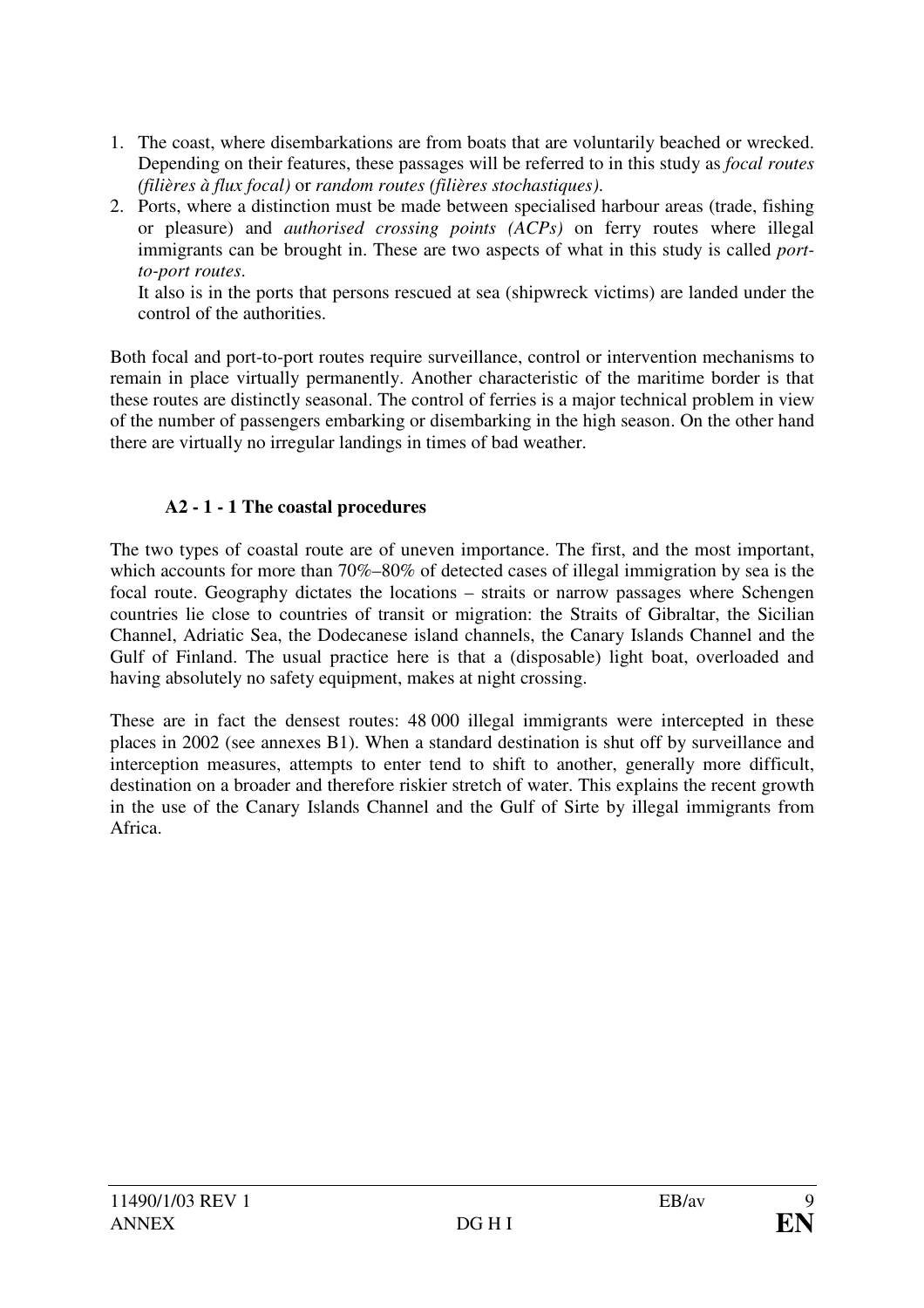1. The coast, where disembarkations are from boats that are voluntarily beached or wrecked. Depending on their features, these passages will be referred to in this study as *focal routes (filières à flux focal)* or *random routes (filières stochastiques)*.
2. Ports, where a distinction must be made between specialised harbour areas (trade, fishing or pleasure) and *authorised crossing points (ACPs)* on ferry routes where illegal immigrants can be brought in. These are two aspects of what in this study is called *port-to-port routes*.

   It also is in the ports that persons rescued at sea (shipwreck victims) are landed under the control of the authorities.

Both focal and port-to-port routes require surveillance, control or intervention mechanisms to remain in place virtually permanently. Another characteristic of the maritime border is that these routes are distinctly seasonal. The control of ferries is a major technical problem in view of the number of passengers embarking or disembarking in the high season. On the other hand there are virtually no irregular landings in times of bad weather.

### A2 - 1 - 1 The coastal procedures

The two types of coastal route are of uneven importance. The first, and the most important, which accounts for more than 70%–80% of detected cases of illegal immigration by sea is the focal route. Geography dictates the locations – straits or narrow passages where Schengen countries lie close to countries of transit or migration: the Straits of Gibraltar, the Sicilian Channel, Adriatic Sea, the Dodecanese island channels, the Canary Islands Channel and the Gulf of Finland. The usual practice here is that a (disposable) light boat, overloaded and having absolutely no safety equipment, makes at night crossing.

These are in fact the densest routes: 48 000 illegal immigrants were intercepted in these places in 2002 (see annexes B1). When a standard destination is shut off by surveillance and interception measures, attempts to enter tend to shift to another, generally more difficult, destination on a broader and therefore riskier stretch of water. This explains the recent growth in the use of the Canary Islands Channel and the Gulf of Sirte by illegal immigrants from Africa.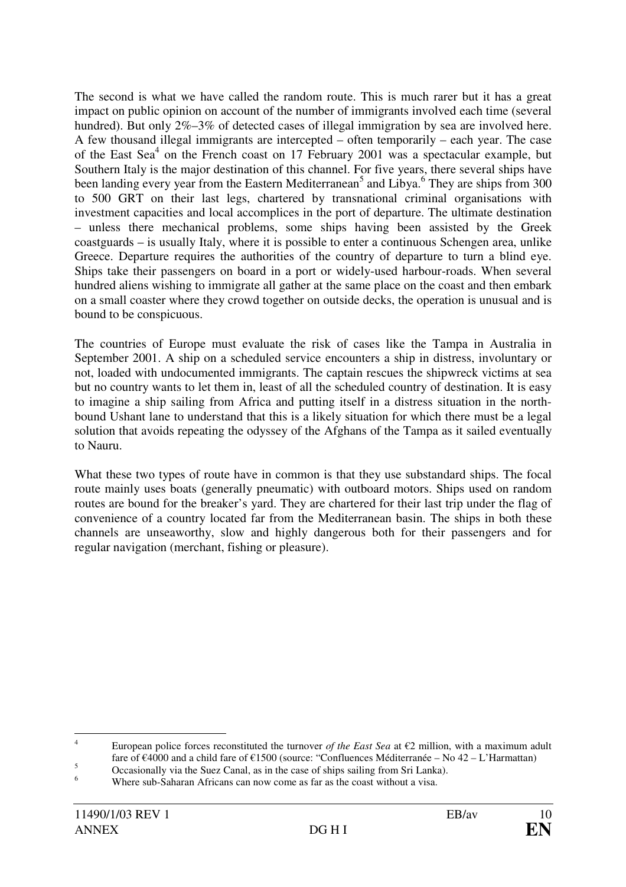The second is what we have called the random route. This is much rarer but it has a great impact on public opinion on account of the number of immigrants involved each time (several hundred). But only 2%–3% of detected cases of illegal immigration by sea are involved here. A few thousand illegal immigrants are intercepted – often temporarily – each year. The case of the East Sea[4] on the French coast on 17 February 2001 was a spectacular example, but Southern Italy is the major destination of this channel. For five years, there several ships have been landing every year from the Eastern Mediterranean[5] and Libya.[6] They are ships from 300 to 500 GRT on their last legs, chartered by transnational criminal organisations with investment capacities and local accomplices in the port of departure. The ultimate destination – unless there mechanical problems, some ships having been assisted by the Greek coastguards – is usually Italy, where it is possible to enter a continuous Schengen area, unlike Greece. Departure requires the authorities of the country of departure to turn a blind eye. Ships take their passengers on board in a port or widely-used harbour-roads. When several hundred aliens wishing to immigrate all gather at the same place on the coast and then embark on a small coaster where they crowd together on outside decks, the operation is unusual and is bound to be conspicuous.

The countries of Europe must evaluate the risk of cases like the Tampa in Australia in September 2001. A ship on a scheduled service encounters a ship in distress, involuntary or not, loaded with undocumented immigrants. The captain rescues the shipwreck victims at sea but no country wants to let them in, least of all the scheduled country of destination. It is easy to imagine a ship sailing from Africa and putting itself in a distress situation in the north-bound Ushant lane to understand that this is a likely situation for which there must be a legal solution that avoids repeating the odyssey of the Afghans of the Tampa as it sailed eventually to Nauru.

What these two types of route have in common is that they use substandard ships. The focal route mainly uses boats (generally pneumatic) with outboard motors. Ships used on random routes are bound for the breaker's yard. They are chartered for their last trip under the flag of convenience of a country located far from the Mediterranean basin. The ships in both these channels are unseaworthy, slow and highly dangerous both for their passengers and for regular navigation (merchant, fishing or pleasure).

---

[4] European police forces reconstituted the turnover *of the East Sea* at €2 million, with a maximum adult fare of €4000 and a child fare of €1500 (source: "Confluences Méditerranée – No 42 – L'Harmattan)

[5] Occasionally via the Suez Canal, as in the case of ships sailing from Sri Lanka).

[6] Where sub-Saharan Africans can now come as far as the coast without a visa.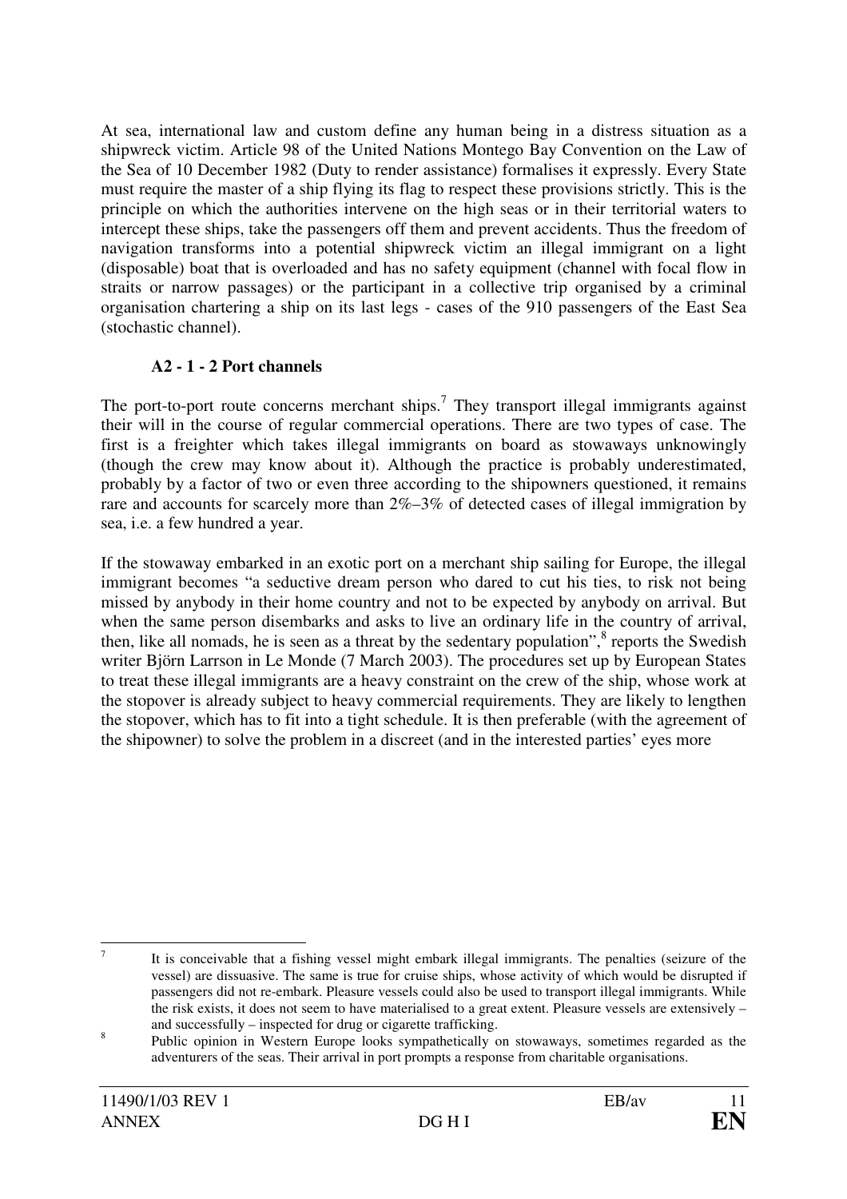At sea, international law and custom define any human being in a distress situation as a shipwreck victim. Article 98 of the United Nations Montego Bay Convention on the Law of the Sea of 10 December 1982 (Duty to render assistance) formalises it expressly. Every State must require the master of a ship flying its flag to respect these provisions strictly. This is the principle on which the authorities intervene on the high seas or in their territorial waters to intercept these ships, take the passengers off them and prevent accidents. Thus the freedom of navigation transforms into a potential shipwreck victim an illegal immigrant on a light (disposable) boat that is overloaded and has no safety equipment (channel with focal flow in straits or narrow passages) or the participant in a collective trip organised by a criminal organisation chartering a ship on its last legs - cases of the 910 passengers of the East Sea (stochastic channel).

### A2 - 1 - 2 Port channels

The port-to-port route concerns merchant ships.[7] They transport illegal immigrants against their will in the course of regular commercial operations. There are two types of case. The first is a freighter which takes illegal immigrants on board as stowaways unknowingly (though the crew may know about it). Although the practice is probably underestimated, probably by a factor of two or even three according to the shipowners questioned, it remains rare and accounts for scarcely more than 2%–3% of detected cases of illegal immigration by sea, i.e. a few hundred a year.

If the stowaway embarked in an exotic port on a merchant ship sailing for Europe, the illegal immigrant becomes "a seductive dream person who dared to cut his ties, to risk not being missed by anybody in their home country and not to be expected by anybody on arrival. But when the same person disembarks and asks to live an ordinary life in the country of arrival, then, like all nomads, he is seen as a threat by the sedentary population",[8] reports the Swedish writer Björn Larrson in Le Monde (7 March 2003). The procedures set up by European States to treat these illegal immigrants are a heavy constraint on the crew of the ship, whose work at the stopover is already subject to heavy commercial requirements. They are likely to lengthen the stopover, which has to fit into a tight schedule. It is then preferable (with the agreement of the shipowner) to solve the problem in a discreet (and in the interested parties' eyes more

---

[7] It is conceivable that a fishing vessel might embark illegal immigrants. The penalties (seizure of the vessel) are dissuasive. The same is true for cruise ships, whose activity of which would be disrupted if passengers did not re-embark. Pleasure vessels could also be used to transport illegal immigrants. While the risk exists, it does not seem to have materialised to a great extent. Pleasure vessels are extensively – and successfully – inspected for drug or cigarette trafficking.

[8] Public opinion in Western Europe looks sympathetically on stowaways, sometimes regarded as the adventurers of the seas. Their arrival in port prompts a response from charitable organisations.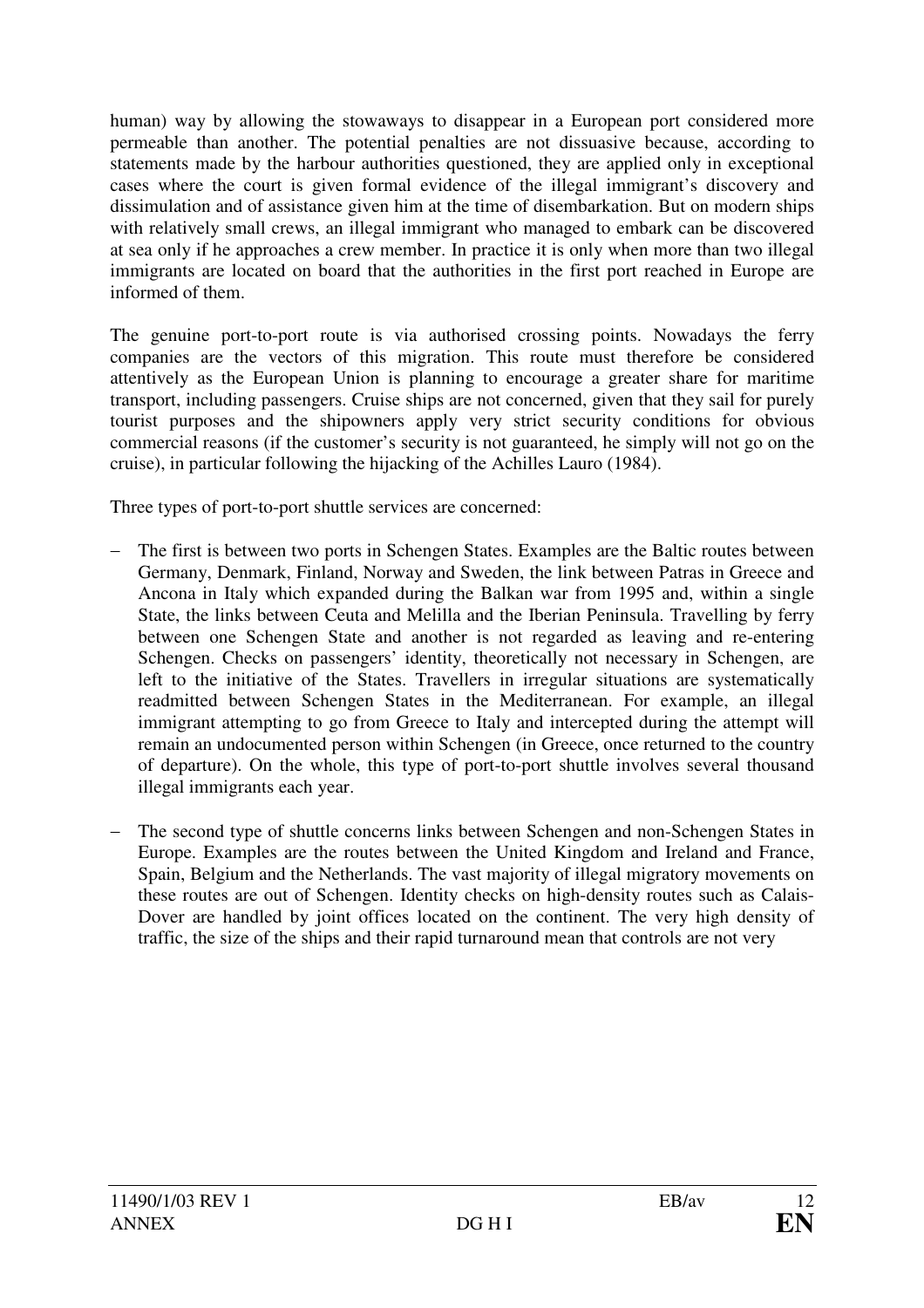human) way by allowing the stowaways to disappear in a European port considered more permeable than another. The potential penalties are not dissuasive because, according to statements made by the harbour authorities questioned, they are applied only in exceptional cases where the court is given formal evidence of the illegal immigrant's discovery and dissimulation and of assistance given him at the time of disembarkation. But on modern ships with relatively small crews, an illegal immigrant who managed to embark can be discovered at sea only if he approaches a crew member. In practice it is only when more than two illegal immigrants are located on board that the authorities in the first port reached in Europe are informed of them.

The genuine port-to-port route is via authorised crossing points. Nowadays the ferry companies are the vectors of this migration. This route must therefore be considered attentively as the European Union is planning to encourage a greater share for maritime transport, including passengers. Cruise ships are not concerned, given that they sail for purely tourist purposes and the shipowners apply very strict security conditions for obvious commercial reasons (if the customer's security is not guaranteed, he simply will not go on the cruise), in particular following the hijacking of the Achilles Lauro (1984).

Three types of port-to-port shuttle services are concerned:

- The first is between two ports in Schengen States. Examples are the Baltic routes between Germany, Denmark, Finland, Norway and Sweden, the link between Patras in Greece and Ancona in Italy which expanded during the Balkan war from 1995 and, within a single State, the links between Ceuta and Melilla and the Iberian Peninsula. Travelling by ferry between one Schengen State and another is not regarded as leaving and re-entering Schengen. Checks on passengers' identity, theoretically not necessary in Schengen, are left to the initiative of the States. Travellers in irregular situations are systematically readmitted between Schengen States in the Mediterranean. For example, an illegal immigrant attempting to go from Greece to Italy and intercepted during the attempt will remain an undocumented person within Schengen (in Greece, once returned to the country of departure). On the whole, this type of port-to-port shuttle involves several thousand illegal immigrants each year.

- The second type of shuttle concerns links between Schengen and non-Schengen States in Europe. Examples are the routes between the United Kingdom and Ireland and France, Spain, Belgium and the Netherlands. The vast majority of illegal migratory movements on these routes are out of Schengen. Identity checks on high-density routes such as Calais-Dover are handled by joint offices located on the continent. The very high density of traffic, the size of the ships and their rapid turnaround mean that controls are not very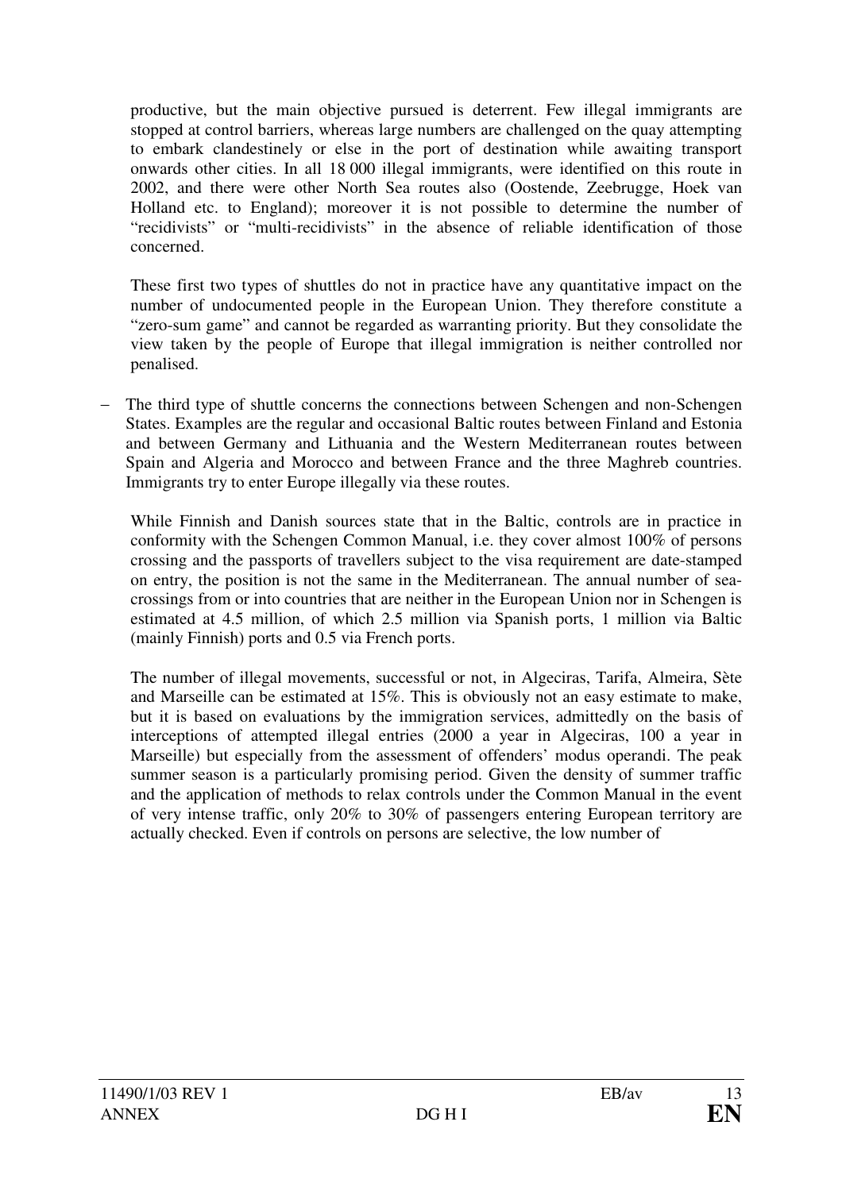productive, but the main objective pursued is deterrent. Few illegal immigrants are stopped at control barriers, whereas large numbers are challenged on the quay attempting to embark clandestinely or else in the port of destination while awaiting transport onwards other cities. In all 18 000 illegal immigrants, were identified on this route in 2002, and there were other North Sea routes also (Oostende, Zeebrugge, Hoek van Holland etc. to England); moreover it is not possible to determine the number of "recidivists" or "multi-recidivists" in the absence of reliable identification of those concerned.

These first two types of shuttles do not in practice have any quantitative impact on the number of undocumented people in the European Union. They therefore constitute a "zero-sum game" and cannot be regarded as warranting priority. But they consolidate the view taken by the people of Europe that illegal immigration is neither controlled nor penalised.

- The third type of shuttle concerns the connections between Schengen and non-Schengen States. Examples are the regular and occasional Baltic routes between Finland and Estonia and between Germany and Lithuania and the Western Mediterranean routes between Spain and Algeria and Morocco and between France and the three Maghreb countries. Immigrants try to enter Europe illegally via these routes.

  While Finnish and Danish sources state that in the Baltic, controls are in practice in conformity with the Schengen Common Manual, i.e. they cover almost 100% of persons crossing and the passports of travellers subject to the visa requirement are date-stamped on entry, the position is not the same in the Mediterranean. The annual number of sea-crossings from or into countries that are neither in the European Union nor in Schengen is estimated at 4.5 million, of which 2.5 million via Spanish ports, 1 million via Baltic (mainly Finnish) ports and 0.5 via French ports.

  The number of illegal movements, successful or not, in Algeciras, Tarifa, Almeira, Sète and Marseille can be estimated at 15%. This is obviously not an easy estimate to make, but it is based on evaluations by the immigration services, admittedly on the basis of interceptions of attempted illegal entries (2000 a year in Algeciras, 100 a year in Marseille) but especially from the assessment of offenders' modus operandi. The peak summer season is a particularly promising period. Given the density of summer traffic and the application of methods to relax controls under the Common Manual in the event of very intense traffic, only 20% to 30% of passengers entering European territory are actually checked. Even if controls on persons are selective, the low number of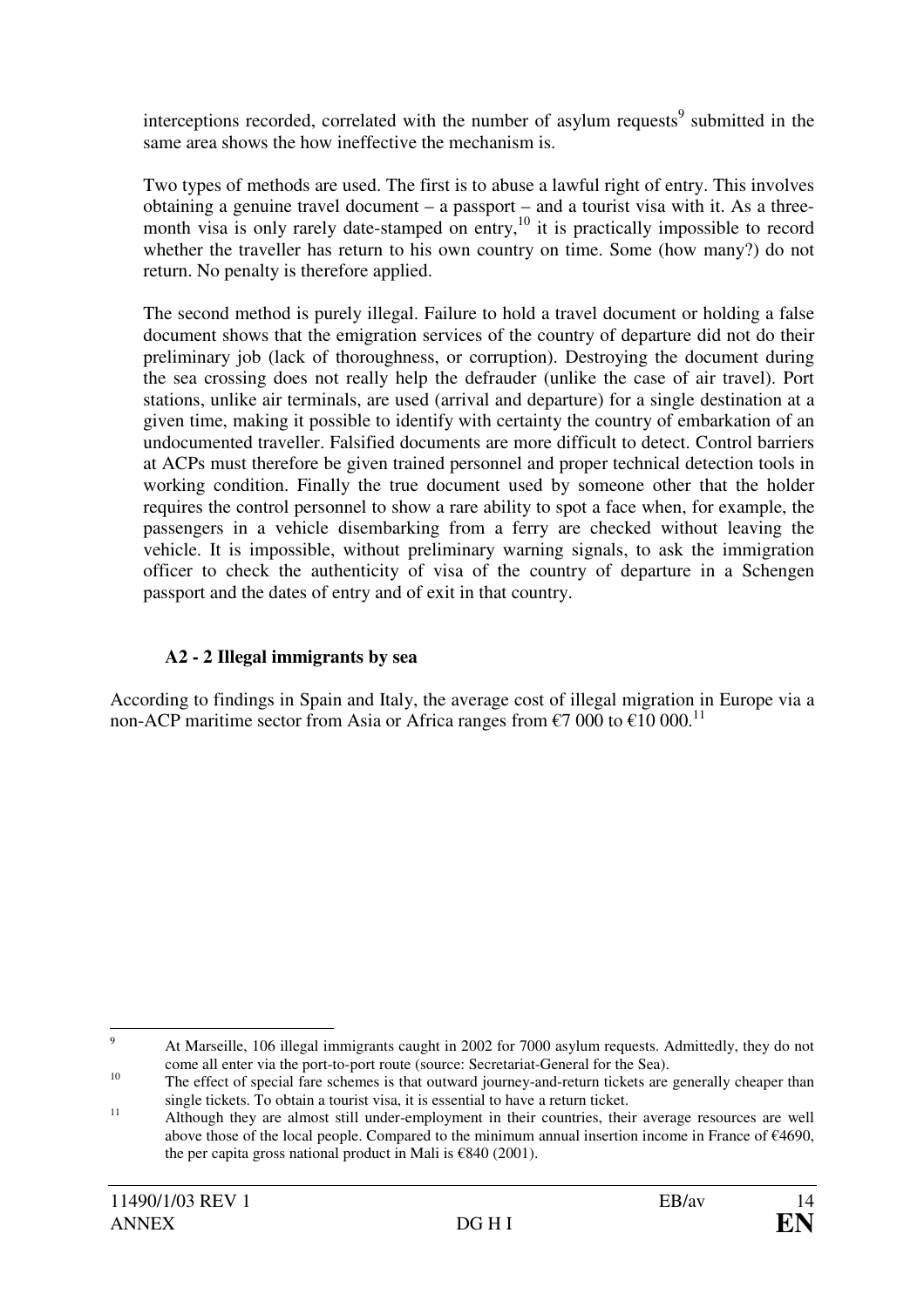interceptions recorded, correlated with the number of asylum requests[9] submitted in the same area shows the how ineffective the mechanism is.

Two types of methods are used. The first is to abuse a lawful right of entry. This involves obtaining a genuine travel document – a passport – and a tourist visa with it. As a three-month visa is only rarely date-stamped on entry,[10] it is practically impossible to record whether the traveller has return to his own country on time. Some (how many?) do not return. No penalty is therefore applied.

The second method is purely illegal. Failure to hold a travel document or holding a false document shows that the emigration services of the country of departure did not do their preliminary job (lack of thoroughness, or corruption). Destroying the document during the sea crossing does not really help the defrauder (unlike the case of air travel). Port stations, unlike air terminals, are used (arrival and departure) for a single destination at a given time, making it possible to identify with certainty the country of embarkation of an undocumented traveller. Falsified documents are more difficult to detect. Control barriers at ACPs must therefore be given trained personnel and proper technical detection tools in working condition. Finally the true document used by someone other that the holder requires the control personnel to show a rare ability to spot a face when, for example, the passengers in a vehicle disembarking from a ferry are checked without leaving the vehicle. It is impossible, without preliminary warning signals, to ask the immigration officer to check the authenticity of visa of the country of departure in a Schengen passport and the dates of entry and of exit in that country.

### A2 - 2 Illegal immigrants by sea

According to findings in Spain and Italy, the average cost of illegal migration in Europe via a non-ACP maritime sector from Asia or Africa ranges from €7 000 to €10 000.[11]

---

[9] At Marseille, 106 illegal immigrants caught in 2002 for 7000 asylum requests. Admittedly, they do not come all enter via the port-to-port route (source: Secretariat-General for the Sea).

[10] The effect of special fare schemes is that outward journey-and-return tickets are generally cheaper than single tickets. To obtain a tourist visa, it is essential to have a return ticket.

[11] Although they are almost still under-employment in their countries, their average resources are well above those of the local people. Compared to the minimum annual insertion income in France of €4690, the per capita gross national product in Mali is €840 (2001).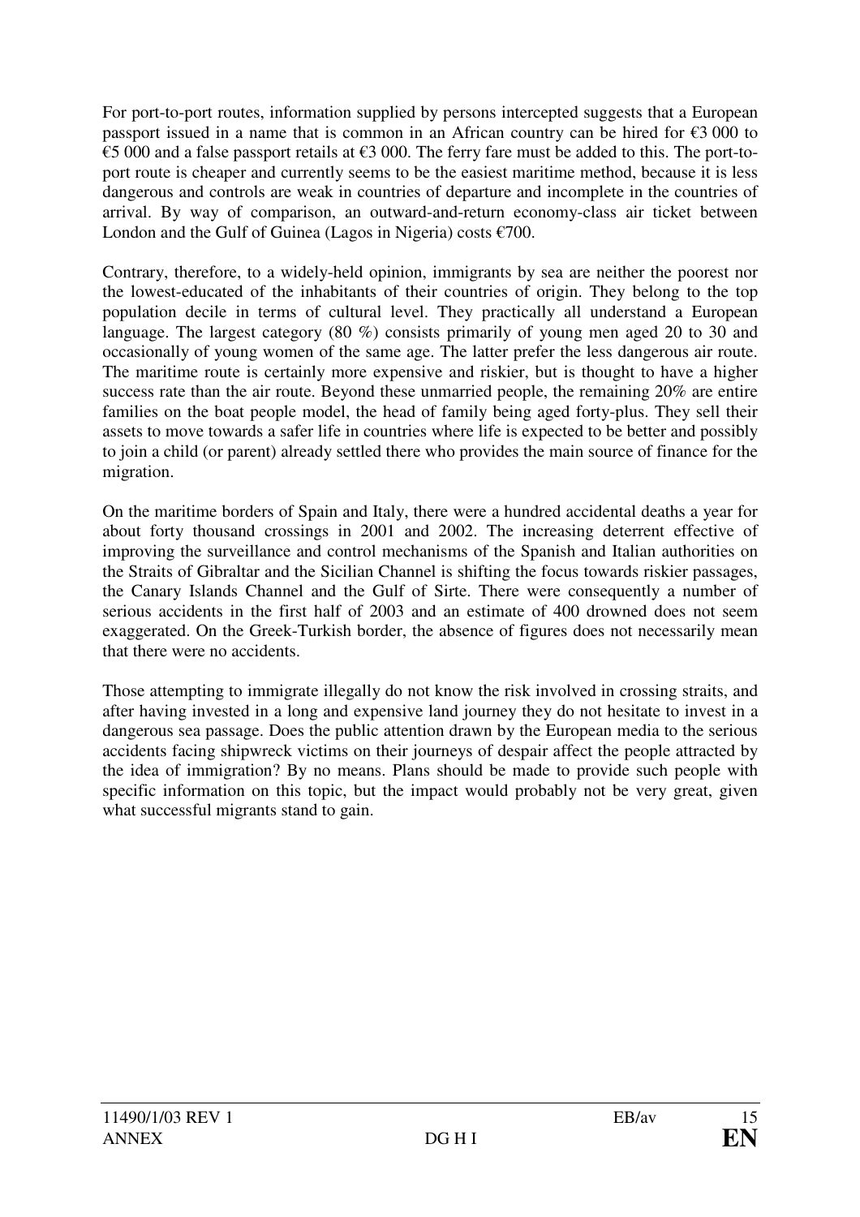For port-to-port routes, information supplied by persons intercepted suggests that a European passport issued in a name that is common in an African country can be hired for €3 000 to €5 000 and a false passport retails at €3 000. The ferry fare must be added to this. The port-to-port route is cheaper and currently seems to be the easiest maritime method, because it is less dangerous and controls are weak in countries of departure and incomplete in the countries of arrival. By way of comparison, an outward-and-return economy-class air ticket between London and the Gulf of Guinea (Lagos in Nigeria) costs €700.

Contrary, therefore, to a widely-held opinion, immigrants by sea are neither the poorest nor the lowest-educated of the inhabitants of their countries of origin. They belong to the top population decile in terms of cultural level. They practically all understand a European language. The largest category (80 %) consists primarily of young men aged 20 to 30 and occasionally of young women of the same age. The latter prefer the less dangerous air route. The maritime route is certainly more expensive and riskier, but is thought to have a higher success rate than the air route. Beyond these unmarried people, the remaining 20% are entire families on the boat people model, the head of family being aged forty-plus. They sell their assets to move towards a safer life in countries where life is expected to be better and possibly to join a child (or parent) already settled there who provides the main source of finance for the migration.

On the maritime borders of Spain and Italy, there were a hundred accidental deaths a year for about forty thousand crossings in 2001 and 2002. The increasing deterrent effective of improving the surveillance and control mechanisms of the Spanish and Italian authorities on the Straits of Gibraltar and the Sicilian Channel is shifting the focus towards riskier passages, the Canary Islands Channel and the Gulf of Sirte. There were consequently a number of serious accidents in the first half of 2003 and an estimate of 400 drowned does not seem exaggerated. On the Greek-Turkish border, the absence of figures does not necessarily mean that there were no accidents.

Those attempting to immigrate illegally do not know the risk involved in crossing straits, and after having invested in a long and expensive land journey they do not hesitate to invest in a dangerous sea passage. Does the public attention drawn by the European media to the serious accidents facing shipwreck victims on their journeys of despair affect the people attracted by the idea of immigration? By no means. Plans should be made to provide such people with specific information on this topic, but the impact would probably not be very great, given what successful migrants stand to gain.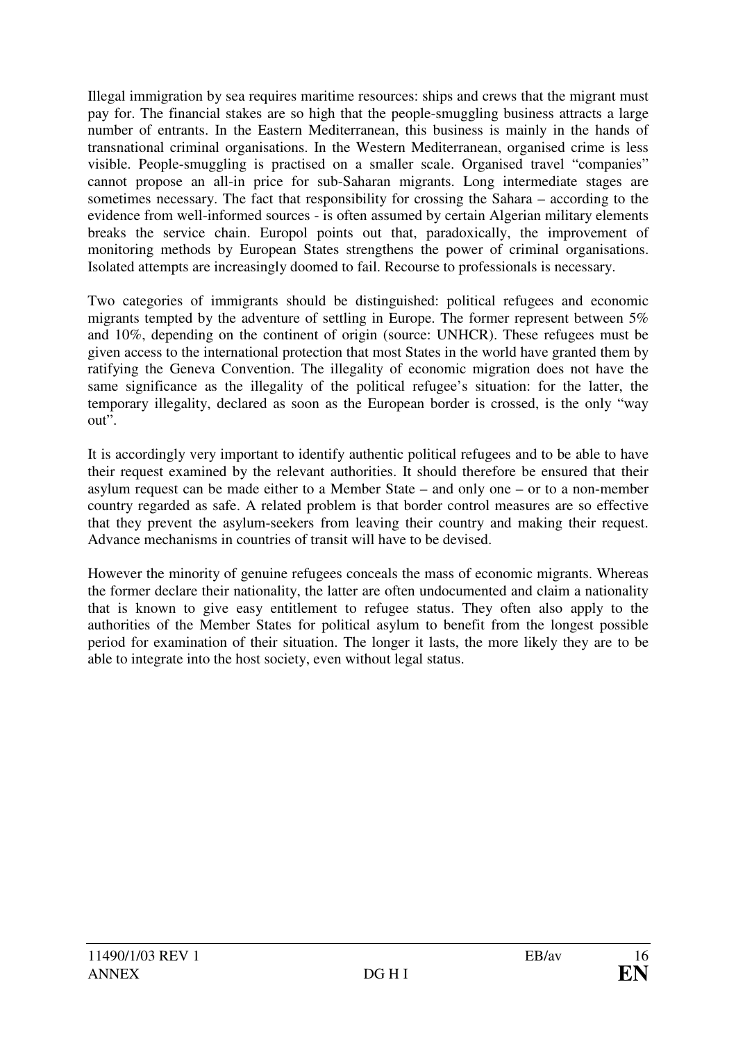Illegal immigration by sea requires maritime resources: ships and crews that the migrant must pay for. The financial stakes are so high that the people-smuggling business attracts a large number of entrants. In the Eastern Mediterranean, this business is mainly in the hands of transnational criminal organisations. In the Western Mediterranean, organised crime is less visible. People-smuggling is practised on a smaller scale. Organised travel "companies" cannot propose an all-in price for sub-Saharan migrants. Long intermediate stages are sometimes necessary. The fact that responsibility for crossing the Sahara – according to the evidence from well-informed sources - is often assumed by certain Algerian military elements breaks the service chain. Europol points out that, paradoxically, the improvement of monitoring methods by European States strengthens the power of criminal organisations. Isolated attempts are increasingly doomed to fail. Recourse to professionals is necessary.

Two categories of immigrants should be distinguished: political refugees and economic migrants tempted by the adventure of settling in Europe. The former represent between 5% and 10%, depending on the continent of origin (source: UNHCR). These refugees must be given access to the international protection that most States in the world have granted them by ratifying the Geneva Convention. The illegality of economic migration does not have the same significance as the illegality of the political refugee's situation: for the latter, the temporary illegality, declared as soon as the European border is crossed, is the only "way out".

It is accordingly very important to identify authentic political refugees and to be able to have their request examined by the relevant authorities. It should therefore be ensured that their asylum request can be made either to a Member State – and only one – or to a non-member country regarded as safe. A related problem is that border control measures are so effective that they prevent the asylum-seekers from leaving their country and making their request. Advance mechanisms in countries of transit will have to be devised.

However the minority of genuine refugees conceals the mass of economic migrants. Whereas the former declare their nationality, the latter are often undocumented and claim a nationality that is known to give easy entitlement to refugee status. They often also apply to the authorities of the Member States for political asylum to benefit from the longest possible period for examination of their situation. The longer it lasts, the more likely they are to be able to integrate into the host society, even without legal status.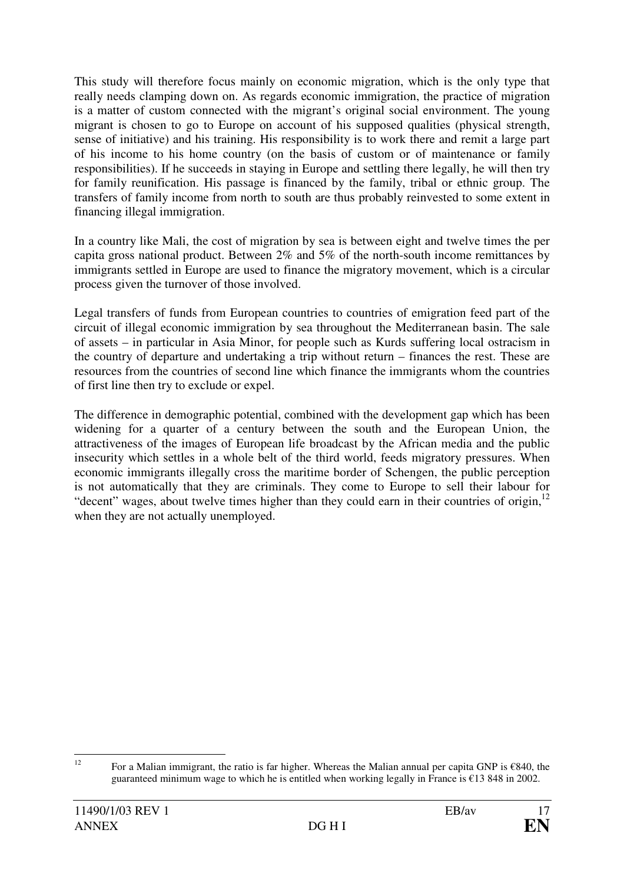This study will therefore focus mainly on economic migration, which is the only type that really needs clamping down on. As regards economic immigration, the practice of migration is a matter of custom connected with the migrant's original social environment. The young migrant is chosen to go to Europe on account of his supposed qualities (physical strength, sense of initiative) and his training. His responsibility is to work there and remit a large part of his income to his home country (on the basis of custom or of maintenance or family responsibilities). If he succeeds in staying in Europe and settling there legally, he will then try for family reunification. His passage is financed by the family, tribal or ethnic group. The transfers of family income from north to south are thus probably reinvested to some extent in financing illegal immigration.

In a country like Mali, the cost of migration by sea is between eight and twelve times the per capita gross national product. Between 2% and 5% of the north-south income remittances by immigrants settled in Europe are used to finance the migratory movement, which is a circular process given the turnover of those involved.

Legal transfers of funds from European countries to countries of emigration feed part of the circuit of illegal economic immigration by sea throughout the Mediterranean basin. The sale of assets – in particular in Asia Minor, for people such as Kurds suffering local ostracism in the country of departure and undertaking a trip without return – finances the rest. These are resources from the countries of second line which finance the immigrants whom the countries of first line then try to exclude or expel.

The difference in demographic potential, combined with the development gap which has been widening for a quarter of a century between the south and the European Union, the attractiveness of the images of European life broadcast by the African media and the public insecurity which settles in a whole belt of the third world, feeds migratory pressures. When economic immigrants illegally cross the maritime border of Schengen, the public perception is not automatically that they are criminals. They come to Europe to sell their labour for "decent" wages, about twelve times higher than they could earn in their countries of origin,[12] when they are not actually unemployed.

[12] For a Malian immigrant, the ratio is far higher. Whereas the Malian annual per capita GNP is €840, the guaranteed minimum wage to which he is entitled when working legally in France is €13 848 in 2002.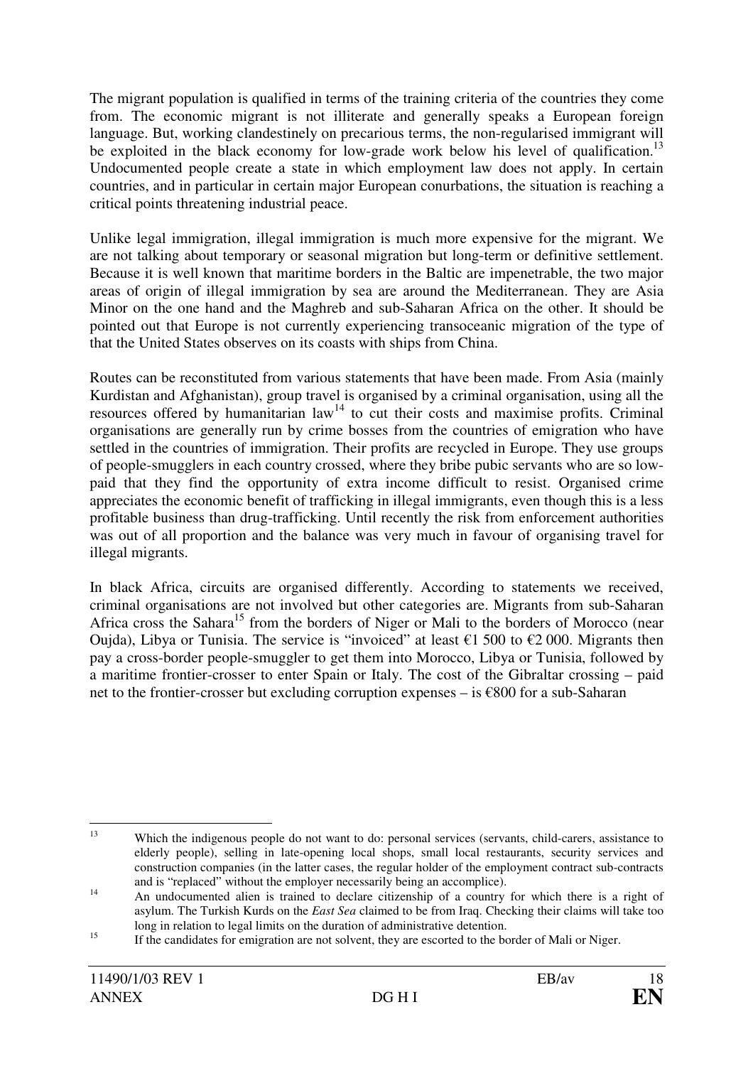The migrant population is qualified in terms of the training criteria of the countries they come from. The economic migrant is not illiterate and generally speaks a European foreign language. But, working clandestinely on precarious terms, the non-regularised immigrant will be exploited in the black economy for low-grade work below his level of qualification.[13] Undocumented people create a state in which employment law does not apply. In certain countries, and in particular in certain major European conurbations, the situation is reaching a critical points threatening industrial peace.

Unlike legal immigration, illegal immigration is much more expensive for the migrant. We are not talking about temporary or seasonal migration but long-term or definitive settlement. Because it is well known that maritime borders in the Baltic are impenetrable, the two major areas of origin of illegal immigration by sea are around the Mediterranean. They are Asia Minor on the one hand and the Maghreb and sub-Saharan Africa on the other. It should be pointed out that Europe is not currently experiencing transoceanic migration of the type of that the United States observes on its coasts with ships from China.

Routes can be reconstituted from various statements that have been made. From Asia (mainly Kurdistan and Afghanistan), group travel is organised by a criminal organisation, using all the resources offered by humanitarian law[14] to cut their costs and maximise profits. Criminal organisations are generally run by crime bosses from the countries of emigration who have settled in the countries of immigration. Their profits are recycled in Europe. They use groups of people-smugglers in each country crossed, where they bribe pubic servants who are so low-paid that they find the opportunity of extra income difficult to resist. Organised crime appreciates the economic benefit of trafficking in illegal immigrants, even though this is a less profitable business than drug-trafficking. Until recently the risk from enforcement authorities was out of all proportion and the balance was very much in favour of organising travel for illegal migrants.

In black Africa, circuits are organised differently. According to statements we received, criminal organisations are not involved but other categories are. Migrants from sub-Saharan Africa cross the Sahara[15] from the borders of Niger or Mali to the borders of Morocco (near Oujda), Libya or Tunisia. The service is "invoiced" at least €1 500 to €2 000. Migrants then pay a cross-border people-smuggler to get them into Morocco, Libya or Tunisia, followed by a maritime frontier-crosser to enter Spain or Italy. The cost of the Gibraltar crossing – paid net to the frontier-crosser but excluding corruption expenses – is €800 for a sub-Saharan

---

[13] Which the indigenous people do not want to do: personal services (servants, child-carers, assistance to elderly people), selling in late-opening local shops, small local restaurants, security services and construction companies (in the latter cases, the regular holder of the employment contract sub-contracts and is "replaced" without the employer necessarily being an accomplice).

[14] An undocumented alien is trained to declare citizenship of a country for which there is a right of asylum. The Turkish Kurds on the *East Sea* claimed to be from Iraq. Checking their claims will take too long in relation to legal limits on the duration of administrative detention.

[15] If the candidates for emigration are not solvent, they are escorted to the border of Mali or Niger.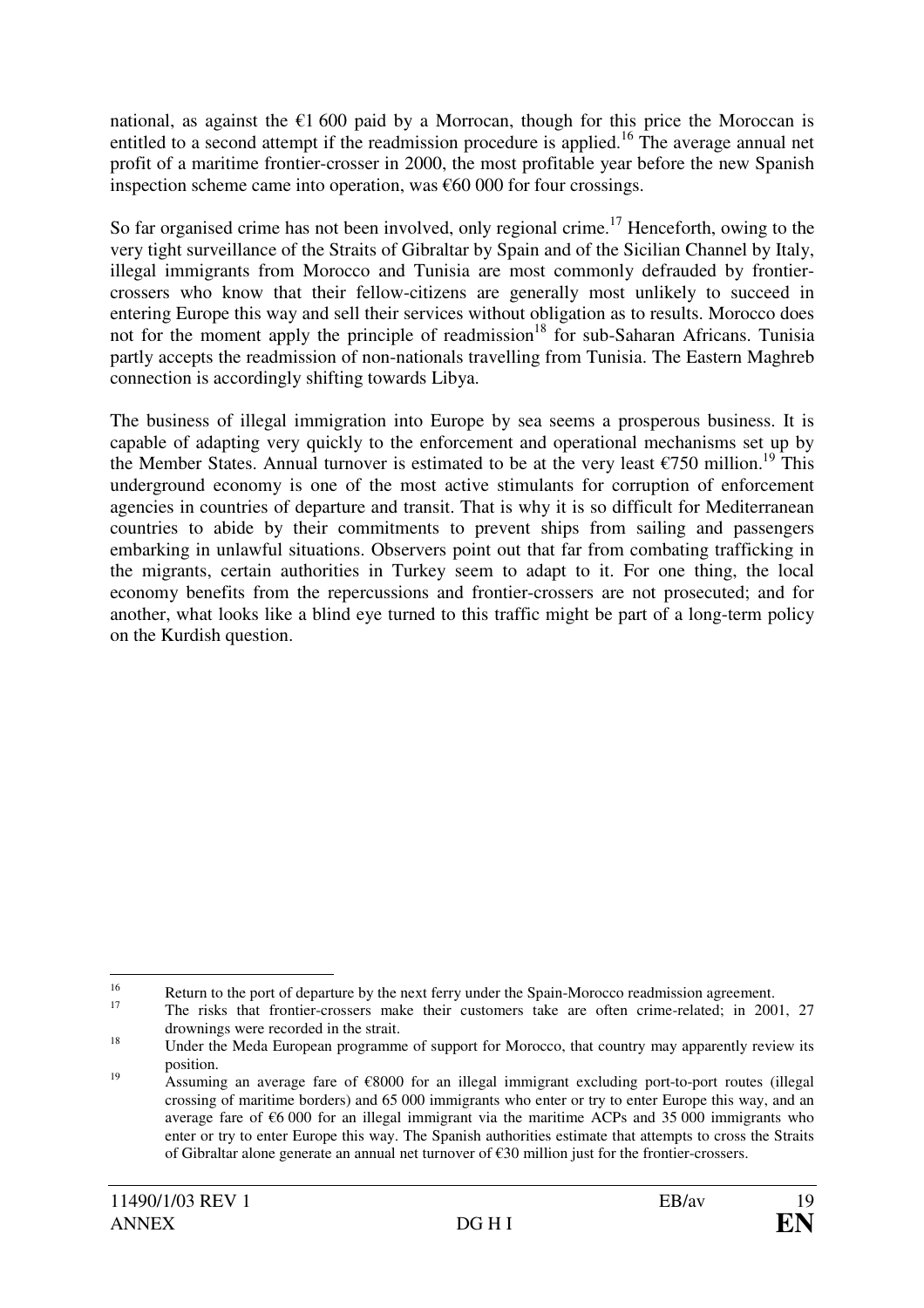national, as against the €1 600 paid by a Morrocan, though for this price the Moroccan is entitled to a second attempt if the readmission procedure is applied.[16] The average annual net profit of a maritime frontier-crosser in 2000, the most profitable year before the new Spanish inspection scheme came into operation, was €60 000 for four crossings.

So far organised crime has not been involved, only regional crime.[17] Henceforth, owing to the very tight surveillance of the Straits of Gibraltar by Spain and of the Sicilian Channel by Italy, illegal immigrants from Morocco and Tunisia are most commonly defrauded by frontier-crossers who know that their fellow-citizens are generally most unlikely to succeed in entering Europe this way and sell their services without obligation as to results. Morocco does not for the moment apply the principle of readmission[18] for sub-Saharan Africans. Tunisia partly accepts the readmission of non-nationals travelling from Tunisia. The Eastern Maghreb connection is accordingly shifting towards Libya.

The business of illegal immigration into Europe by sea seems a prosperous business. It is capable of adapting very quickly to the enforcement and operational mechanisms set up by the Member States. Annual turnover is estimated to be at the very least €750 million.[19] This underground economy is one of the most active stimulants for corruption of enforcement agencies in countries of departure and transit. That is why it is so difficult for Mediterranean countries to abide by their commitments to prevent ships from sailing and passengers embarking in unlawful situations. Observers point out that far from combating trafficking in the migrants, certain authorities in Turkey seem to adapt to it. For one thing, the local economy benefits from the repercussions and frontier-crossers are not prosecuted; and for another, what looks like a blind eye turned to this traffic might be part of a long-term policy on the Kurdish question.

---

[16] Return to the port of departure by the next ferry under the Spain-Morocco readmission agreement.

[17] The risks that frontier-crossers make their customers take are often crime-related; in 2001, 27 drownings were recorded in the strait.

[18] Under the Meda European programme of support for Morocco, that country may apparently review its position.

[19] Assuming an average fare of €8000 for an illegal immigrant excluding port-to-port routes (illegal crossing of maritime borders) and 65 000 immigrants who enter or try to enter Europe this way, and an average fare of €6 000 for an illegal immigrant via the maritime ACPs and 35 000 immigrants who enter or try to enter Europe this way. The Spanish authorities estimate that attempts to cross the Straits of Gibraltar alone generate an annual net turnover of €30 million just for the frontier-crossers.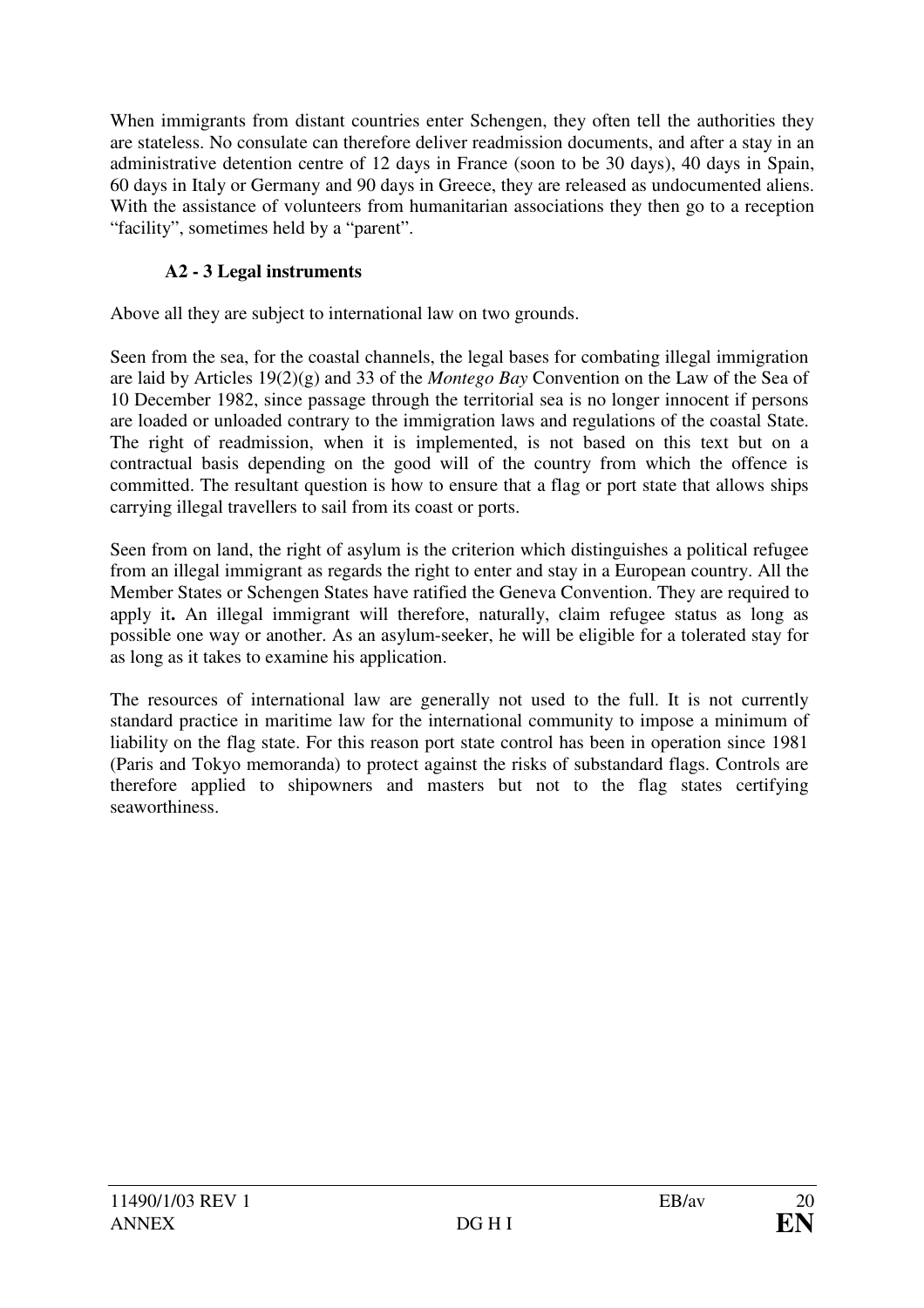When immigrants from distant countries enter Schengen, they often tell the authorities they are stateless. No consulate can therefore deliver readmission documents, and after a stay in an administrative detention centre of 12 days in France (soon to be 30 days), 40 days in Spain, 60 days in Italy or Germany and 90 days in Greece, they are released as undocumented aliens. With the assistance of volunteers from humanitarian associations they then go to a reception "facility", sometimes held by a "parent".

### A2 - 3 Legal instruments

Above all they are subject to international law on two grounds.

Seen from the sea, for the coastal channels, the legal bases for combating illegal immigration are laid by Articles 19(2)(g) and 33 of the *Montego Bay* Convention on the Law of the Sea of 10 December 1982, since passage through the territorial sea is no longer innocent if persons are loaded or unloaded contrary to the immigration laws and regulations of the coastal State. The right of readmission, when it is implemented, is not based on this text but on a contractual basis depending on the good will of the country from which the offence is committed. The resultant question is how to ensure that a flag or port state that allows ships carrying illegal travellers to sail from its coast or ports.

Seen from on land, the right of asylum is the criterion which distinguishes a political refugee from an illegal immigrant as regards the right to enter and stay in a European country. All the Member States or Schengen States have ratified the Geneva Convention. They are required to apply it**.** An illegal immigrant will therefore, naturally, claim refugee status as long as possible one way or another. As an asylum-seeker, he will be eligible for a tolerated stay for as long as it takes to examine his application.

The resources of international law are generally not used to the full. It is not currently standard practice in maritime law for the international community to impose a minimum of liability on the flag state. For this reason port state control has been in operation since 1981 (Paris and Tokyo memoranda) to protect against the risks of substandard flags. Controls are therefore applied to shipowners and masters but not to the flag states certifying seaworthiness.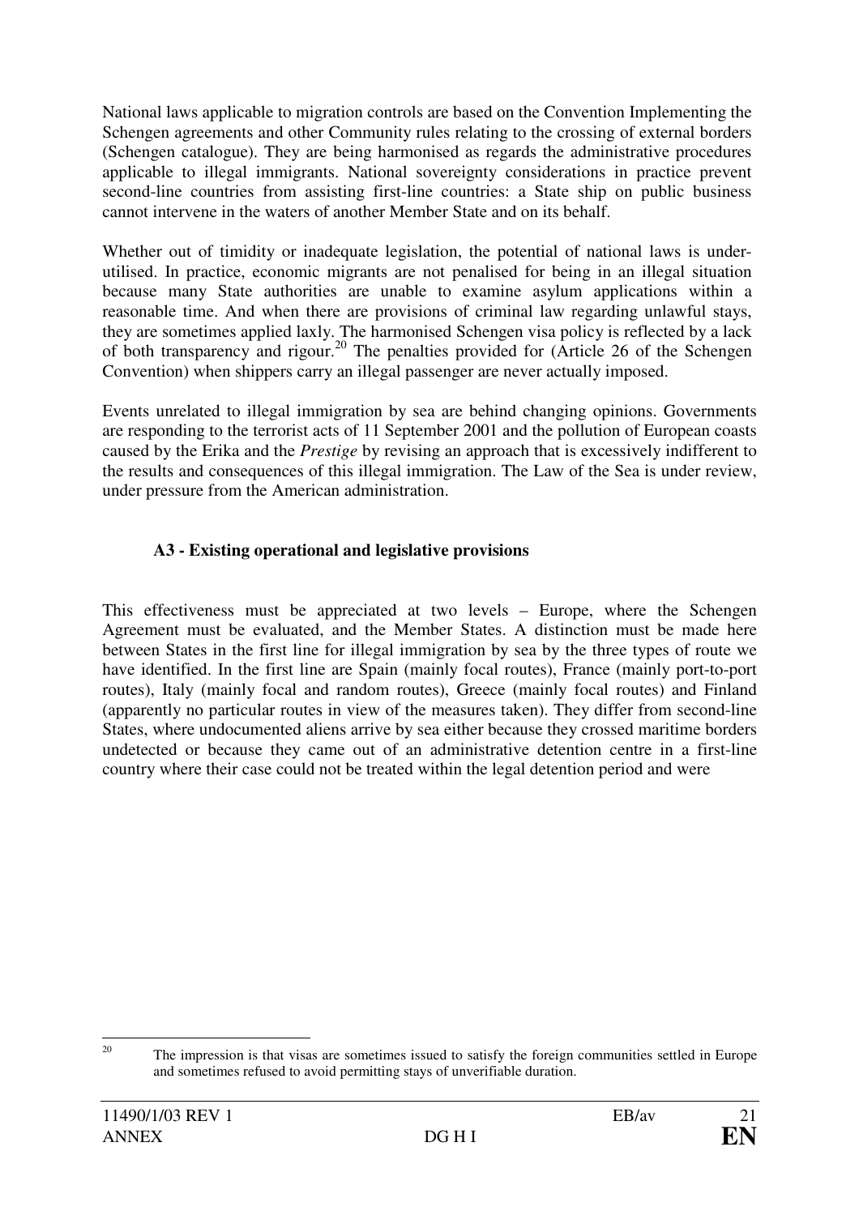National laws applicable to migration controls are based on the Convention Implementing the Schengen agreements and other Community rules relating to the crossing of external borders (Schengen catalogue). They are being harmonised as regards the administrative procedures applicable to illegal immigrants. National sovereignty considerations in practice prevent second-line countries from assisting first-line countries: a State ship on public business cannot intervene in the waters of another Member State and on its behalf.

Whether out of timidity or inadequate legislation, the potential of national laws is under-utilised. In practice, economic migrants are not penalised for being in an illegal situation because many State authorities are unable to examine asylum applications within a reasonable time. And when there are provisions of criminal law regarding unlawful stays, they are sometimes applied laxly. The harmonised Schengen visa policy is reflected by a lack of both transparency and rigour.[20] The penalties provided for (Article 26 of the Schengen Convention) when shippers carry an illegal passenger are never actually imposed.

Events unrelated to illegal immigration by sea are behind changing opinions. Governments are responding to the terrorist acts of 11 September 2001 and the pollution of European coasts caused by the Erika and the *Prestige* by revising an approach that is excessively indifferent to the results and consequences of this illegal immigration. The Law of the Sea is under review, under pressure from the American administration.

### A3 - Existing operational and legislative provisions

This effectiveness must be appreciated at two levels – Europe, where the Schengen Agreement must be evaluated, and the Member States. A distinction must be made here between States in the first line for illegal immigration by sea by the three types of route we have identified. In the first line are Spain (mainly focal routes), France (mainly port-to-port routes), Italy (mainly focal and random routes), Greece (mainly focal routes) and Finland (apparently no particular routes in view of the measures taken). They differ from second-line States, where undocumented aliens arrive by sea either because they crossed maritime borders undetected or because they came out of an administrative detention centre in a first-line country where their case could not be treated within the legal detention period and were

[20] The impression is that visas are sometimes issued to satisfy the foreign communities settled in Europe and sometimes refused to avoid permitting stays of unverifiable duration.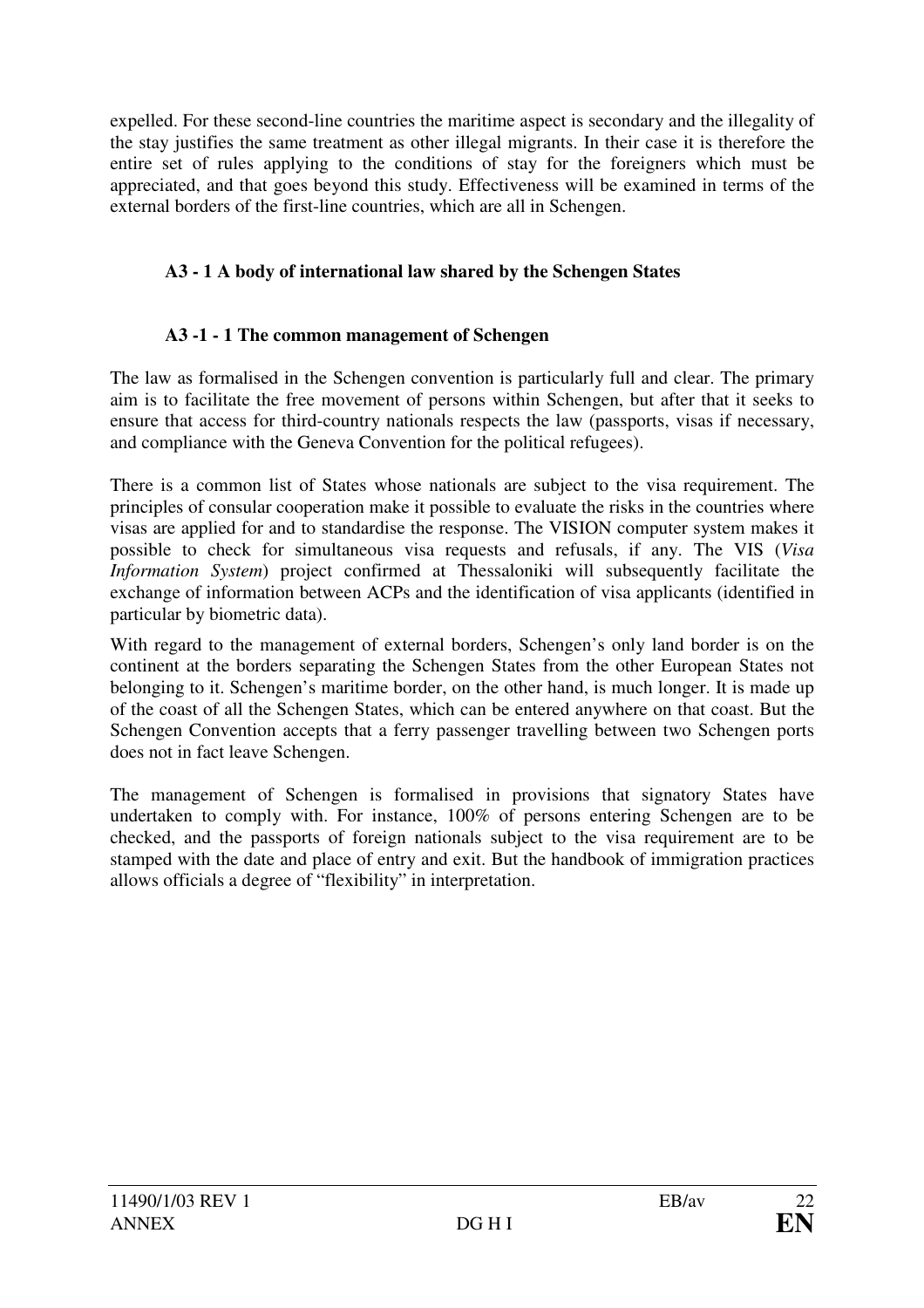expelled. For these second-line countries the maritime aspect is secondary and the illegality of the stay justifies the same treatment as other illegal migrants. In their case it is therefore the entire set of rules applying to the conditions of stay for the foreigners which must be appreciated, and that goes beyond this study. Effectiveness will be examined in terms of the external borders of the first-line countries, which are all in Schengen.

### A3 - 1 A body of international law shared by the Schengen States

#### A3 -1 - 1 The common management of Schengen

The law as formalised in the Schengen convention is particularly full and clear. The primary aim is to facilitate the free movement of persons within Schengen, but after that it seeks to ensure that access for third-country nationals respects the law (passports, visas if necessary, and compliance with the Geneva Convention for the political refugees).

There is a common list of States whose nationals are subject to the visa requirement. The principles of consular cooperation make it possible to evaluate the risks in the countries where visas are applied for and to standardise the response. The VISION computer system makes it possible to check for simultaneous visa requests and refusals, if any. The VIS (*Visa Information System*) project confirmed at Thessaloniki will subsequently facilitate the exchange of information between ACPs and the identification of visa applicants (identified in particular by biometric data).

With regard to the management of external borders, Schengen's only land border is on the continent at the borders separating the Schengen States from the other European States not belonging to it. Schengen's maritime border, on the other hand, is much longer. It is made up of the coast of all the Schengen States, which can be entered anywhere on that coast. But the Schengen Convention accepts that a ferry passenger travelling between two Schengen ports does not in fact leave Schengen.

The management of Schengen is formalised in provisions that signatory States have undertaken to comply with. For instance, 100% of persons entering Schengen are to be checked, and the passports of foreign nationals subject to the visa requirement are to be stamped with the date and place of entry and exit. But the handbook of immigration practices allows officials a degree of "flexibility" in interpretation.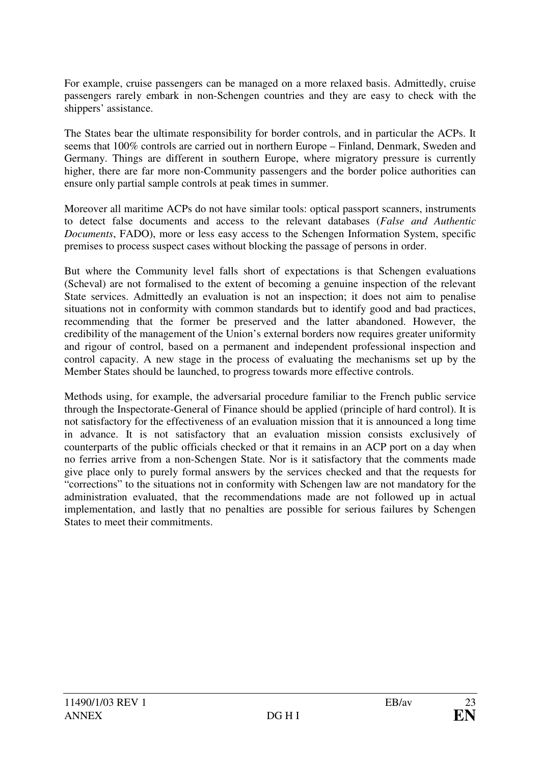For example, cruise passengers can be managed on a more relaxed basis. Admittedly, cruise passengers rarely embark in non-Schengen countries and they are easy to check with the shippers' assistance.

The States bear the ultimate responsibility for border controls, and in particular the ACPs. It seems that 100% controls are carried out in northern Europe – Finland, Denmark, Sweden and Germany. Things are different in southern Europe, where migratory pressure is currently higher, there are far more non-Community passengers and the border police authorities can ensure only partial sample controls at peak times in summer.

Moreover all maritime ACPs do not have similar tools: optical passport scanners, instruments to detect false documents and access to the relevant databases (*False and Authentic Documents*, FADO), more or less easy access to the Schengen Information System, specific premises to process suspect cases without blocking the passage of persons in order.

But where the Community level falls short of expectations is that Schengen evaluations (Scheval) are not formalised to the extent of becoming a genuine inspection of the relevant State services. Admittedly an evaluation is not an inspection; it does not aim to penalise situations not in conformity with common standards but to identify good and bad practices, recommending that the former be preserved and the latter abandoned. However, the credibility of the management of the Union's external borders now requires greater uniformity and rigour of control, based on a permanent and independent professional inspection and control capacity. A new stage in the process of evaluating the mechanisms set up by the Member States should be launched, to progress towards more effective controls.

Methods using, for example, the adversarial procedure familiar to the French public service through the Inspectorate-General of Finance should be applied (principle of hard control). It is not satisfactory for the effectiveness of an evaluation mission that it is announced a long time in advance. It is not satisfactory that an evaluation mission consists exclusively of counterparts of the public officials checked or that it remains in an ACP port on a day when no ferries arrive from a non-Schengen State. Nor is it satisfactory that the comments made give place only to purely formal answers by the services checked and that the requests for "corrections" to the situations not in conformity with Schengen law are not mandatory for the administration evaluated, that the recommendations made are not followed up in actual implementation, and lastly that no penalties are possible for serious failures by Schengen States to meet their commitments.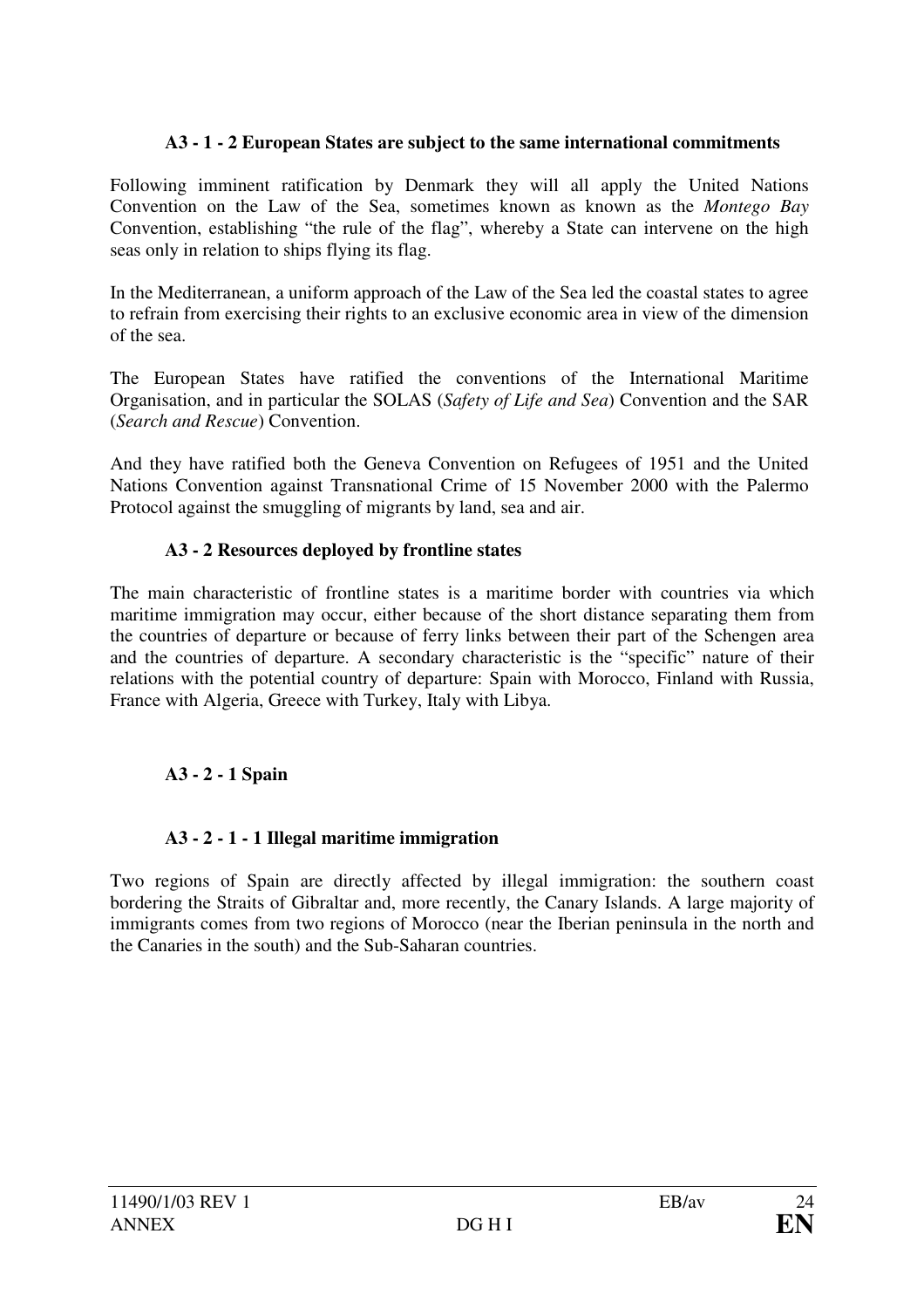#### A3 - 1 - 2 European States are subject to the same international commitments

Following imminent ratification by Denmark they will all apply the United Nations Convention on the Law of the Sea, sometimes known as known as the *Montego Bay* Convention, establishing “the rule of the flag”, whereby a State can intervene on the high seas only in relation to ships flying its flag.

In the Mediterranean, a uniform approach of the Law of the Sea led the coastal states to agree to refrain from exercising their rights to an exclusive economic area in view of the dimension of the sea.

The European States have ratified the conventions of the International Maritime Organisation, and in particular the SOLAS (*Safety of Life and Sea*) Convention and the SAR (*Search and Rescue*) Convention.

And they have ratified both the Geneva Convention on Refugees of 1951 and the United Nations Convention against Transnational Crime of 15 November 2000 with the Palermo Protocol against the smuggling of migrants by land, sea and air.

### A3 - 2 Resources deployed by frontline states

The main characteristic of frontline states is a maritime border with countries via which maritime immigration may occur, either because of the short distance separating them from the countries of departure or because of ferry links between their part of the Schengen area and the countries of departure. A secondary characteristic is the “specific” nature of their relations with the potential country of departure: Spain with Morocco, Finland with Russia, France with Algeria, Greece with Turkey, Italy with Libya.

#### A3 - 2 - 1 Spain

##### A3 - 2 - 1 - 1 Illegal maritime immigration

Two regions of Spain are directly affected by illegal immigration: the southern coast bordering the Straits of Gibraltar and, more recently, the Canary Islands. A large majority of immigrants comes from two regions of Morocco (near the Iberian peninsula in the north and the Canaries in the south) and the Sub-Saharan countries.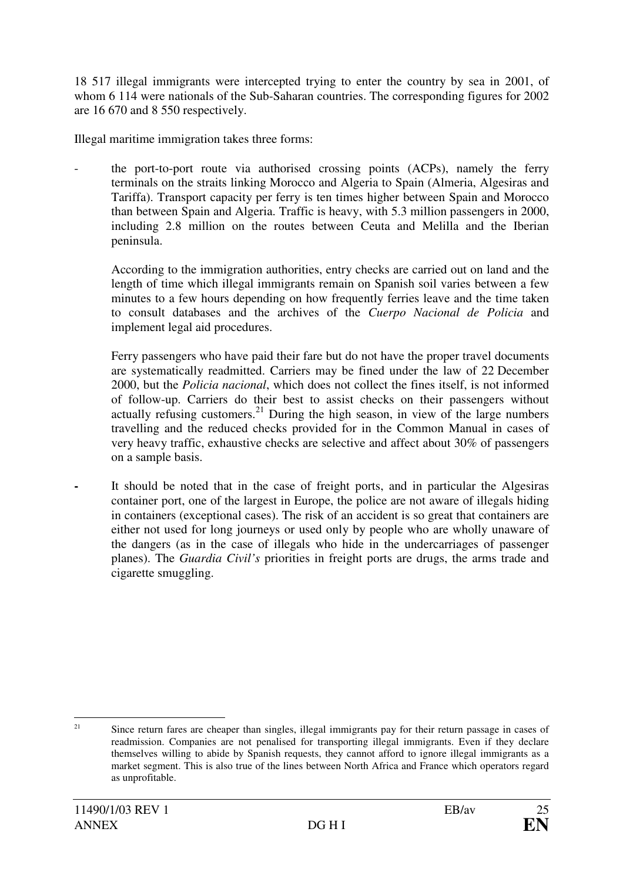18 517 illegal immigrants were intercepted trying to enter the country by sea in 2001, of whom 6 114 were nationals of the Sub-Saharan countries. The corresponding figures for 2002 are 16 670 and 8 550 respectively.

Illegal maritime immigration takes three forms:

- the port-to-port route via authorised crossing points (ACPs), namely the ferry terminals on the straits linking Morocco and Algeria to Spain (Almeria, Algesiras and Tariffa). Transport capacity per ferry is ten times higher between Spain and Morocco than between Spain and Algeria. Traffic is heavy, with 5.3 million passengers in 2000, including 2.8 million on the routes between Ceuta and Melilla and the Iberian peninsula.

  According to the immigration authorities, entry checks are carried out on land and the length of time which illegal immigrants remain on Spanish soil varies between a few minutes to a few hours depending on how frequently ferries leave and the time taken to consult databases and the archives of the *Cuerpo Nacional de Policia* and implement legal aid procedures.

  Ferry passengers who have paid their fare but do not have the proper travel documents are systematically readmitted. Carriers may be fined under the law of 22 December 2000, but the *Policia nacional*, which does not collect the fines itself, is not informed of follow-up. Carriers do their best to assist checks on their passengers without actually refusing customers.[21] During the high season, in view of the large numbers travelling and the reduced checks provided for in the Common Manual in cases of very heavy traffic, exhaustive checks are selective and affect about 30% of passengers on a sample basis.

- It should be noted that in the case of freight ports, and in particular the Algesiras container port, one of the largest in Europe, the police are not aware of illegals hiding in containers (exceptional cases). The risk of an accident is so great that containers are either not used for long journeys or used only by people who are wholly unaware of the dangers (as in the case of illegals who hide in the undercarriages of passenger planes). The *Guardia Civil's* priorities in freight ports are drugs, the arms trade and cigarette smuggling.

---

[21] Since return fares are cheaper than singles, illegal immigrants pay for their return passage in cases of readmission. Companies are not penalised for transporting illegal immigrants. Even if they declare themselves willing to abide by Spanish requests, they cannot afford to ignore illegal immigrants as a market segment. This is also true of the lines between North Africa and France which operators regard as unprofitable.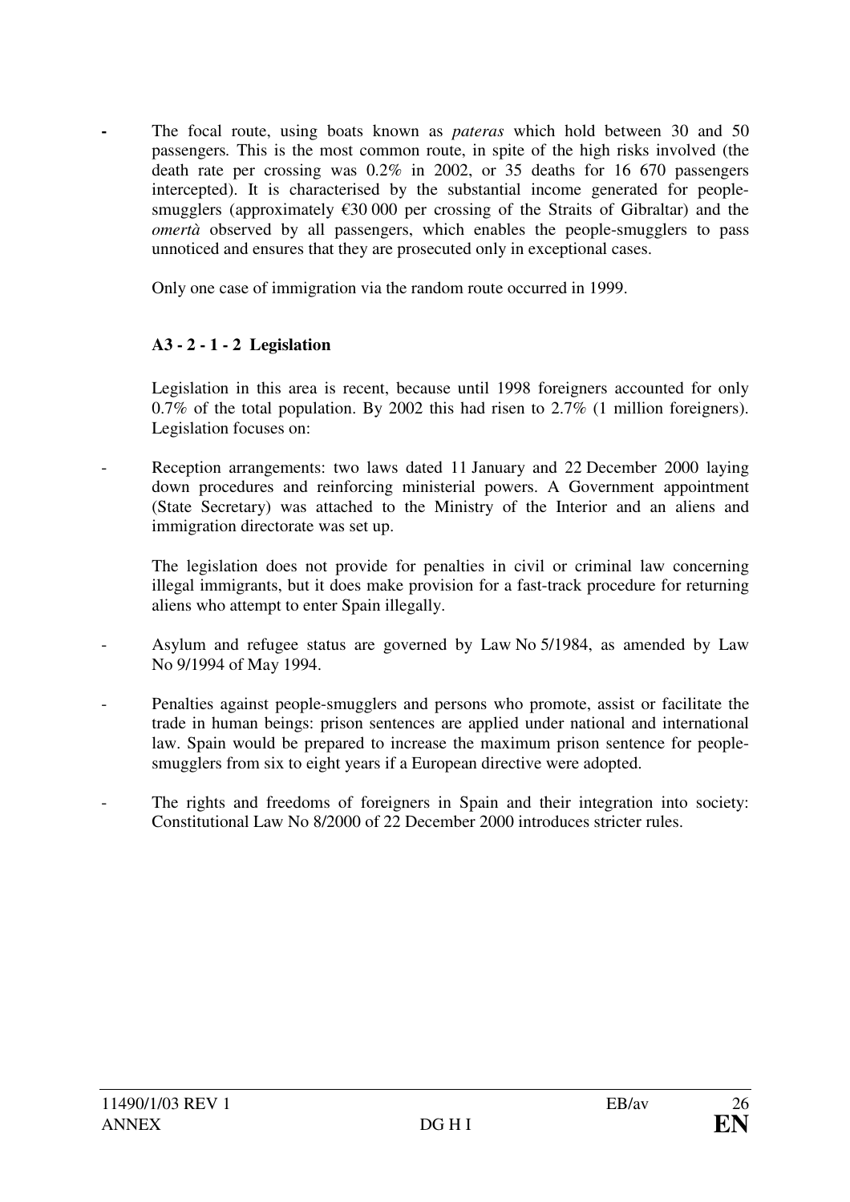- The focal route, using boats known as *pateras* which hold between 30 and 50 passengers. This is the most common route, in spite of the high risks involved (the death rate per crossing was 0.2% in 2002, or 35 deaths for 16 670 passengers intercepted). It is characterised by the substantial income generated for people-smugglers (approximately €30 000 per crossing of the Straits of Gibraltar) and the *omertà* observed by all passengers, which enables the people-smugglers to pass unnoticed and ensures that they are prosecuted only in exceptional cases.

  Only one case of immigration via the random route occurred in 1999.

**A3 - 2 - 1 - 2 Legislation**

Legislation in this area is recent, because until 1998 foreigners accounted for only 0.7% of the total population. By 2002 this had risen to 2.7% (1 million foreigners). Legislation focuses on:

- Reception arrangements: two laws dated 11 January and 22 December 2000 laying down procedures and reinforcing ministerial powers. A Government appointment (State Secretary) was attached to the Ministry of the Interior and an aliens and immigration directorate was set up.

  The legislation does not provide for penalties in civil or criminal law concerning illegal immigrants, but it does make provision for a fast-track procedure for returning aliens who attempt to enter Spain illegally.

- Asylum and refugee status are governed by Law No 5/1984, as amended by Law No 9/1994 of May 1994.

- Penalties against people-smugglers and persons who promote, assist or facilitate the trade in human beings: prison sentences are applied under national and international law. Spain would be prepared to increase the maximum prison sentence for people-smugglers from six to eight years if a European directive were adopted.

- The rights and freedoms of foreigners in Spain and their integration into society: Constitutional Law No 8/2000 of 22 December 2000 introduces stricter rules.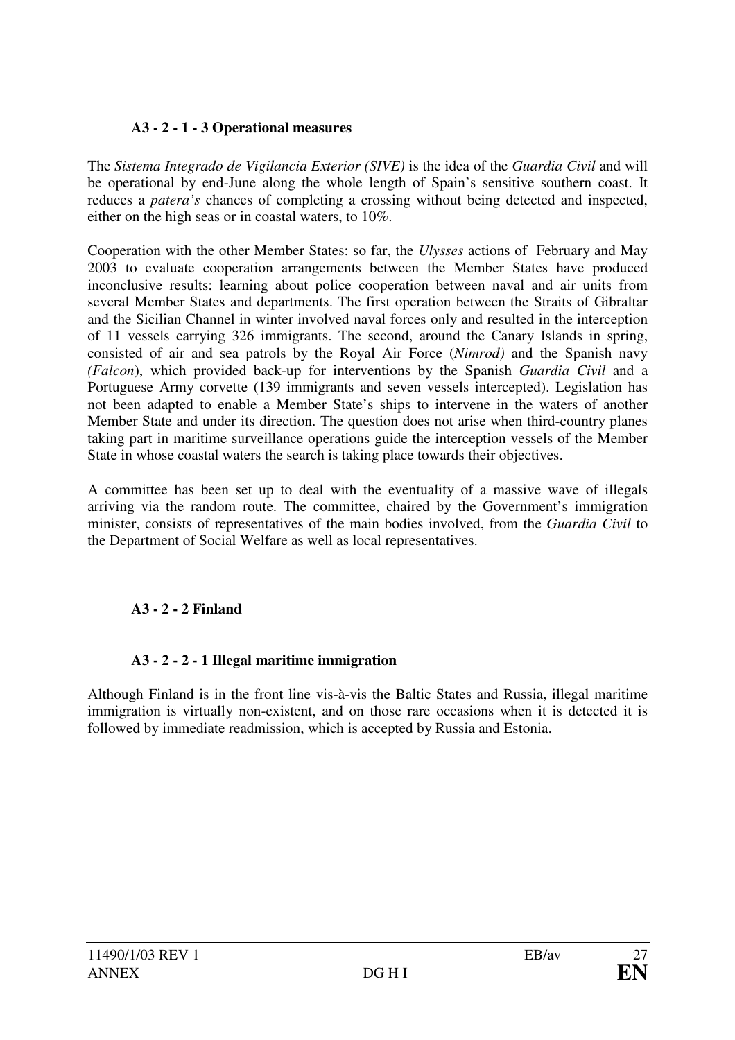### A3 - 2 - 1 - 3 Operational measures

The *Sistema Integrado de Vigilancia Exterior (SIVE)* is the idea of the *Guardia Civil* and will be operational by end-June along the whole length of Spain's sensitive southern coast. It reduces a *patera's* chances of completing a crossing without being detected and inspected, either on the high seas or in coastal waters, to 10%.

Cooperation with the other Member States: so far, the *Ulysses* actions of February and May 2003 to evaluate cooperation arrangements between the Member States have produced inconclusive results: learning about police cooperation between naval and air units from several Member States and departments. The first operation between the Straits of Gibraltar and the Sicilian Channel in winter involved naval forces only and resulted in the interception of 11 vessels carrying 326 immigrants. The second, around the Canary Islands in spring, consisted of air and sea patrols by the Royal Air Force (*Nimrod)* and the Spanish navy *(Falcon*), which provided back-up for interventions by the Spanish *Guardia Civil* and a Portuguese Army corvette (139 immigrants and seven vessels intercepted). Legislation has not been adapted to enable a Member State's ships to intervene in the waters of another Member State and under its direction. The question does not arise when third-country planes taking part in maritime surveillance operations guide the interception vessels of the Member State in whose coastal waters the search is taking place towards their objectives.

A committee has been set up to deal with the eventuality of a massive wave of illegals arriving via the random route. The committee, chaired by the Government's immigration minister, consists of representatives of the main bodies involved, from the *Guardia Civil* to the Department of Social Welfare as well as local representatives.

### A3 - 2 - 2 Finland

### A3 - 2 - 2 - 1 Illegal maritime immigration

Although Finland is in the front line vis-à-vis the Baltic States and Russia, illegal maritime immigration is virtually non-existent, and on those rare occasions when it is detected it is followed by immediate readmission, which is accepted by Russia and Estonia.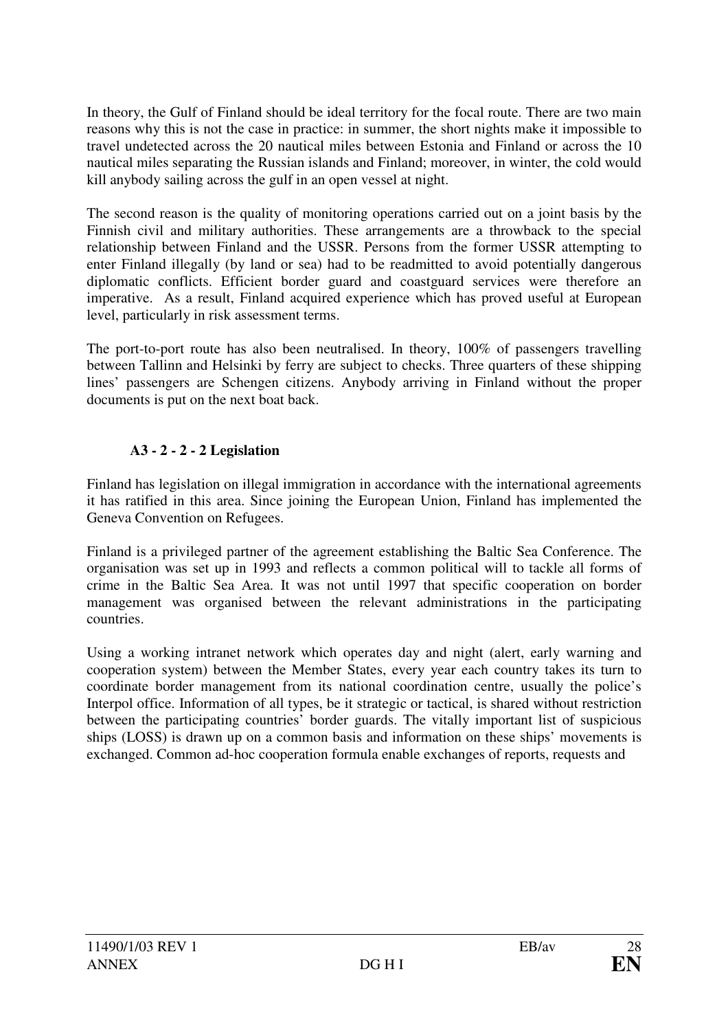In theory, the Gulf of Finland should be ideal territory for the focal route. There are two main reasons why this is not the case in practice: in summer, the short nights make it impossible to travel undetected across the 20 nautical miles between Estonia and Finland or across the 10 nautical miles separating the Russian islands and Finland; moreover, in winter, the cold would kill anybody sailing across the gulf in an open vessel at night.

The second reason is the quality of monitoring operations carried out on a joint basis by the Finnish civil and military authorities. These arrangements are a throwback to the special relationship between Finland and the USSR. Persons from the former USSR attempting to enter Finland illegally (by land or sea) had to be readmitted to avoid potentially dangerous diplomatic conflicts. Efficient border guard and coastguard services were therefore an imperative. As a result, Finland acquired experience which has proved useful at European level, particularly in risk assessment terms.

The port-to-port route has also been neutralised. In theory, 100% of passengers travelling between Tallinn and Helsinki by ferry are subject to checks. Three quarters of these shipping lines' passengers are Schengen citizens. Anybody arriving in Finland without the proper documents is put on the next boat back.

### A3 - 2 - 2 - 2 Legislation

Finland has legislation on illegal immigration in accordance with the international agreements it has ratified in this area. Since joining the European Union, Finland has implemented the Geneva Convention on Refugees.

Finland is a privileged partner of the agreement establishing the Baltic Sea Conference. The organisation was set up in 1993 and reflects a common political will to tackle all forms of crime in the Baltic Sea Area. It was not until 1997 that specific cooperation on border management was organised between the relevant administrations in the participating countries.

Using a working intranet network which operates day and night (alert, early warning and cooperation system) between the Member States, every year each country takes its turn to coordinate border management from its national coordination centre, usually the police's Interpol office. Information of all types, be it strategic or tactical, is shared without restriction between the participating countries' border guards. The vitally important list of suspicious ships (LOSS) is drawn up on a common basis and information on these ships' movements is exchanged. Common ad-hoc cooperation formula enable exchanges of reports, requests and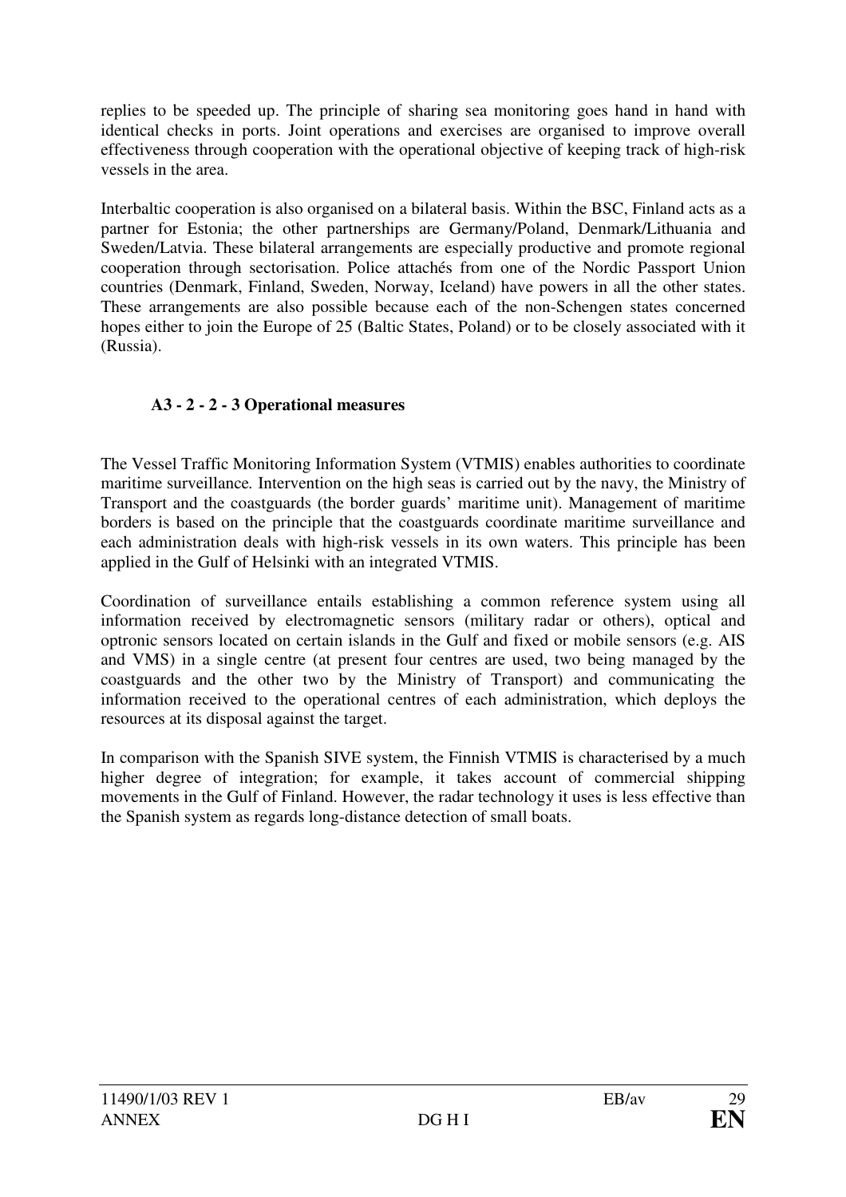replies to be speeded up. The principle of sharing sea monitoring goes hand in hand with identical checks in ports. Joint operations and exercises are organised to improve overall effectiveness through cooperation with the operational objective of keeping track of high-risk vessels in the area.

Interbaltic cooperation is also organised on a bilateral basis. Within the BSC, Finland acts as a partner for Estonia; the other partnerships are Germany/Poland, Denmark/Lithuania and Sweden/Latvia. These bilateral arrangements are especially productive and promote regional cooperation through sectorisation. Police attachés from one of the Nordic Passport Union countries (Denmark, Finland, Sweden, Norway, Iceland) have powers in all the other states. These arrangements are also possible because each of the non-Schengen states concerned hopes either to join the Europe of 25 (Baltic States, Poland) or to be closely associated with it (Russia).

### A3 - 2 - 2 - 3 Operational measures

The Vessel Traffic Monitoring Information System (VTMIS) enables authorities to coordinate maritime surveillance. Intervention on the high seas is carried out by the navy, the Ministry of Transport and the coastguards (the border guards' maritime unit). Management of maritime borders is based on the principle that the coastguards coordinate maritime surveillance and each administration deals with high-risk vessels in its own waters. This principle has been applied in the Gulf of Helsinki with an integrated VTMIS.

Coordination of surveillance entails establishing a common reference system using all information received by electromagnetic sensors (military radar or others), optical and optronic sensors located on certain islands in the Gulf and fixed or mobile sensors (e.g. AIS and VMS) in a single centre (at present four centres are used, two being managed by the coastguards and the other two by the Ministry of Transport) and communicating the information received to the operational centres of each administration, which deploys the resources at its disposal against the target.

In comparison with the Spanish SIVE system, the Finnish VTMIS is characterised by a much higher degree of integration; for example, it takes account of commercial shipping movements in the Gulf of Finland. However, the radar technology it uses is less effective than the Spanish system as regards long-distance detection of small boats.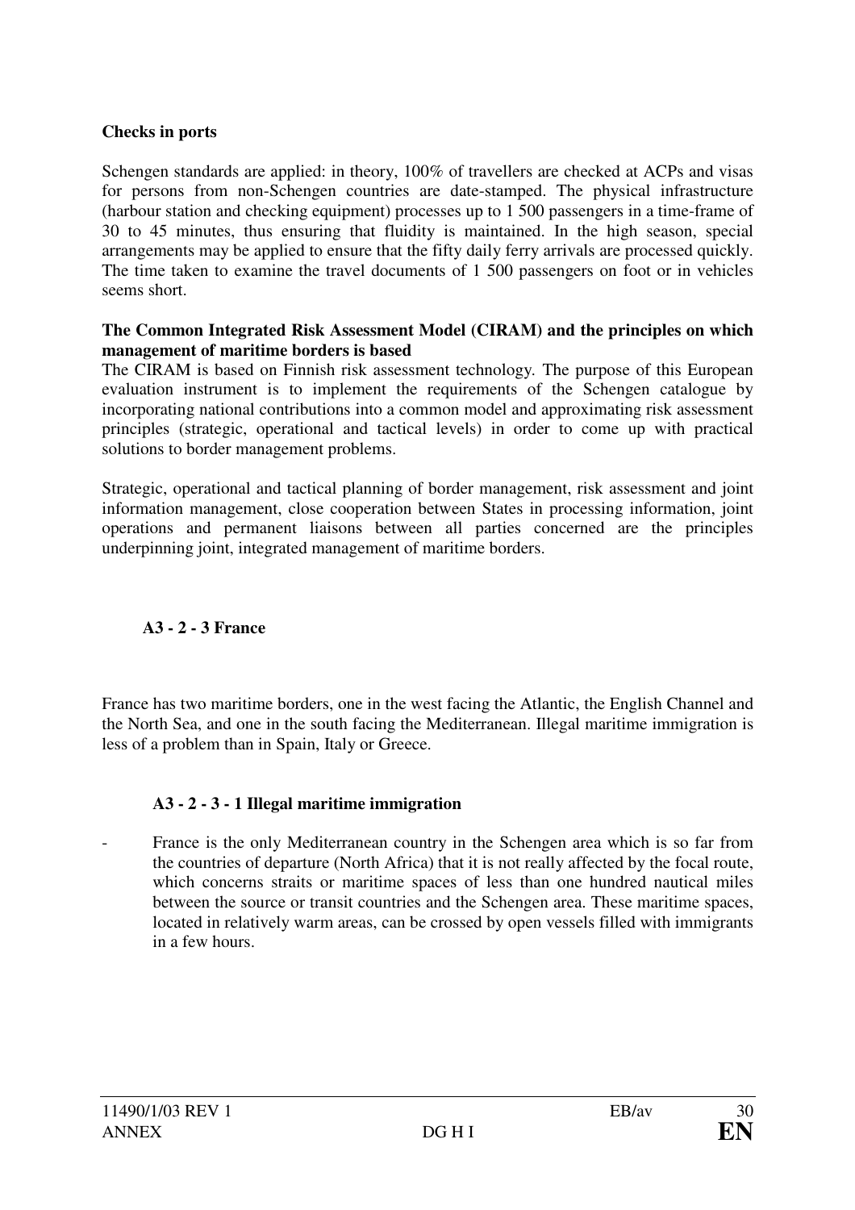**Checks in ports**

Schengen standards are applied: in theory, 100% of travellers are checked at ACPs and visas for persons from non-Schengen countries are date-stamped. The physical infrastructure (harbour station and checking equipment) processes up to 1 500 passengers in a time-frame of 30 to 45 minutes, thus ensuring that fluidity is maintained. In the high season, special arrangements may be applied to ensure that the fifty daily ferry arrivals are processed quickly. The time taken to examine the travel documents of 1 500 passengers on foot or in vehicles seems short.

**The Common Integrated Risk Assessment Model (CIRAM) and the principles on which management of maritime borders is based**

The CIRAM is based on Finnish risk assessment technology. The purpose of this European evaluation instrument is to implement the requirements of the Schengen catalogue by incorporating national contributions into a common model and approximating risk assessment principles (strategic, operational and tactical levels) in order to come up with practical solutions to border management problems.

Strategic, operational and tactical planning of border management, risk assessment and joint information management, close cooperation between States in processing information, joint operations and permanent liaisons between all parties concerned are the principles underpinning joint, integrated management of maritime borders.

### A3 - 2 - 3 France

France has two maritime borders, one in the west facing the Atlantic, the English Channel and the North Sea, and one in the south facing the Mediterranean. Illegal maritime immigration is less of a problem than in Spain, Italy or Greece.

#### A3 - 2 - 3 - 1 Illegal maritime immigration

- France is the only Mediterranean country in the Schengen area which is so far from the countries of departure (North Africa) that it is not really affected by the focal route, which concerns straits or maritime spaces of less than one hundred nautical miles between the source or transit countries and the Schengen area. These maritime spaces, located in relatively warm areas, can be crossed by open vessels filled with immigrants in a few hours.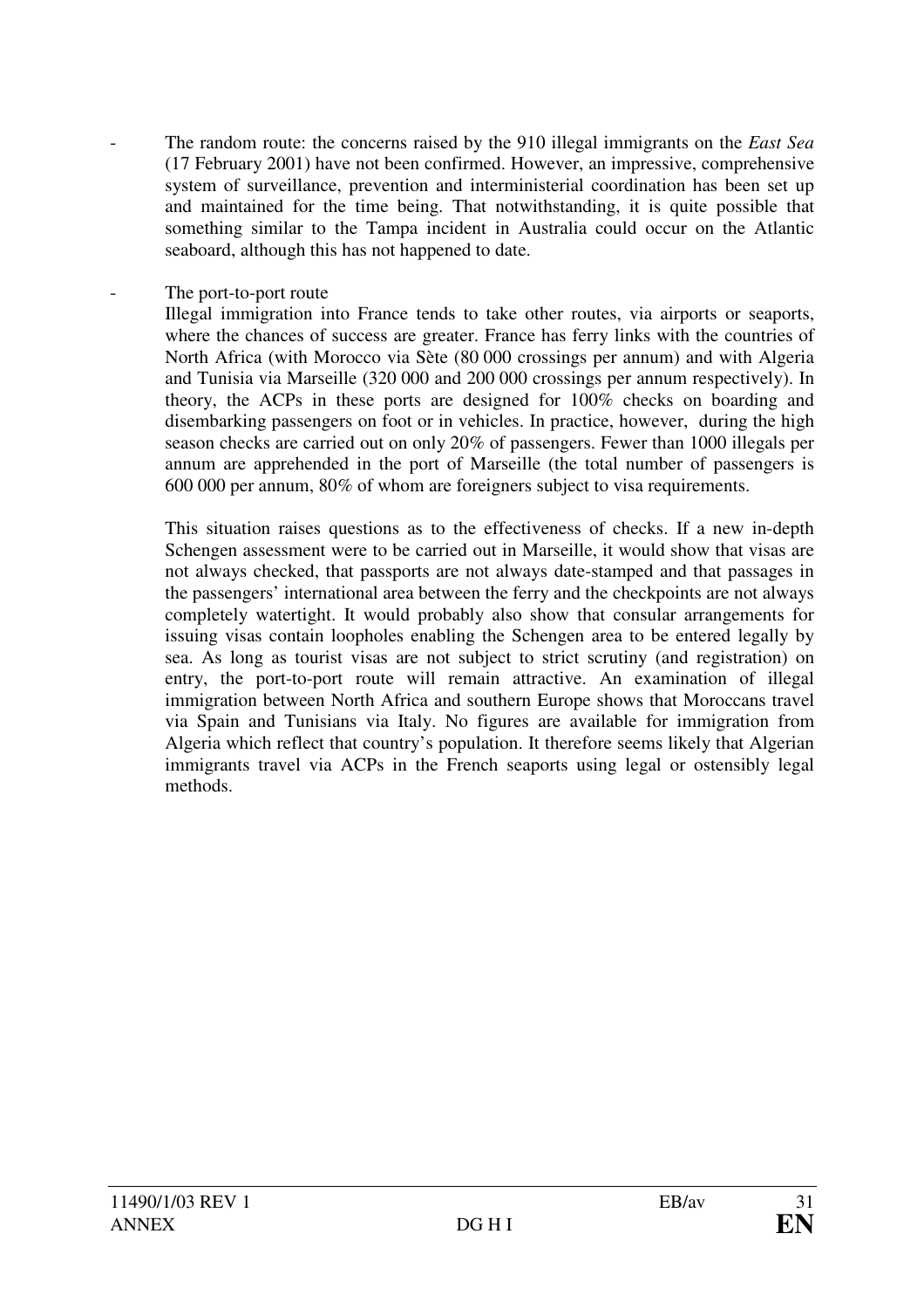- The random route: the concerns raised by the 910 illegal immigrants on the *East Sea* (17 February 2001) have not been confirmed. However, an impressive, comprehensive system of surveillance, prevention and interministerial coordination has been set up and maintained for the time being. That notwithstanding, it is quite possible that something similar to the Tampa incident in Australia could occur on the Atlantic seaboard, although this has not happened to date.

- The port-to-port route

  Illegal immigration into France tends to take other routes, via airports or seaports, where the chances of success are greater. France has ferry links with the countries of North Africa (with Morocco via Sète (80 000 crossings per annum) and with Algeria and Tunisia via Marseille (320 000 and 200 000 crossings per annum respectively). In theory, the ACPs in these ports are designed for 100% checks on boarding and disembarking passengers on foot or in vehicles. In practice, however, during the high season checks are carried out on only 20% of passengers. Fewer than 1000 illegals per annum are apprehended in the port of Marseille (the total number of passengers is 600 000 per annum, 80% of whom are foreigners subject to visa requirements.

  This situation raises questions as to the effectiveness of checks. If a new in-depth Schengen assessment were to be carried out in Marseille, it would show that visas are not always checked, that passports are not always date-stamped and that passages in the passengers' international area between the ferry and the checkpoints are not always completely watertight. It would probably also show that consular arrangements for issuing visas contain loopholes enabling the Schengen area to be entered legally by sea. As long as tourist visas are not subject to strict scrutiny (and registration) on entry, the port-to-port route will remain attractive. An examination of illegal immigration between North Africa and southern Europe shows that Moroccans travel via Spain and Tunisians via Italy. No figures are available for immigration from Algeria which reflect that country's population. It therefore seems likely that Algerian immigrants travel via ACPs in the French seaports using legal or ostensibly legal methods.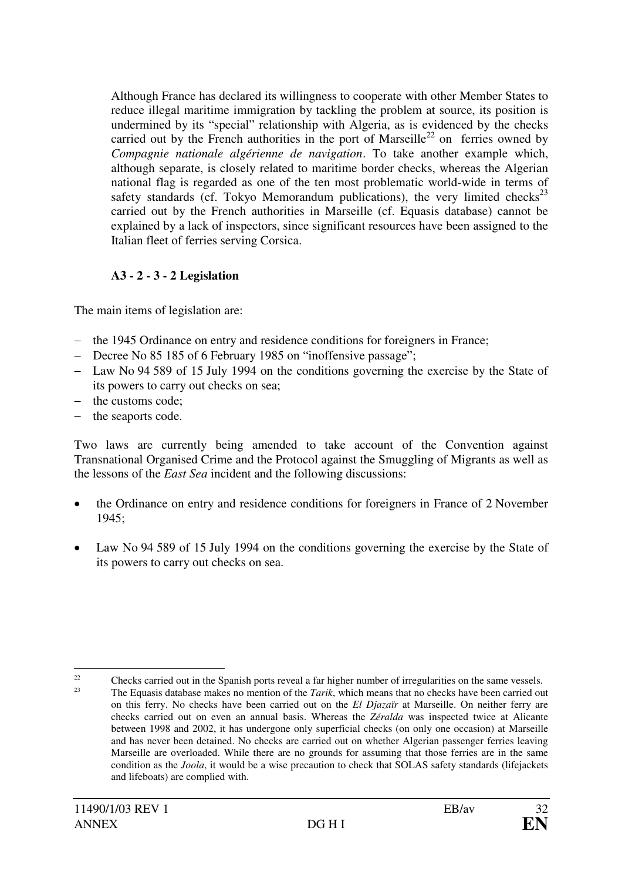Although France has declared its willingness to cooperate with other Member States to reduce illegal maritime immigration by tackling the problem at source, its position is undermined by its "special" relationship with Algeria, as is evidenced by the checks carried out by the French authorities in the port of Marseille[22] on ferries owned by *Compagnie nationale algérienne de navigation*. To take another example which, although separate, is closely related to maritime border checks, whereas the Algerian national flag is regarded as one of the ten most problematic world-wide in terms of safety standards (cf. Tokyo Memorandum publications), the very limited checks[23] carried out by the French authorities in Marseille (cf. Equasis database) cannot be explained by a lack of inspectors, since significant resources have been assigned to the Italian fleet of ferries serving Corsica.

#### A3 - 2 - 3 - 2 Legislation

The main items of legislation are:

- the 1945 Ordinance on entry and residence conditions for foreigners in France;
- Decree No 85 185 of 6 February 1985 on "inoffensive passage";
- Law No 94 589 of 15 July 1994 on the conditions governing the exercise by the State of its powers to carry out checks on sea;
- the customs code;
- the seaports code.

Two laws are currently being amended to take account of the Convention against Transnational Organised Crime and the Protocol against the Smuggling of Migrants as well as the lessons of the *East Sea* incident and the following discussions:

- the Ordinance on entry and residence conditions for foreigners in France of 2 November 1945;
- Law No 94 589 of 15 July 1994 on the conditions governing the exercise by the State of its powers to carry out checks on sea.

---

[22] Checks carried out in the Spanish ports reveal a far higher number of irregularities on the same vessels.

[23] The Equasis database makes no mention of the *Tarik*, which means that no checks have been carried out on this ferry. No checks have been carried out on the *El Djazaïr* at Marseille. On neither ferry are checks carried out on even an annual basis. Whereas the *Zéralda* was inspected twice at Alicante between 1998 and 2002, it has undergone only superficial checks (on only one occasion) at Marseille and has never been detained. No checks are carried out on whether Algerian passenger ferries leaving Marseille are overloaded. While there are no grounds for assuming that those ferries are in the same condition as the *Joola*, it would be a wise precaution to check that SOLAS safety standards (lifejackets and lifeboats) are complied with.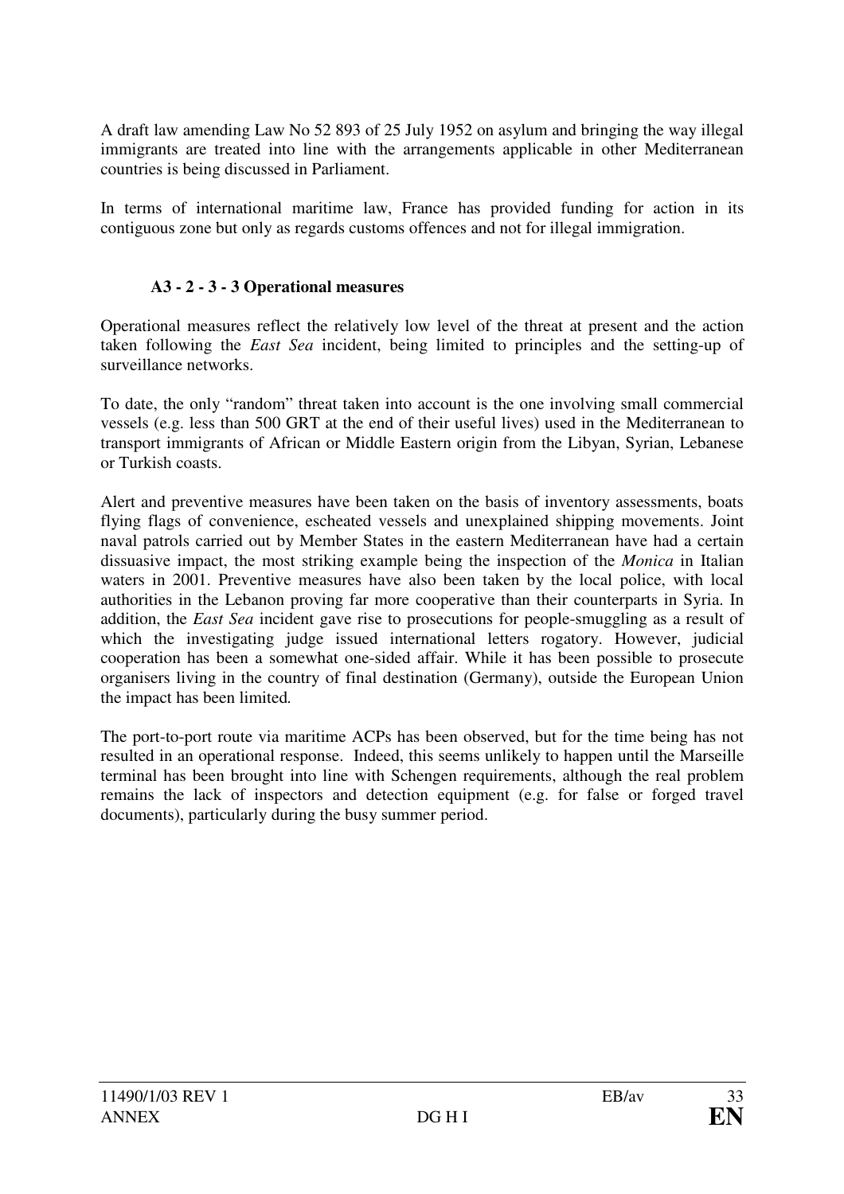A draft law amending Law No 52 893 of 25 July 1952 on asylum and bringing the way illegal immigrants are treated into line with the arrangements applicable in other Mediterranean countries is being discussed in Parliament.

In terms of international maritime law, France has provided funding for action in its contiguous zone but only as regards customs offences and not for illegal immigration.

### A3 - 2 - 3 - 3 Operational measures

Operational measures reflect the relatively low level of the threat at present and the action taken following the *East Sea* incident, being limited to principles and the setting-up of surveillance networks.

To date, the only "random" threat taken into account is the one involving small commercial vessels (e.g. less than 500 GRT at the end of their useful lives) used in the Mediterranean to transport immigrants of African or Middle Eastern origin from the Libyan, Syrian, Lebanese or Turkish coasts.

Alert and preventive measures have been taken on the basis of inventory assessments, boats flying flags of convenience, escheated vessels and unexplained shipping movements. Joint naval patrols carried out by Member States in the eastern Mediterranean have had a certain dissuasive impact, the most striking example being the inspection of the *Monica* in Italian waters in 2001. Preventive measures have also been taken by the local police, with local authorities in the Lebanon proving far more cooperative than their counterparts in Syria. In addition, the *East Sea* incident gave rise to prosecutions for people-smuggling as a result of which the investigating judge issued international letters rogatory. However, judicial cooperation has been a somewhat one-sided affair. While it has been possible to prosecute organisers living in the country of final destination (Germany), outside the European Union the impact has been limited.

The port-to-port route via maritime ACPs has been observed, but for the time being has not resulted in an operational response. Indeed, this seems unlikely to happen until the Marseille terminal has been brought into line with Schengen requirements, although the real problem remains the lack of inspectors and detection equipment (e.g. for false or forged travel documents), particularly during the busy summer period.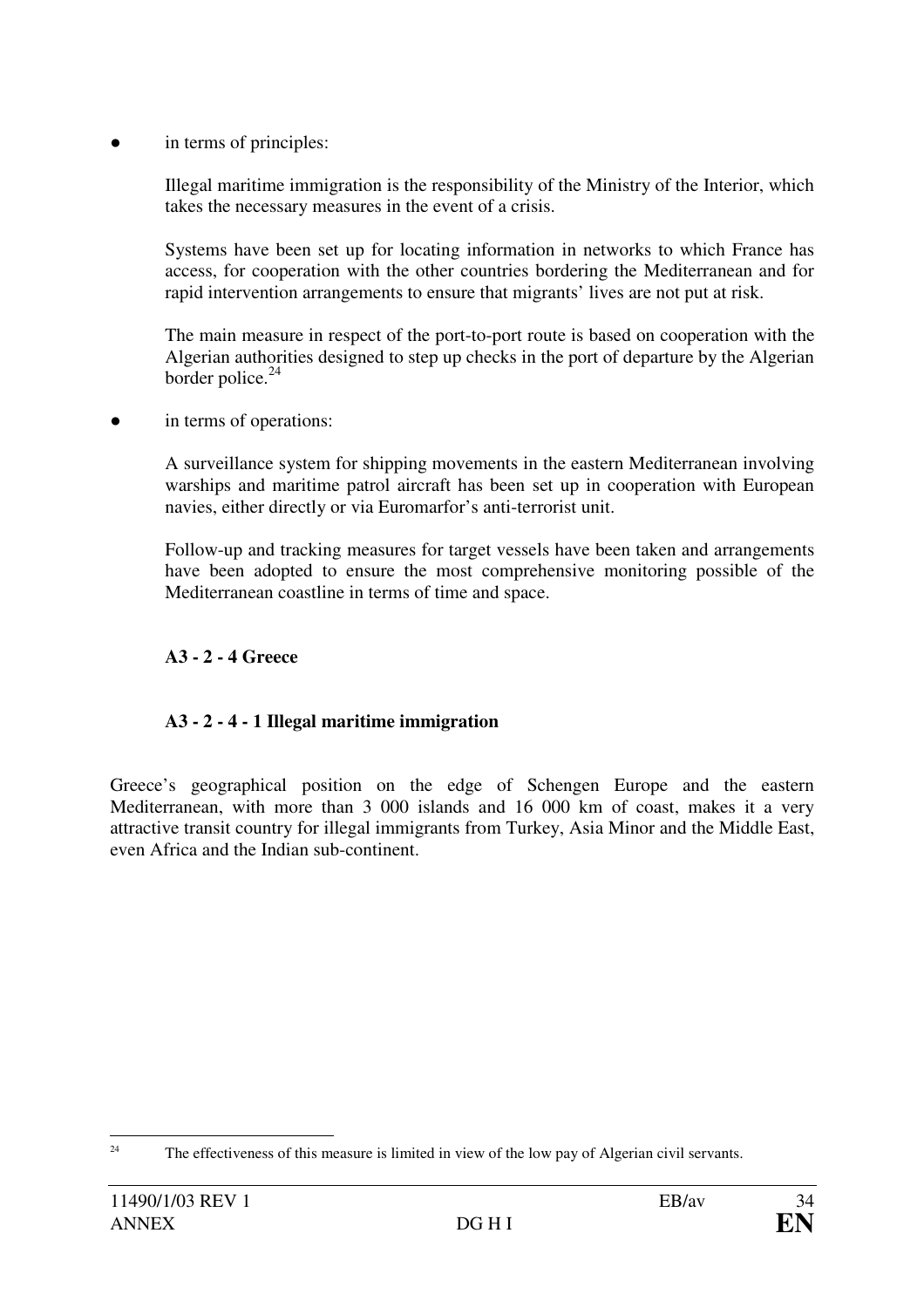- in terms of principles:

  Illegal maritime immigration is the responsibility of the Ministry of the Interior, which takes the necessary measures in the event of a crisis.

  Systems have been set up for locating information in networks to which France has access, for cooperation with the other countries bordering the Mediterranean and for rapid intervention arrangements to ensure that migrants' lives are not put at risk.

  The main measure in respect of the port-to-port route is based on cooperation with the Algerian authorities designed to step up checks in the port of departure by the Algerian border police.[24]

- in terms of operations:

  A surveillance system for shipping movements in the eastern Mediterranean involving warships and maritime patrol aircraft has been set up in cooperation with European navies, either directly or via Euromarfor's anti-terrorist unit.

  Follow-up and tracking measures for target vessels have been taken and arrangements have been adopted to ensure the most comprehensive monitoring possible of the Mediterranean coastline in terms of time and space.

### A3 - 2 - 4 Greece

#### A3 - 2 - 4 - 1 Illegal maritime immigration

Greece's geographical position on the edge of Schengen Europe and the eastern Mediterranean, with more than 3 000 islands and 16 000 km of coast, makes it a very attractive transit country for illegal immigrants from Turkey, Asia Minor and the Middle East, even Africa and the Indian sub-continent.

---

[24] The effectiveness of this measure is limited in view of the low pay of Algerian civil servants.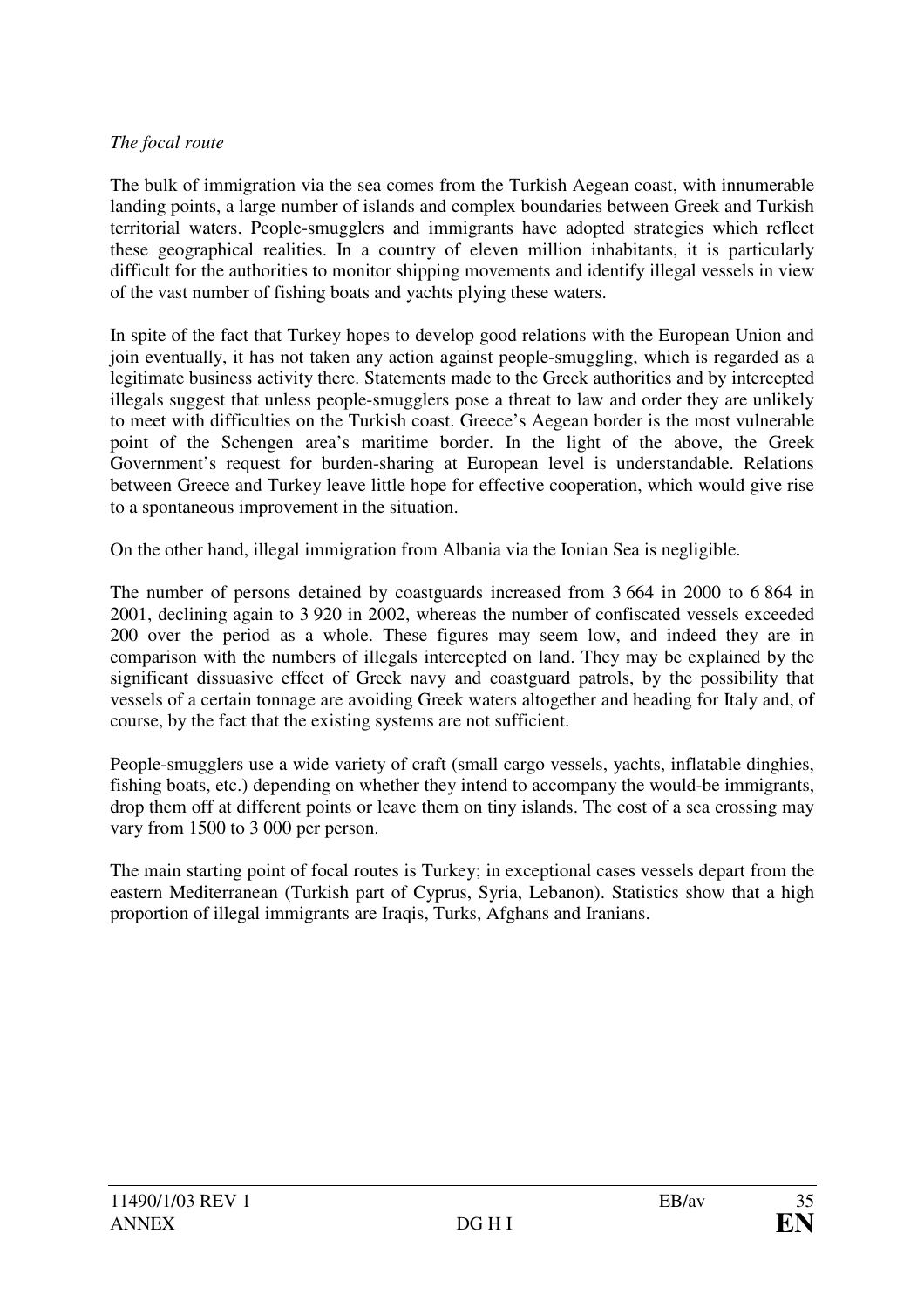*The focal route*

The bulk of immigration via the sea comes from the Turkish Aegean coast, with innumerable landing points, a large number of islands and complex boundaries between Greek and Turkish territorial waters. People-smugglers and immigrants have adopted strategies which reflect these geographical realities. In a country of eleven million inhabitants, it is particularly difficult for the authorities to monitor shipping movements and identify illegal vessels in view of the vast number of fishing boats and yachts plying these waters.

In spite of the fact that Turkey hopes to develop good relations with the European Union and join eventually, it has not taken any action against people-smuggling, which is regarded as a legitimate business activity there. Statements made to the Greek authorities and by intercepted illegals suggest that unless people-smugglers pose a threat to law and order they are unlikely to meet with difficulties on the Turkish coast. Greece's Aegean border is the most vulnerable point of the Schengen area's maritime border. In the light of the above, the Greek Government's request for burden-sharing at European level is understandable. Relations between Greece and Turkey leave little hope for effective cooperation, which would give rise to a spontaneous improvement in the situation.

On the other hand, illegal immigration from Albania via the Ionian Sea is negligible.

The number of persons detained by coastguards increased from 3 664 in 2000 to 6 864 in 2001, declining again to 3 920 in 2002, whereas the number of confiscated vessels exceeded 200 over the period as a whole. These figures may seem low, and indeed they are in comparison with the numbers of illegals intercepted on land. They may be explained by the significant dissuasive effect of Greek navy and coastguard patrols, by the possibility that vessels of a certain tonnage are avoiding Greek waters altogether and heading for Italy and, of course, by the fact that the existing systems are not sufficient.

People-smugglers use a wide variety of craft (small cargo vessels, yachts, inflatable dinghies, fishing boats, etc.) depending on whether they intend to accompany the would-be immigrants, drop them off at different points or leave them on tiny islands. The cost of a sea crossing may vary from 1500 to 3 000 per person.

The main starting point of focal routes is Turkey; in exceptional cases vessels depart from the eastern Mediterranean (Turkish part of Cyprus, Syria, Lebanon). Statistics show that a high proportion of illegal immigrants are Iraqis, Turks, Afghans and Iranians.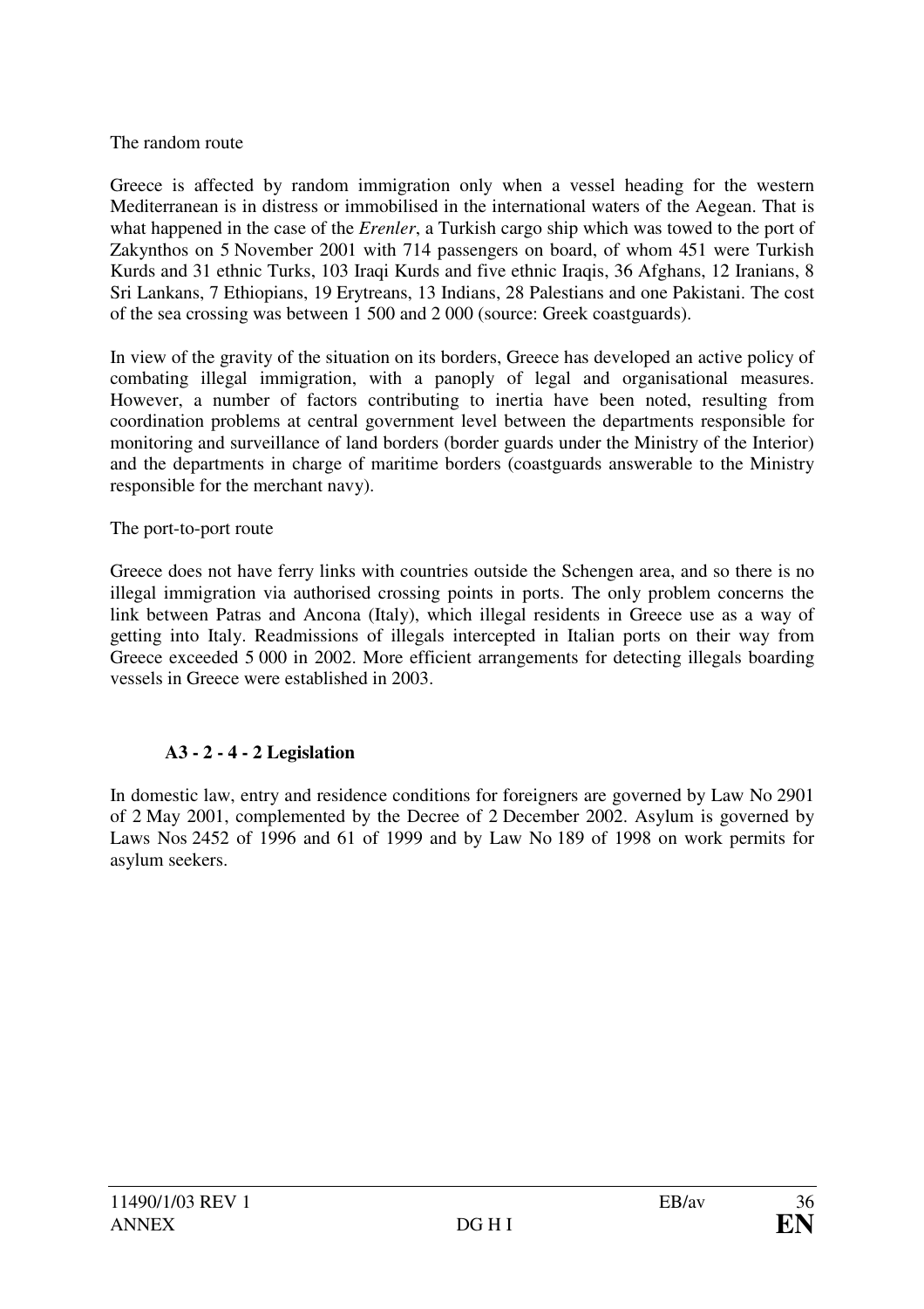The random route

Greece is affected by random immigration only when a vessel heading for the western Mediterranean is in distress or immobilised in the international waters of the Aegean. That is what happened in the case of the *Erenler*, a Turkish cargo ship which was towed to the port of Zakynthos on 5 November 2001 with 714 passengers on board, of whom 451 were Turkish Kurds and 31 ethnic Turks, 103 Iraqi Kurds and five ethnic Iraqis, 36 Afghans, 12 Iranians, 8 Sri Lankans, 7 Ethiopians, 19 Erytreans, 13 Indians, 28 Palestians and one Pakistani. The cost of the sea crossing was between 1 500 and 2 000 (source: Greek coastguards).

In view of the gravity of the situation on its borders, Greece has developed an active policy of combating illegal immigration, with a panoply of legal and organisational measures. However, a number of factors contributing to inertia have been noted, resulting from coordination problems at central government level between the departments responsible for monitoring and surveillance of land borders (border guards under the Ministry of the Interior) and the departments in charge of maritime borders (coastguards answerable to the Ministry responsible for the merchant navy).

The port-to-port route

Greece does not have ferry links with countries outside the Schengen area, and so there is no illegal immigration via authorised crossing points in ports. The only problem concerns the link between Patras and Ancona (Italy), which illegal residents in Greece use as a way of getting into Italy. Readmissions of illegals intercepted in Italian ports on their way from Greece exceeded 5 000 in 2002. More efficient arrangements for detecting illegals boarding vessels in Greece were established in 2003.

### A3 - 2 - 4 - 2 Legislation

In domestic law, entry and residence conditions for foreigners are governed by Law No 2901 of 2 May 2001, complemented by the Decree of 2 December 2002. Asylum is governed by Laws Nos 2452 of 1996 and 61 of 1999 and by Law No 189 of 1998 on work permits for asylum seekers.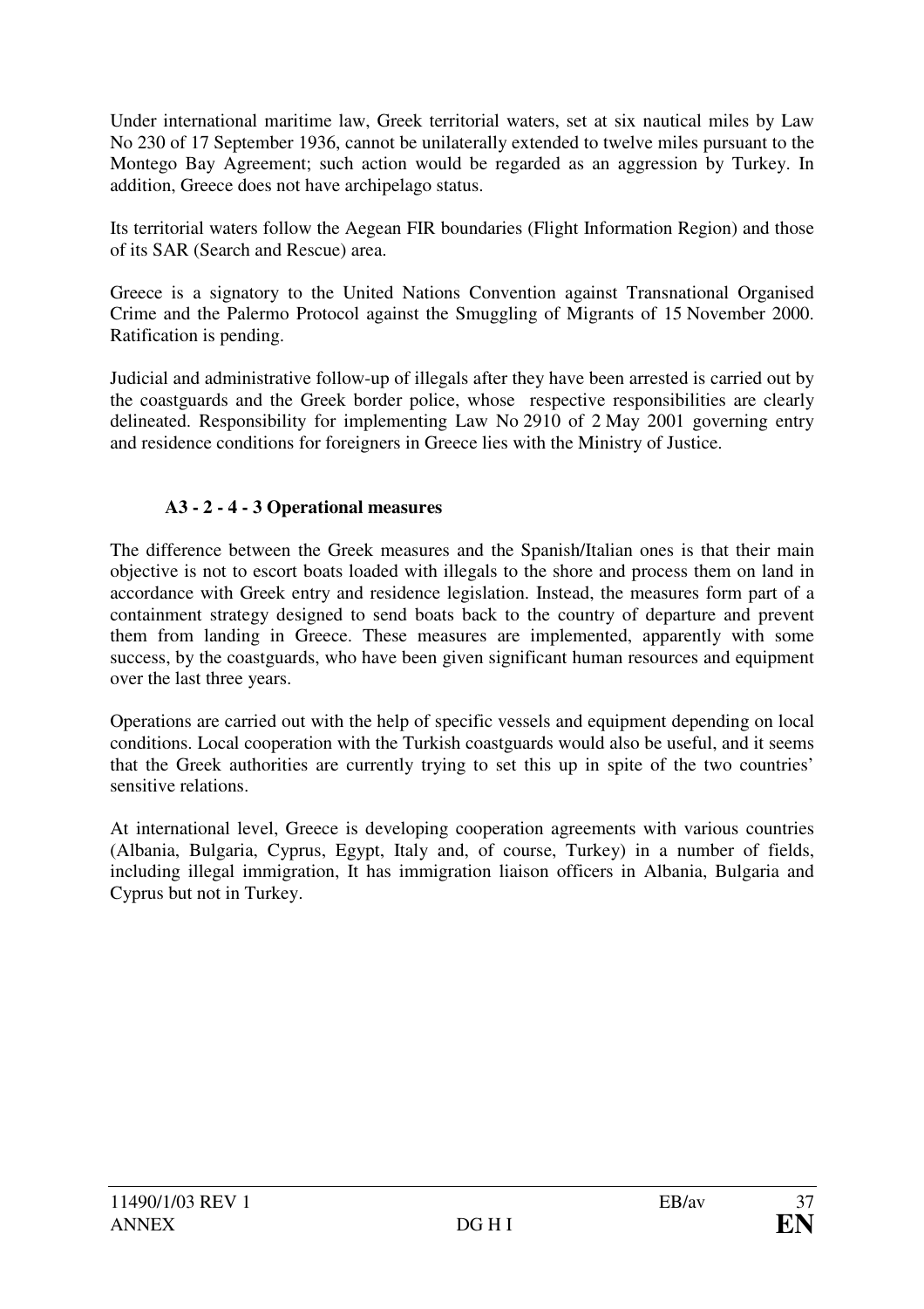Under international maritime law, Greek territorial waters, set at six nautical miles by Law No 230 of 17 September 1936, cannot be unilaterally extended to twelve miles pursuant to the Montego Bay Agreement; such action would be regarded as an aggression by Turkey. In addition, Greece does not have archipelago status.

Its territorial waters follow the Aegean FIR boundaries (Flight Information Region) and those of its SAR (Search and Rescue) area.

Greece is a signatory to the United Nations Convention against Transnational Organised Crime and the Palermo Protocol against the Smuggling of Migrants of 15 November 2000. Ratification is pending.

Judicial and administrative follow-up of illegals after they have been arrested is carried out by the coastguards and the Greek border police, whose respective responsibilities are clearly delineated. Responsibility for implementing Law No 2910 of 2 May 2001 governing entry and residence conditions for foreigners in Greece lies with the Ministry of Justice.

#### A3 - 2 - 4 - 3 Operational measures

The difference between the Greek measures and the Spanish/Italian ones is that their main objective is not to escort boats loaded with illegals to the shore and process them on land in accordance with Greek entry and residence legislation. Instead, the measures form part of a containment strategy designed to send boats back to the country of departure and prevent them from landing in Greece. These measures are implemented, apparently with some success, by the coastguards, who have been given significant human resources and equipment over the last three years.

Operations are carried out with the help of specific vessels and equipment depending on local conditions. Local cooperation with the Turkish coastguards would also be useful, and it seems that the Greek authorities are currently trying to set this up in spite of the two countries' sensitive relations.

At international level, Greece is developing cooperation agreements with various countries (Albania, Bulgaria, Cyprus, Egypt, Italy and, of course, Turkey) in a number of fields, including illegal immigration, It has immigration liaison officers in Albania, Bulgaria and Cyprus but not in Turkey.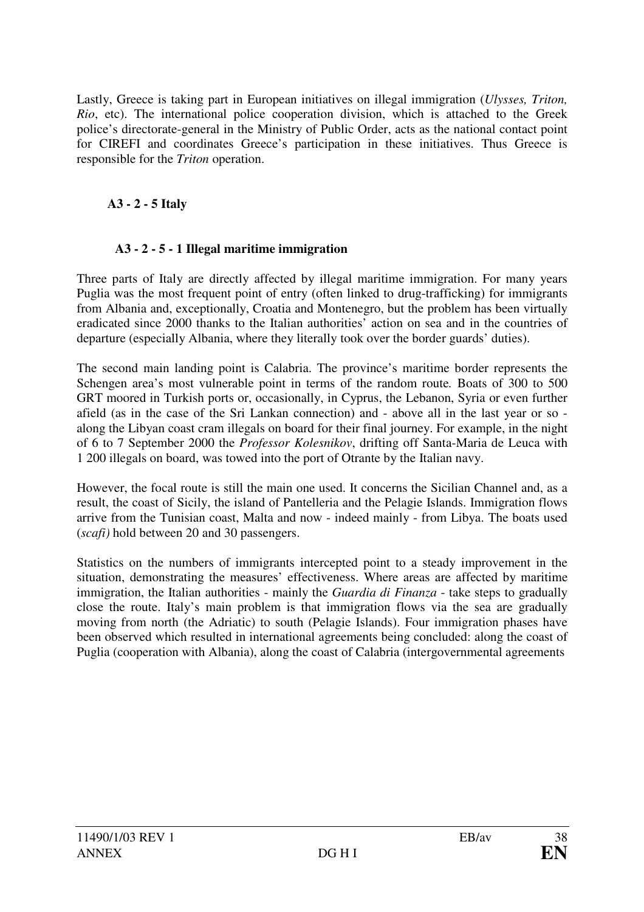Lastly, Greece is taking part in European initiatives on illegal immigration (*Ulysses, Triton, Rio*, etc). The international police cooperation division, which is attached to the Greek police's directorate-general in the Ministry of Public Order, acts as the national contact point for CIREFI and coordinates Greece's participation in these initiatives. Thus Greece is responsible for the *Triton* operation.

### A3 - 2 - 5 Italy

#### A3 - 2 - 5 - 1 Illegal maritime immigration

Three parts of Italy are directly affected by illegal maritime immigration. For many years Puglia was the most frequent point of entry (often linked to drug-trafficking) for immigrants from Albania and, exceptionally, Croatia and Montenegro, but the problem has been virtually eradicated since 2000 thanks to the Italian authorities' action on sea and in the countries of departure (especially Albania, where they literally took over the border guards' duties).

The second main landing point is Calabria. The province's maritime border represents the Schengen area's most vulnerable point in terms of the random route. Boats of 300 to 500 GRT moored in Turkish ports or, occasionally, in Cyprus, the Lebanon, Syria or even further afield (as in the case of the Sri Lankan connection) and - above all in the last year or so - along the Libyan coast cram illegals on board for their final journey. For example, in the night of 6 to 7 September 2000 the *Professor Kolesnikov*, drifting off Santa-Maria de Leuca with 1 200 illegals on board, was towed into the port of Otrante by the Italian navy.

However, the focal route is still the main one used. It concerns the Sicilian Channel and, as a result, the coast of Sicily, the island of Pantelleria and the Pelagie Islands. Immigration flows arrive from the Tunisian coast, Malta and now - indeed mainly - from Libya. The boats used (*scafi)* hold between 20 and 30 passengers.

Statistics on the numbers of immigrants intercepted point to a steady improvement in the situation, demonstrating the measures' effectiveness. Where areas are affected by maritime immigration, the Italian authorities - mainly the *Guardia di Finanza* - take steps to gradually close the route. Italy's main problem is that immigration flows via the sea are gradually moving from north (the Adriatic) to south (Pelagie Islands). Four immigration phases have been observed which resulted in international agreements being concluded: along the coast of Puglia (cooperation with Albania), along the coast of Calabria (intergovernmental agreements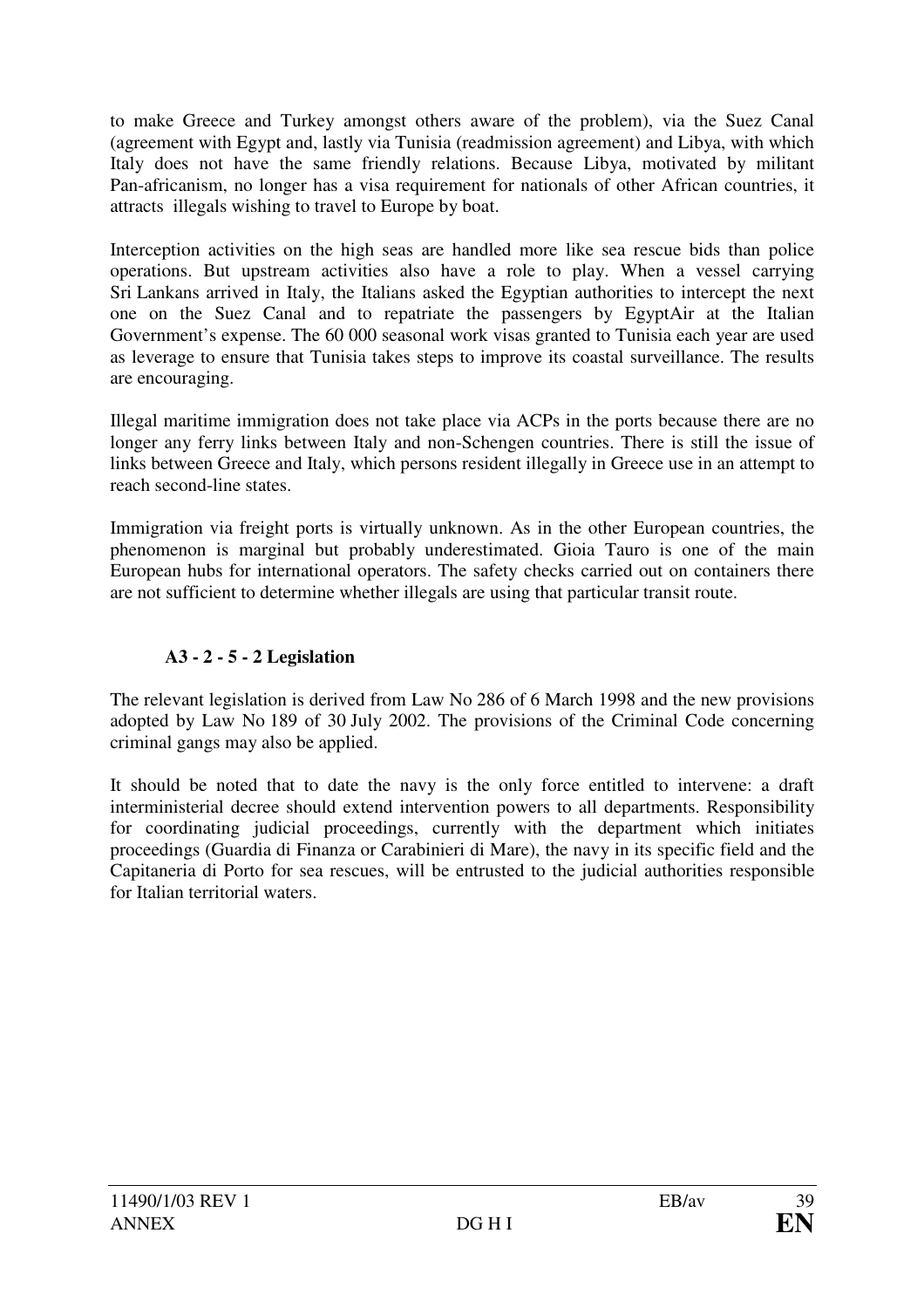to make Greece and Turkey amongst others aware of the problem), via the Suez Canal (agreement with Egypt and, lastly via Tunisia (readmission agreement) and Libya, with which Italy does not have the same friendly relations. Because Libya, motivated by militant Pan-africanism, no longer has a visa requirement for nationals of other African countries, it attracts illegals wishing to travel to Europe by boat.

Interception activities on the high seas are handled more like sea rescue bids than police operations. But upstream activities also have a role to play. When a vessel carrying Sri Lankans arrived in Italy, the Italians asked the Egyptian authorities to intercept the next one on the Suez Canal and to repatriate the passengers by EgyptAir at the Italian Government's expense. The 60 000 seasonal work visas granted to Tunisia each year are used as leverage to ensure that Tunisia takes steps to improve its coastal surveillance. The results are encouraging.

Illegal maritime immigration does not take place via ACPs in the ports because there are no longer any ferry links between Italy and non-Schengen countries. There is still the issue of links between Greece and Italy, which persons resident illegally in Greece use in an attempt to reach second-line states.

Immigration via freight ports is virtually unknown. As in the other European countries, the phenomenon is marginal but probably underestimated. Gioia Tauro is one of the main European hubs for international operators. The safety checks carried out on containers there are not sufficient to determine whether illegals are using that particular transit route.

### A3 - 2 - 5 - 2 Legislation

The relevant legislation is derived from Law No 286 of 6 March 1998 and the new provisions adopted by Law No 189 of 30 July 2002. The provisions of the Criminal Code concerning criminal gangs may also be applied.

It should be noted that to date the navy is the only force entitled to intervene: a draft interministerial decree should extend intervention powers to all departments. Responsibility for coordinating judicial proceedings, currently with the department which initiates proceedings (Guardia di Finanza or Carabinieri di Mare), the navy in its specific field and the Capitaneria di Porto for sea rescues, will be entrusted to the judicial authorities responsible for Italian territorial waters.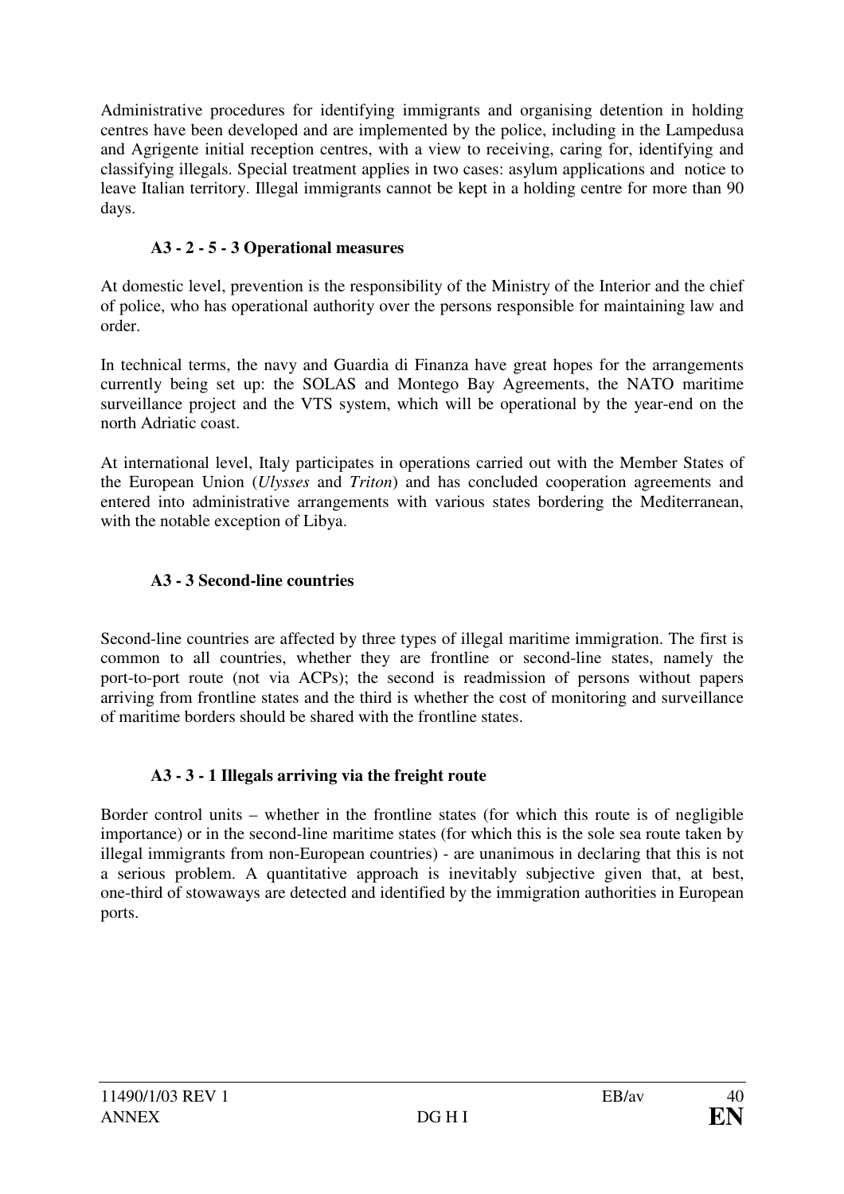Administrative procedures for identifying immigrants and organising detention in holding centres have been developed and are implemented by the police, including in the Lampedusa and Agrigente initial reception centres, with a view to receiving, caring for, identifying and classifying illegals. Special treatment applies in two cases: asylum applications and notice to leave Italian territory. Illegal immigrants cannot be kept in a holding centre for more than 90 days.

#### A3 - 2 - 5 - 3 Operational measures

At domestic level, prevention is the responsibility of the Ministry of the Interior and the chief of police, who has operational authority over the persons responsible for maintaining law and order.

In technical terms, the navy and Guardia di Finanza have great hopes for the arrangements currently being set up: the SOLAS and Montego Bay Agreements, the NATO maritime surveillance project and the VTS system, which will be operational by the year-end on the north Adriatic coast.

At international level, Italy participates in operations carried out with the Member States of the European Union (*Ulysses* and *Triton*) and has concluded cooperation agreements and entered into administrative arrangements with various states bordering the Mediterranean, with the notable exception of Libya.

### A3 - 3 Second-line countries

Second-line countries are affected by three types of illegal maritime immigration. The first is common to all countries, whether they are frontline or second-line states, namely the port-to-port route (not via ACPs); the second is readmission of persons without papers arriving from frontline states and the third is whether the cost of monitoring and surveillance of maritime borders should be shared with the frontline states.

#### A3 - 3 - 1 Illegals arriving via the freight route

Border control units – whether in the frontline states (for which this route is of negligible importance) or in the second-line maritime states (for which this is the sole sea route taken by illegal immigrants from non-European countries) - are unanimous in declaring that this is not a serious problem. A quantitative approach is inevitably subjective given that, at best, one-third of stowaways are detected and identified by the immigration authorities in European ports.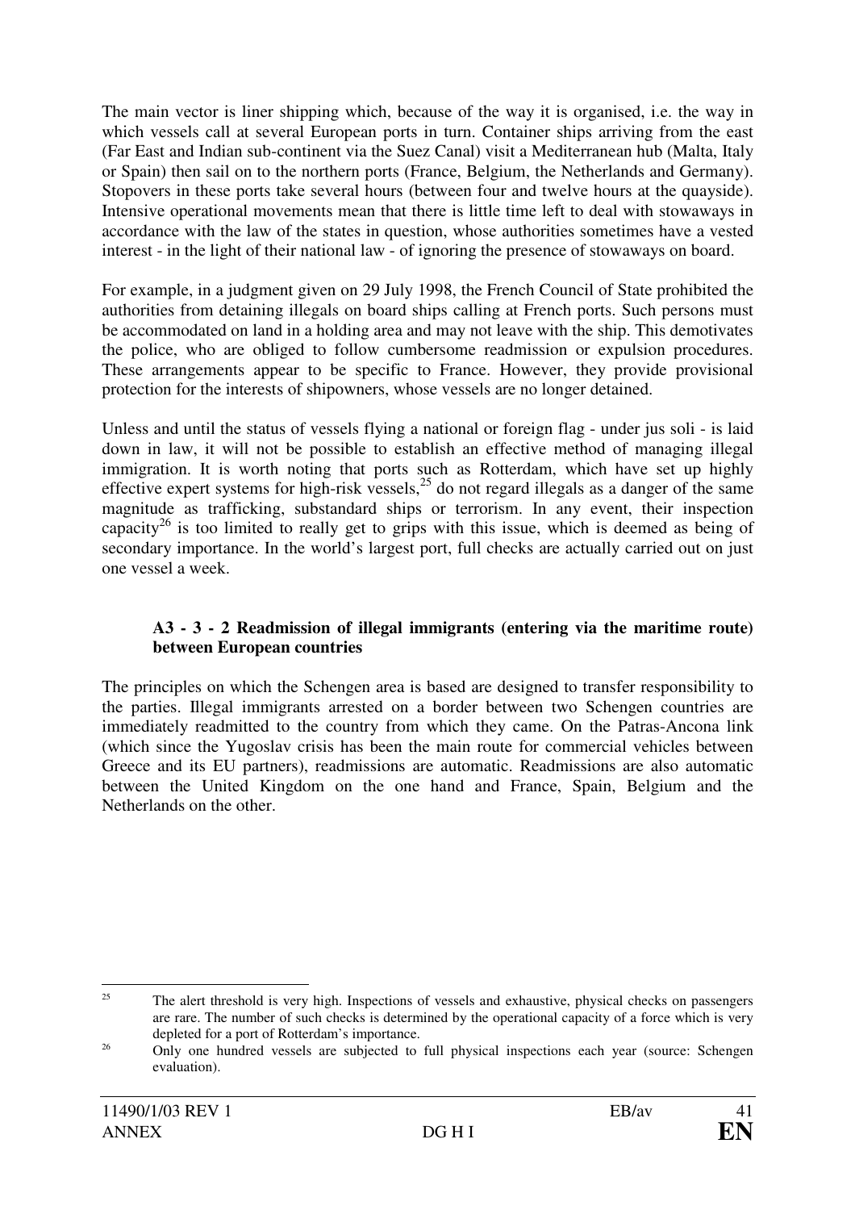The main vector is liner shipping which, because of the way it is organised, i.e. the way in which vessels call at several European ports in turn. Container ships arriving from the east (Far East and Indian sub-continent via the Suez Canal) visit a Mediterranean hub (Malta, Italy or Spain) then sail on to the northern ports (France, Belgium, the Netherlands and Germany). Stopovers in these ports take several hours (between four and twelve hours at the quayside). Intensive operational movements mean that there is little time left to deal with stowaways in accordance with the law of the states in question, whose authorities sometimes have a vested interest - in the light of their national law - of ignoring the presence of stowaways on board.

For example, in a judgment given on 29 July 1998, the French Council of State prohibited the authorities from detaining illegals on board ships calling at French ports. Such persons must be accommodated on land in a holding area and may not leave with the ship. This demotivates the police, who are obliged to follow cumbersome readmission or expulsion procedures. These arrangements appear to be specific to France. However, they provide provisional protection for the interests of shipowners, whose vessels are no longer detained.

Unless and until the status of vessels flying a national or foreign flag - under jus soli - is laid down in law, it will not be possible to establish an effective method of managing illegal immigration. It is worth noting that ports such as Rotterdam, which have set up highly effective expert systems for high-risk vessels,[25] do not regard illegals as a danger of the same magnitude as trafficking, substandard ships or terrorism. In any event, their inspection capacity[26] is too limited to really get to grips with this issue, which is deemed as being of secondary importance. In the world's largest port, full checks are actually carried out on just one vessel a week.

### A3 - 3 - 2 Readmission of illegal immigrants (entering via the maritime route) between European countries

The principles on which the Schengen area is based are designed to transfer responsibility to the parties. Illegal immigrants arrested on a border between two Schengen countries are immediately readmitted to the country from which they came. On the Patras-Ancona link (which since the Yugoslav crisis has been the main route for commercial vehicles between Greece and its EU partners), readmissions are automatic. Readmissions are also automatic between the United Kingdom on the one hand and France, Spain, Belgium and the Netherlands on the other.

---

[25] The alert threshold is very high. Inspections of vessels and exhaustive, physical checks on passengers are rare. The number of such checks is determined by the operational capacity of a force which is very depleted for a port of Rotterdam's importance.

[26] Only one hundred vessels are subjected to full physical inspections each year (source: Schengen evaluation).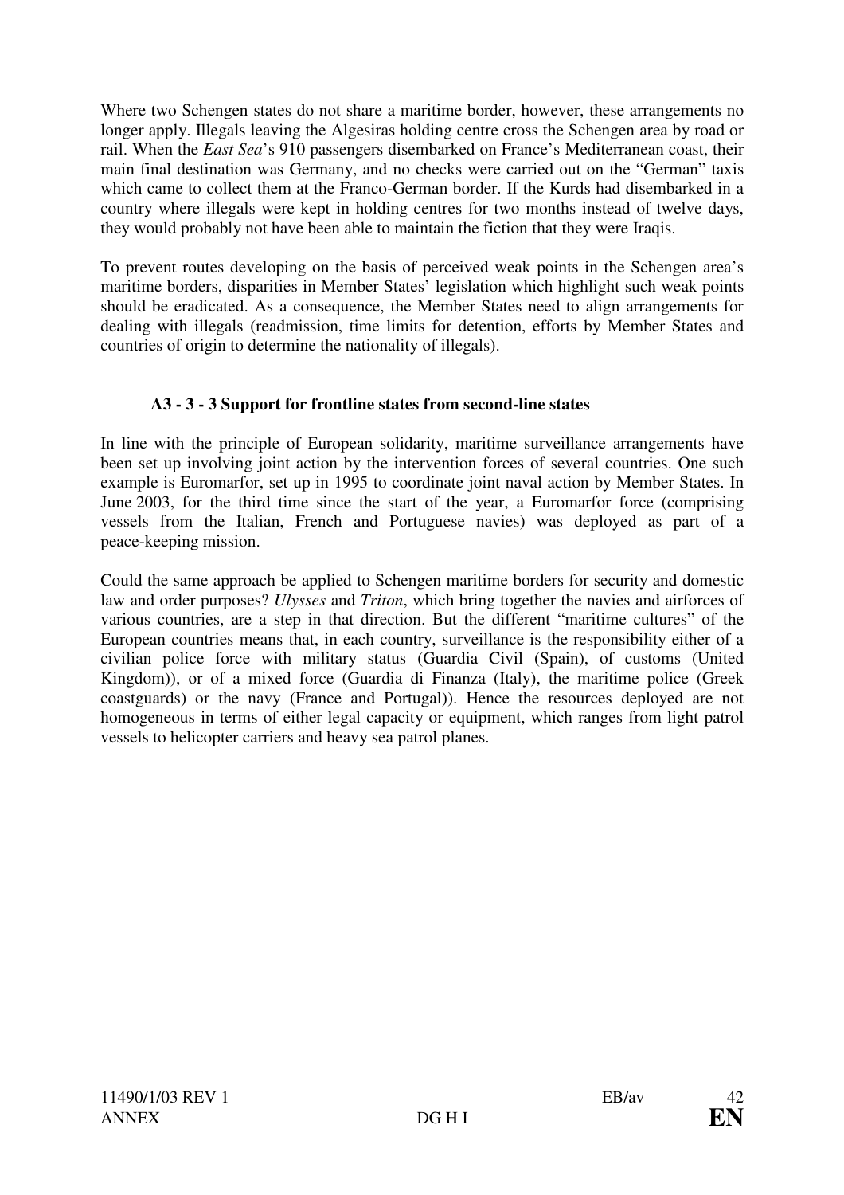Where two Schengen states do not share a maritime border, however, these arrangements no longer apply. Illegals leaving the Algesiras holding centre cross the Schengen area by road or rail. When the *East Sea*'s 910 passengers disembarked on France's Mediterranean coast, their main final destination was Germany, and no checks were carried out on the "German" taxis which came to collect them at the Franco-German border. If the Kurds had disembarked in a country where illegals were kept in holding centres for two months instead of twelve days, they would probably not have been able to maintain the fiction that they were Iraqis.

To prevent routes developing on the basis of perceived weak points in the Schengen area's maritime borders, disparities in Member States' legislation which highlight such weak points should be eradicated. As a consequence, the Member States need to align arrangements for dealing with illegals (readmission, time limits for detention, efforts by Member States and countries of origin to determine the nationality of illegals).

### A3 - 3 - 3 Support for frontline states from second-line states

In line with the principle of European solidarity, maritime surveillance arrangements have been set up involving joint action by the intervention forces of several countries. One such example is Euromarfor, set up in 1995 to coordinate joint naval action by Member States. In June 2003, for the third time since the start of the year, a Euromarfor force (comprising vessels from the Italian, French and Portuguese navies) was deployed as part of a peace-keeping mission.

Could the same approach be applied to Schengen maritime borders for security and domestic law and order purposes? *Ulysses* and *Triton*, which bring together the navies and airforces of various countries, are a step in that direction. But the different "maritime cultures" of the European countries means that, in each country, surveillance is the responsibility either of a civilian police force with military status (Guardia Civil (Spain), of customs (United Kingdom)), or of a mixed force (Guardia di Finanza (Italy), the maritime police (Greek coastguards) or the navy (France and Portugal)). Hence the resources deployed are not homogeneous in terms of either legal capacity or equipment, which ranges from light patrol vessels to helicopter carriers and heavy sea patrol planes.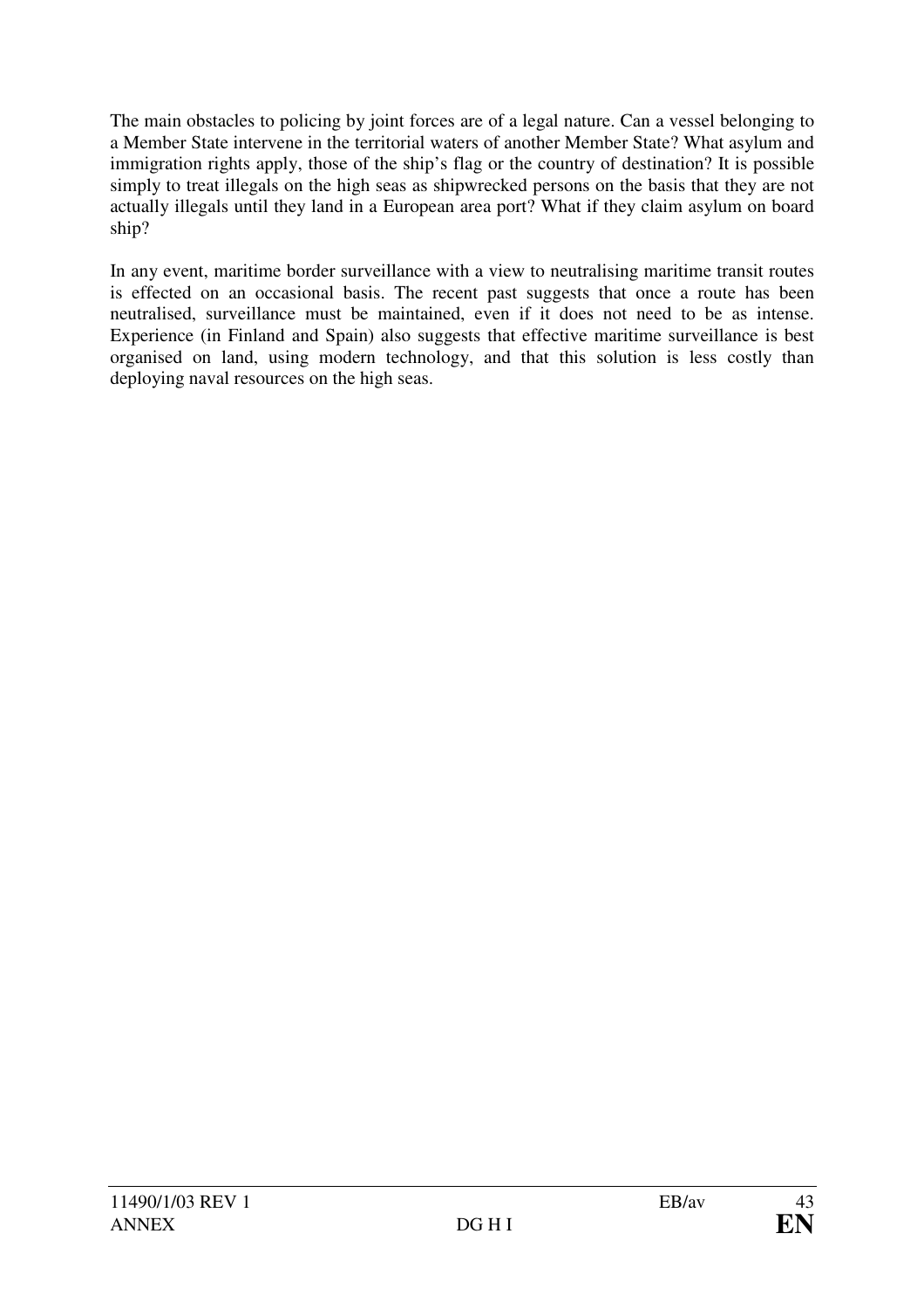The main obstacles to policing by joint forces are of a legal nature. Can a vessel belonging to a Member State intervene in the territorial waters of another Member State? What asylum and immigration rights apply, those of the ship's flag or the country of destination? It is possible simply to treat illegals on the high seas as shipwrecked persons on the basis that they are not actually illegals until they land in a European area port? What if they claim asylum on board ship?

In any event, maritime border surveillance with a view to neutralising maritime transit routes is effected on an occasional basis. The recent past suggests that once a route has been neutralised, surveillance must be maintained, even if it does not need to be as intense. Experience (in Finland and Spain) also suggests that effective maritime surveillance is best organised on land, using modern technology, and that this solution is less costly than deploying naval resources on the high seas.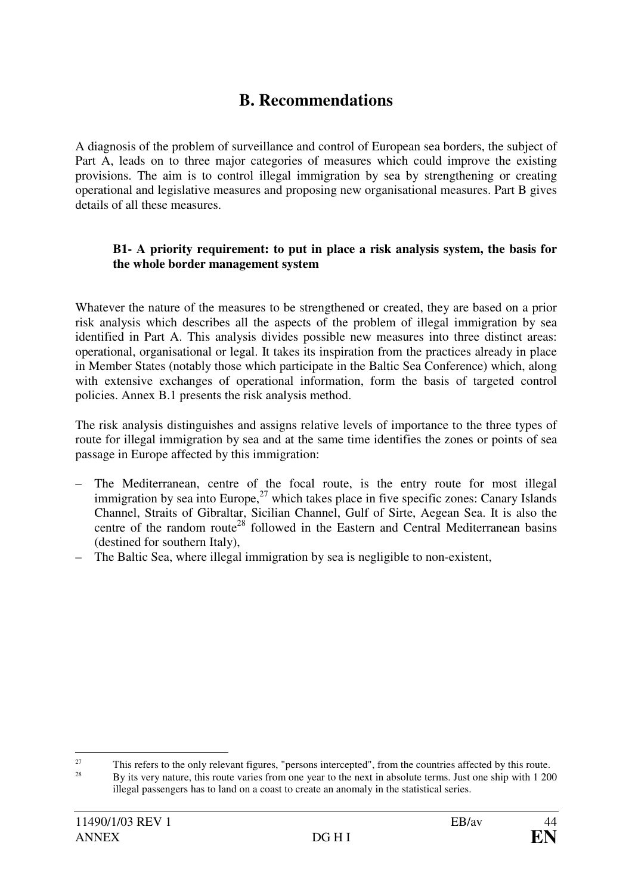# B. Recommendations

A diagnosis of the problem of surveillance and control of European sea borders, the subject of Part A, leads on to three major categories of measures which could improve the existing provisions. The aim is to control illegal immigration by sea by strengthening or creating operational and legislative measures and proposing new organisational measures. Part B gives details of all these measures.

**B1- A priority requirement: to put in place a risk analysis system, the basis for the whole border management system**

Whatever the nature of the measures to be strengthened or created, they are based on a prior risk analysis which describes all the aspects of the problem of illegal immigration by sea identified in Part A. This analysis divides possible new measures into three distinct areas: operational, organisational or legal. It takes its inspiration from the practices already in place in Member States (notably those which participate in the Baltic Sea Conference) which, along with extensive exchanges of operational information, form the basis of targeted control policies. Annex B.1 presents the risk analysis method.

The risk analysis distinguishes and assigns relative levels of importance to the three types of route for illegal immigration by sea and at the same time identifies the zones or points of sea passage in Europe affected by this immigration:

– The Mediterranean, centre of the focal route, is the entry route for most illegal immigration by sea into Europe,[27] which takes place in five specific zones: Canary Islands Channel, Straits of Gibraltar, Sicilian Channel, Gulf of Sirte, Aegean Sea. It is also the centre of the random route[28] followed in the Eastern and Central Mediterranean basins (destined for southern Italy),
– The Baltic Sea, where illegal immigration by sea is negligible to non-existent,

---

[27] This refers to the only relevant figures, "persons intercepted", from the countries affected by this route.

[28] By its very nature, this route varies from one year to the next in absolute terms. Just one ship with 1 200 illegal passengers has to land on a coast to create an anomaly in the statistical series.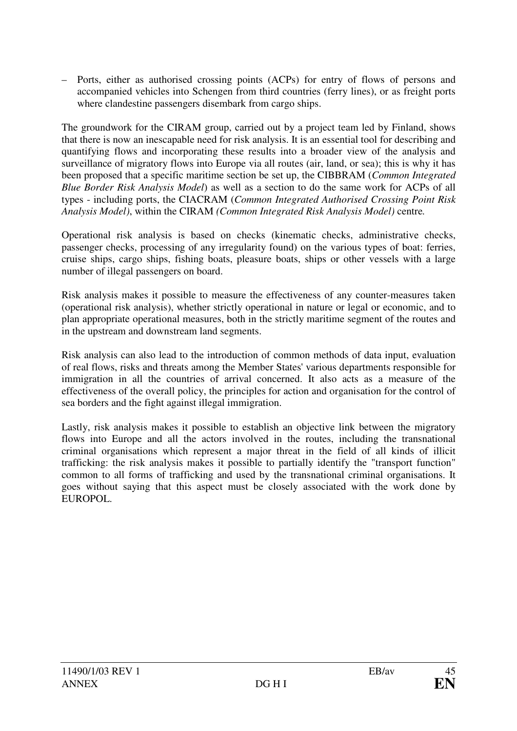– Ports, either as authorised crossing points (ACPs) for entry of flows of persons and accompanied vehicles into Schengen from third countries (ferry lines), or as freight ports where clandestine passengers disembark from cargo ships.

The groundwork for the CIRAM group, carried out by a project team led by Finland, shows that there is now an inescapable need for risk analysis. It is an essential tool for describing and quantifying flows and incorporating these results into a broader view of the analysis and surveillance of migratory flows into Europe via all routes (air, land, or sea); this is why it has been proposed that a specific maritime section be set up, the CIBBRAM (*Common Integrated Blue Border Risk Analysis Model*) as well as a section to do the same work for ACPs of all types - including ports, the CIACRAM (*Common Integrated Authorised Crossing Point Risk Analysis Model)*, within the CIRAM *(Common Integrated Risk Analysis Model)* centre*.*

Operational risk analysis is based on checks (kinematic checks, administrative checks, passenger checks, processing of any irregularity found) on the various types of boat: ferries, cruise ships, cargo ships, fishing boats, pleasure boats, ships or other vessels with a large number of illegal passengers on board.

Risk analysis makes it possible to measure the effectiveness of any counter-measures taken (operational risk analysis), whether strictly operational in nature or legal or economic, and to plan appropriate operational measures, both in the strictly maritime segment of the routes and in the upstream and downstream land segments.

Risk analysis can also lead to the introduction of common methods of data input, evaluation of real flows, risks and threats among the Member States' various departments responsible for immigration in all the countries of arrival concerned. It also acts as a measure of the effectiveness of the overall policy, the principles for action and organisation for the control of sea borders and the fight against illegal immigration.

Lastly, risk analysis makes it possible to establish an objective link between the migratory flows into Europe and all the actors involved in the routes, including the transnational criminal organisations which represent a major threat in the field of all kinds of illicit trafficking: the risk analysis makes it possible to partially identify the "transport function" common to all forms of trafficking and used by the transnational criminal organisations. It goes without saying that this aspect must be closely associated with the work done by EUROPOL.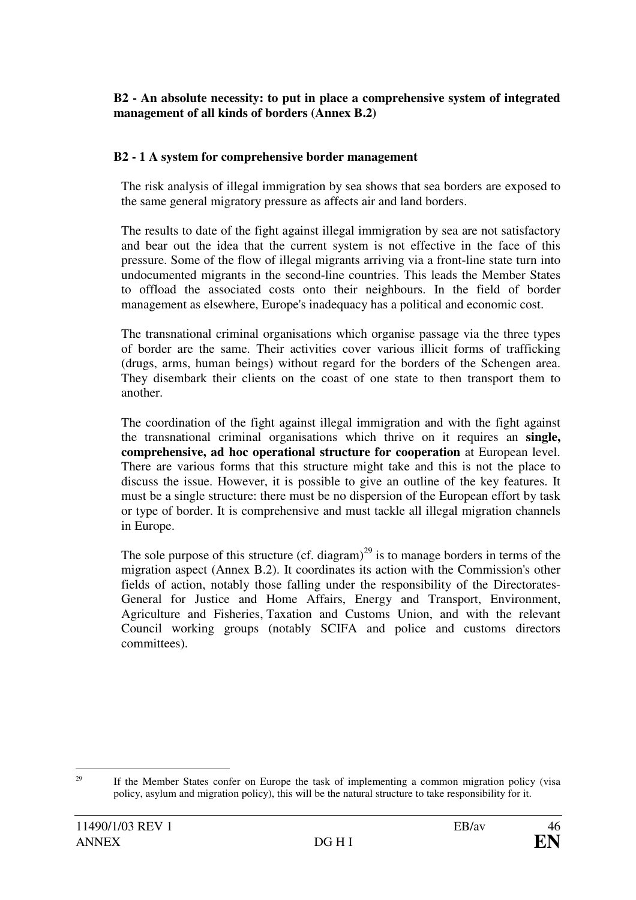**B2 - An absolute necessity: to put in place a comprehensive system of integrated management of all kinds of borders (Annex B.2)**

**B2 - 1 A system for comprehensive border management**

The risk analysis of illegal immigration by sea shows that sea borders are exposed to the same general migratory pressure as affects air and land borders.

The results to date of the fight against illegal immigration by sea are not satisfactory and bear out the idea that the current system is not effective in the face of this pressure. Some of the flow of illegal migrants arriving via a front-line state turn into undocumented migrants in the second-line countries. This leads the Member States to offload the associated costs onto their neighbours. In the field of border management as elsewhere, Europe's inadequacy has a political and economic cost.

The transnational criminal organisations which organise passage via the three types of border are the same. Their activities cover various illicit forms of trafficking (drugs, arms, human beings) without regard for the borders of the Schengen area. They disembark their clients on the coast of one state to then transport them to another.

The coordination of the fight against illegal immigration and with the fight against the transnational criminal organisations which thrive on it requires an **single, comprehensive, ad hoc operational structure for cooperation** at European level. There are various forms that this structure might take and this is not the place to discuss the issue. However, it is possible to give an outline of the key features. It must be a single structure: there must be no dispersion of the European effort by task or type of border. It is comprehensive and must tackle all illegal migration channels in Europe.

The sole purpose of this structure (cf. diagram)[29] is to manage borders in terms of the migration aspect (Annex B.2). It coordinates its action with the Commission's other fields of action, notably those falling under the responsibility of the Directorates-General for Justice and Home Affairs, Energy and Transport, Environment, Agriculture and Fisheries, Taxation and Customs Union, and with the relevant Council working groups (notably SCIFA and police and customs directors committees).

[29] If the Member States confer on Europe the task of implementing a common migration policy (visa policy, asylum and migration policy), this will be the natural structure to take responsibility for it.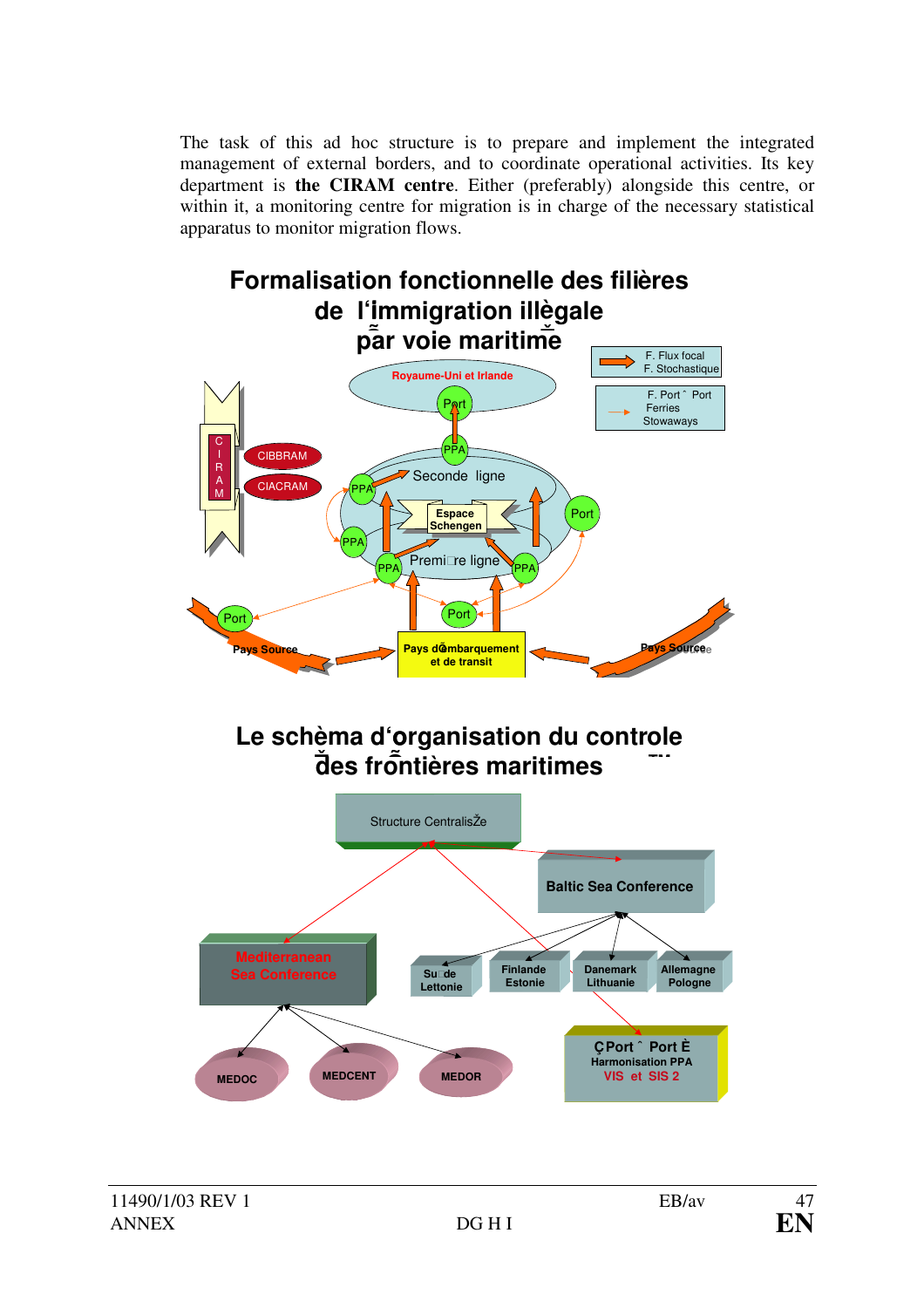The task of this ad hoc structure is to prepare and implement the integrated management of external borders, and to coordinate operational activities. Its key department is **the CIRAM centre**. Either (preferably) alongside this centre, or within it, a monitoring centre for migration is in charge of the necessary statistical apparatus to monitor migration flows.

## Formalisation fonctionnelle des filières de l'immigration illègale par voie maritime

F. Flux focal
F. Stochastique

F. Port ˆ Port
Ferries
Stowaways

Royaume-Uni et Irlande

Port

PPA

CIRAM

CIBBRAM

CIACRAM

Seconde ligne

Espace Schengen

Première ligne

Port

Pays Source

Pays d'embarquement et de transit

Pays Source

## Le schèma d'organisation du controle des frontières maritimes

Structure Centralisée

Baltic Sea Conference

Mediterranean Sea Conference

Suède Lettonie

Finlande Estonie

Danemark Lithuanie

Allemagne Pologne

Port ˆ Port È
Harmonisation PPA
VIS et SIS 2

MEDOC

MEDCENT

MEDOR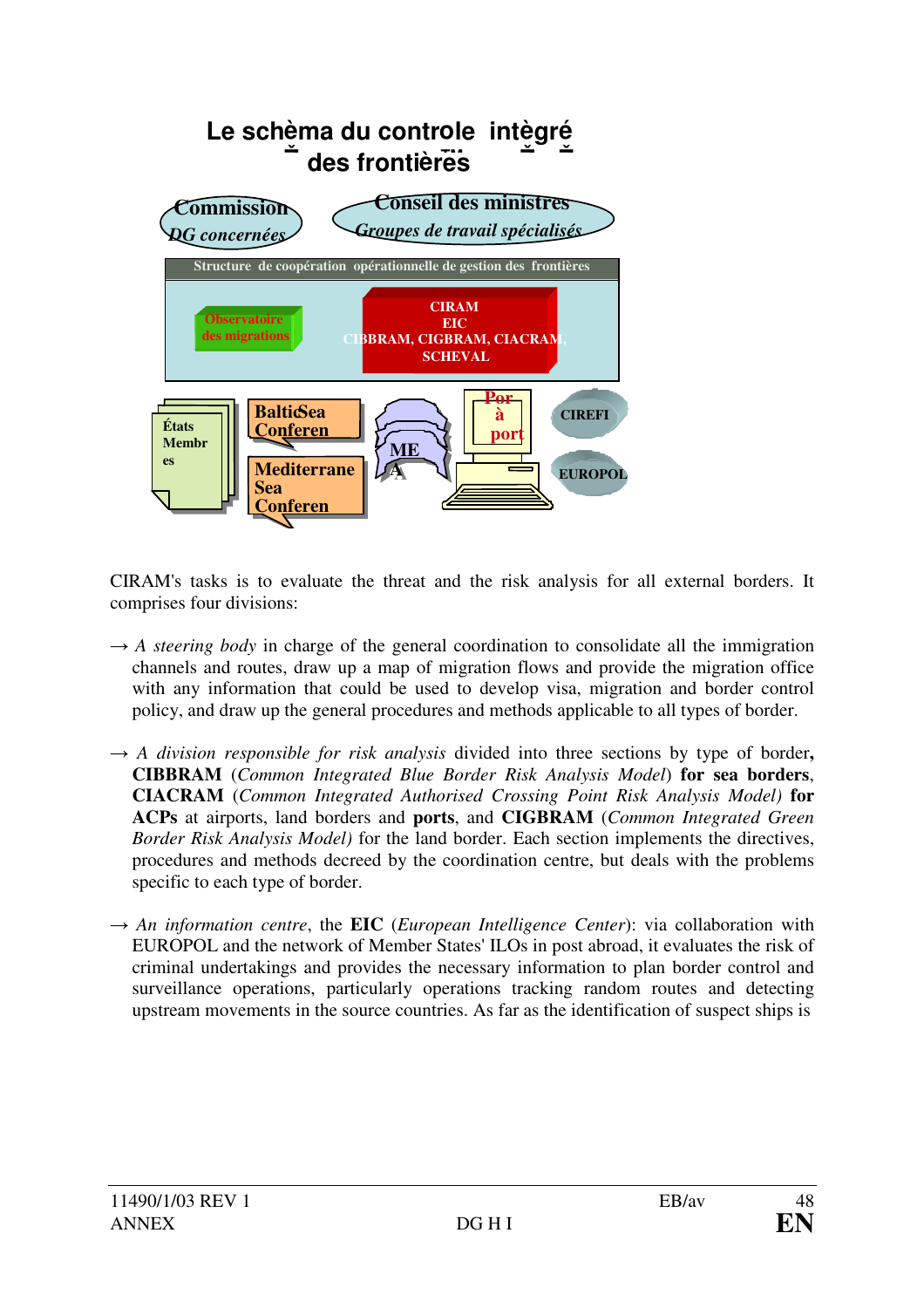## Le schèma du controle intègré des frontières

Commission
*DG concernées*

Conseil des ministres
*Groupes de travail spécialisés*

Structure de coopération opérationnelle de gestion des frontières

Observatoire des migrations

CIRAM
EIC
CIBBRAM, CIGBRAM, CIACRAM,
SCHEVAL

États Membres

BalticSea Conferen

Mediterrane Sea Conferen

MEA

Por à port

CIREFI

EUROPOL

CIRAM's tasks is to evaluate the threat and the risk analysis for all external borders. It comprises four divisions:

→ *A steering body* in charge of the general coordination to consolidate all the immigration channels and routes, draw up a map of migration flows and provide the migration office with any information that could be used to develop visa, migration and border control policy, and draw up the general procedures and methods applicable to all types of border.

→ *A division responsible for risk analysis* divided into three sections by type of border**,** **CIBBRAM** (*Common Integrated Blue Border Risk Analysis Model*) **for sea borders**, **CIACRAM** (*Common Integrated Authorised Crossing Point Risk Analysis Model)* **for ACPs** at airports, land borders and **ports**, and **CIGBRAM** (*Common Integrated Green Border Risk Analysis Model)* for the land border. Each section implements the directives, procedures and methods decreed by the coordination centre, but deals with the problems specific to each type of border.

→ *An information centre*, the **EIC** (*European Intelligence Center*): via collaboration with EUROPOL and the network of Member States' ILOs in post abroad, it evaluates the risk of criminal undertakings and provides the necessary information to plan border control and surveillance operations, particularly operations tracking random routes and detecting upstream movements in the source countries. As far as the identification of suspect ships is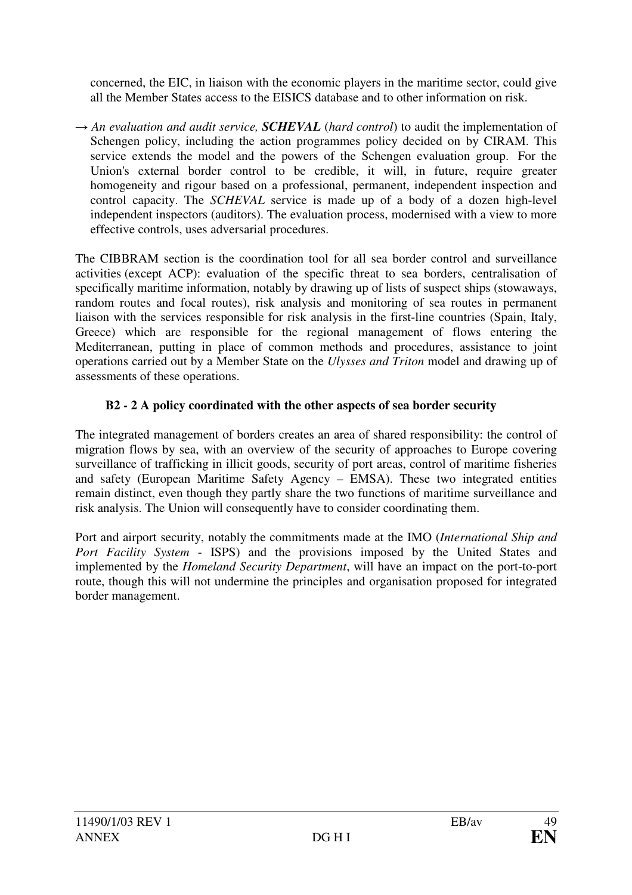concerned, the EIC, in liaison with the economic players in the maritime sector, could give all the Member States access to the EISICS database and to other information on risk.

→ *An evaluation and audit service, **SCHEVAL*** (*hard control*) to audit the implementation of Schengen policy, including the action programmes policy decided on by CIRAM. This service extends the model and the powers of the Schengen evaluation group. For the Union's external border control to be credible, it will, in future, require greater homogeneity and rigour based on a professional, permanent, independent inspection and control capacity. The *SCHEVAL* service is made up of a body of a dozen high-level independent inspectors (auditors). The evaluation process, modernised with a view to more effective controls, uses adversarial procedures.

The CIBBRAM section is the coordination tool for all sea border control and surveillance activities (except ACP): evaluation of the specific threat to sea borders, centralisation of specifically maritime information, notably by drawing up of lists of suspect ships (stowaways, random routes and focal routes), risk analysis and monitoring of sea routes in permanent liaison with the services responsible for risk analysis in the first-line countries (Spain, Italy, Greece) which are responsible for the regional management of flows entering the Mediterranean, putting in place of common methods and procedures, assistance to joint operations carried out by a Member State on the *Ulysses and Triton* model and drawing up of assessments of these operations.

### B2 - 2 A policy coordinated with the other aspects of sea border security

The integrated management of borders creates an area of shared responsibility: the control of migration flows by sea, with an overview of the security of approaches to Europe covering surveillance of trafficking in illicit goods, security of port areas, control of maritime fisheries and safety (European Maritime Safety Agency – EMSA). These two integrated entities remain distinct, even though they partly share the two functions of maritime surveillance and risk analysis. The Union will consequently have to consider coordinating them.

Port and airport security, notably the commitments made at the IMO (*International Ship and Port Facility System* - ISPS) and the provisions imposed by the United States and implemented by the *Homeland Security Department*, will have an impact on the port-to-port route, though this will not undermine the principles and organisation proposed for integrated border management.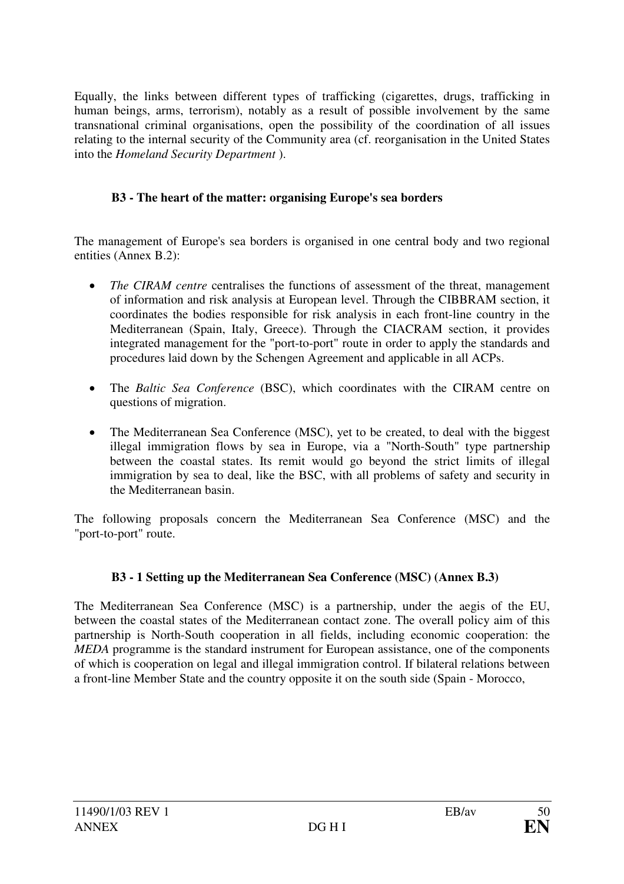Equally, the links between different types of trafficking (cigarettes, drugs, trafficking in human beings, arms, terrorism), notably as a result of possible involvement by the same transnational criminal organisations, open the possibility of the coordination of all issues relating to the internal security of the Community area (cf. reorganisation in the United States into the *Homeland Security Department* ).

### B3 - The heart of the matter: organising Europe's sea borders

The management of Europe's sea borders is organised in one central body and two regional entities (Annex B.2):

- *The CIRAM centre* centralises the functions of assessment of the threat, management of information and risk analysis at European level. Through the CIBBRAM section, it coordinates the bodies responsible for risk analysis in each front-line country in the Mediterranean (Spain, Italy, Greece). Through the CIACRAM section, it provides integrated management for the "port-to-port" route in order to apply the standards and procedures laid down by the Schengen Agreement and applicable in all ACPs.
- The *Baltic Sea Conference* (BSC), which coordinates with the CIRAM centre on questions of migration.
- The Mediterranean Sea Conference (MSC), yet to be created, to deal with the biggest illegal immigration flows by sea in Europe, via a "North-South" type partnership between the coastal states. Its remit would go beyond the strict limits of illegal immigration by sea to deal, like the BSC, with all problems of safety and security in the Mediterranean basin.

The following proposals concern the Mediterranean Sea Conference (MSC) and the "port-to-port" route.

### B3 - 1 Setting up the Mediterranean Sea Conference (MSC) (Annex B.3)

The Mediterranean Sea Conference (MSC) is a partnership, under the aegis of the EU, between the coastal states of the Mediterranean contact zone. The overall policy aim of this partnership is North-South cooperation in all fields, including economic cooperation: the *MEDA* programme is the standard instrument for European assistance, one of the components of which is cooperation on legal and illegal immigration control. If bilateral relations between a front-line Member State and the country opposite it on the south side (Spain - Morocco,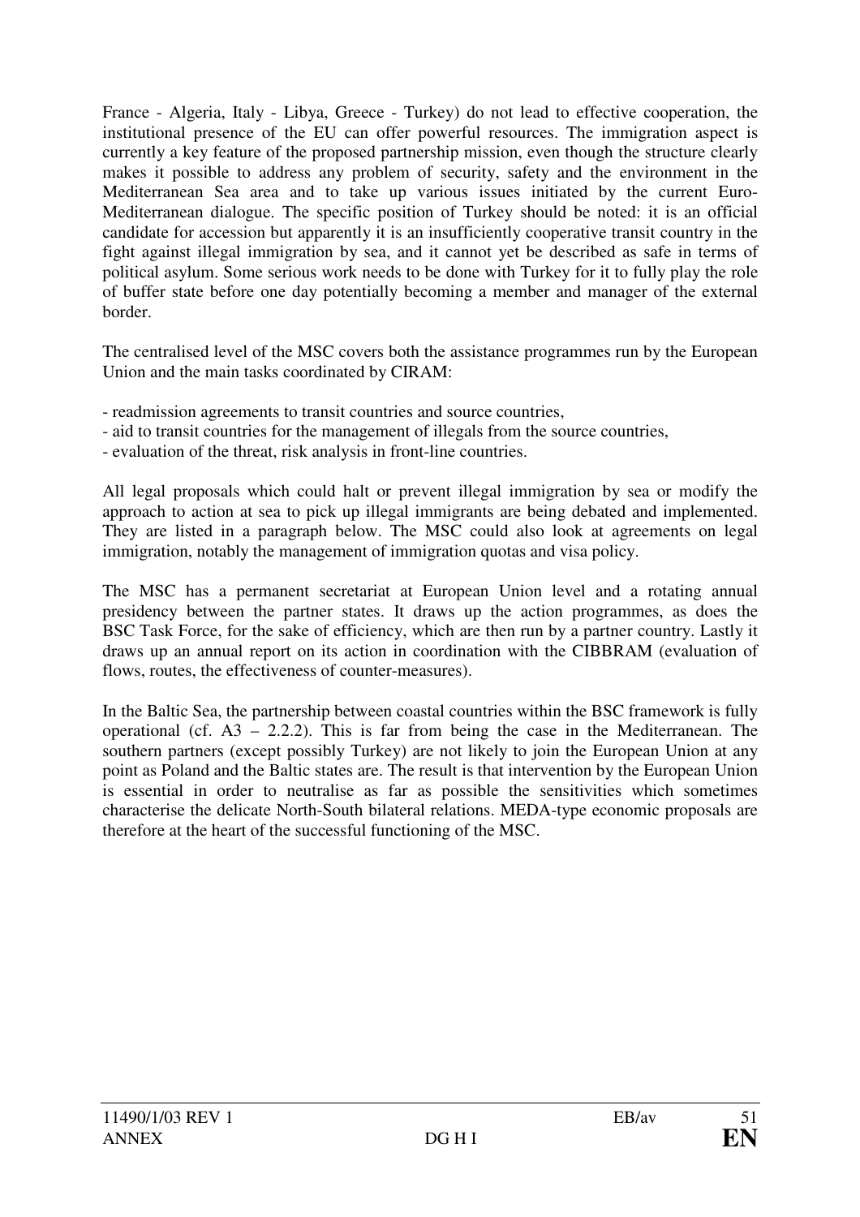France - Algeria, Italy - Libya, Greece - Turkey) do not lead to effective cooperation, the institutional presence of the EU can offer powerful resources. The immigration aspect is currently a key feature of the proposed partnership mission, even though the structure clearly makes it possible to address any problem of security, safety and the environment in the Mediterranean Sea area and to take up various issues initiated by the current Euro-Mediterranean dialogue. The specific position of Turkey should be noted: it is an official candidate for accession but apparently it is an insufficiently cooperative transit country in the fight against illegal immigration by sea, and it cannot yet be described as safe in terms of political asylum. Some serious work needs to be done with Turkey for it to fully play the role of buffer state before one day potentially becoming a member and manager of the external border.

The centralised level of the MSC covers both the assistance programmes run by the European Union and the main tasks coordinated by CIRAM:

- readmission agreements to transit countries and source countries,
- aid to transit countries for the management of illegals from the source countries,
- evaluation of the threat, risk analysis in front-line countries.

All legal proposals which could halt or prevent illegal immigration by sea or modify the approach to action at sea to pick up illegal immigrants are being debated and implemented. They are listed in a paragraph below. The MSC could also look at agreements on legal immigration, notably the management of immigration quotas and visa policy.

The MSC has a permanent secretariat at European Union level and a rotating annual presidency between the partner states. It draws up the action programmes, as does the BSC Task Force, for the sake of efficiency, which are then run by a partner country. Lastly it draws up an annual report on its action in coordination with the CIBBRAM (evaluation of flows, routes, the effectiveness of counter-measures).

In the Baltic Sea, the partnership between coastal countries within the BSC framework is fully operational (cf. A3 – 2.2.2). This is far from being the case in the Mediterranean. The southern partners (except possibly Turkey) are not likely to join the European Union at any point as Poland and the Baltic states are. The result is that intervention by the European Union is essential in order to neutralise as far as possible the sensitivities which sometimes characterise the delicate North-South bilateral relations. MEDA-type economic proposals are therefore at the heart of the successful functioning of the MSC.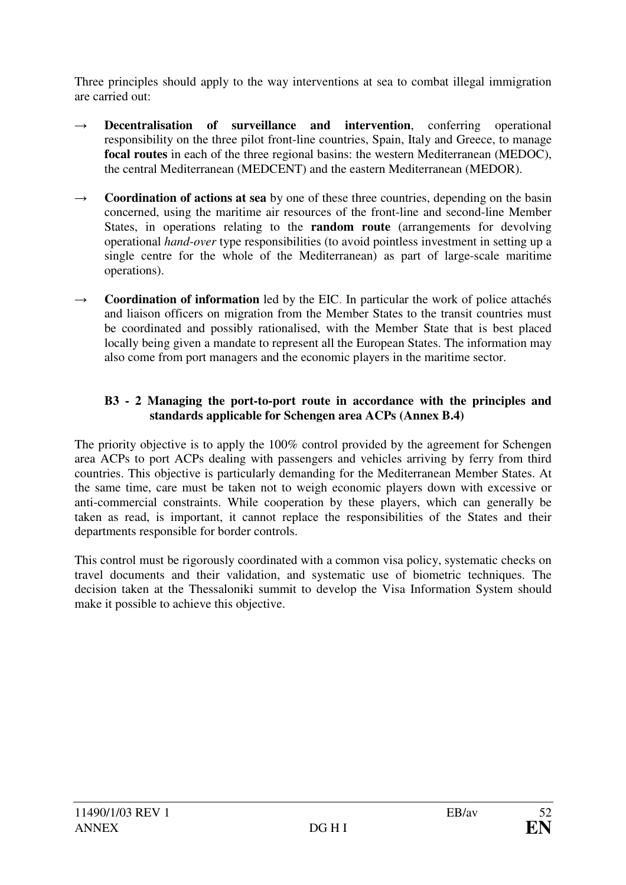Three principles should apply to the way interventions at sea to combat illegal immigration are carried out:

→ **Decentralisation of surveillance and intervention**, conferring operational responsibility on the three pilot front-line countries, Spain, Italy and Greece, to manage **focal routes** in each of the three regional basins: the western Mediterranean (MEDOC), the central Mediterranean (MEDCENT) and the eastern Mediterranean (MEDOR).

→ **Coordination of actions at sea** by one of these three countries, depending on the basin concerned, using the maritime air resources of the front-line and second-line Member States, in operations relating to the **random route** (arrangements for devolving operational *hand-over* type responsibilities (to avoid pointless investment in setting up a single centre for the whole of the Mediterranean) as part of large-scale maritime operations).

→ **Coordination of information** led by the EIC. In particular the work of police attachés and liaison officers on migration from the Member States to the transit countries must be coordinated and possibly rationalised, with the Member State that is best placed locally being given a mandate to represent all the European States. The information may also come from port managers and the economic players in the maritime sector.

**B3 - 2 Managing the port-to-port route in accordance with the principles and standards applicable for Schengen area ACPs (Annex B.4)**

The priority objective is to apply the 100% control provided by the agreement for Schengen area ACPs to port ACPs dealing with passengers and vehicles arriving by ferry from third countries. This objective is particularly demanding for the Mediterranean Member States. At the same time, care must be taken not to weigh economic players down with excessive or anti-commercial constraints. While cooperation by these players, which can generally be taken as read, is important, it cannot replace the responsibilities of the States and their departments responsible for border controls.

This control must be rigorously coordinated with a common visa policy, systematic checks on travel documents and their validation, and systematic use of biometric techniques. The decision taken at the Thessaloniki summit to develop the Visa Information System should make it possible to achieve this objective.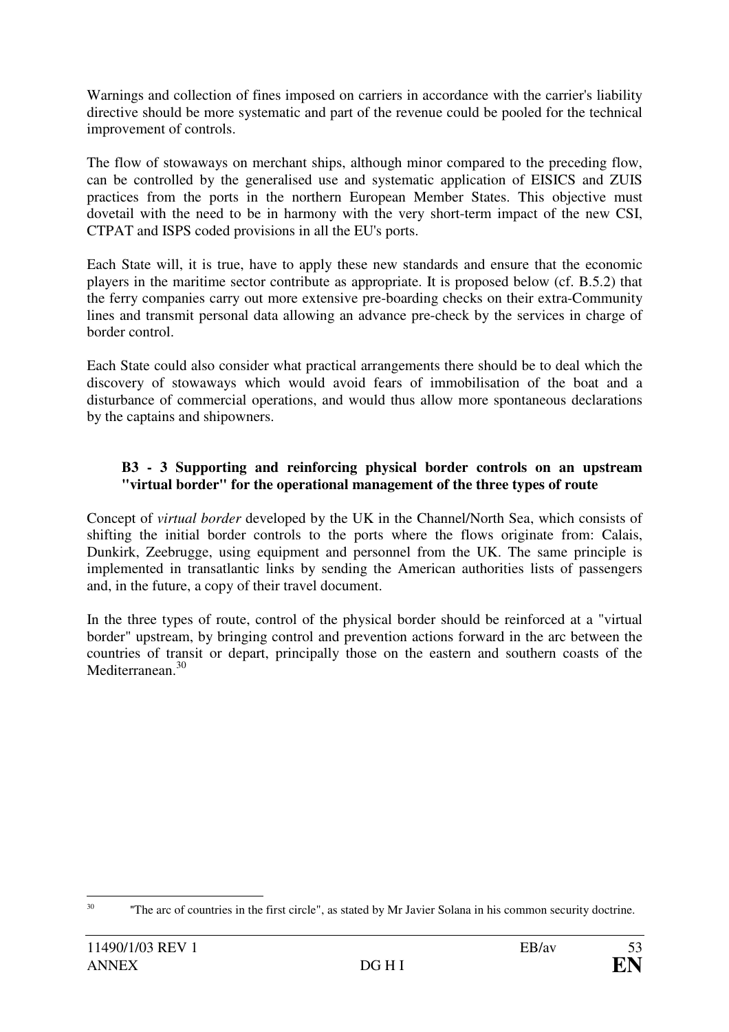Warnings and collection of fines imposed on carriers in accordance with the carrier's liability directive should be more systematic and part of the revenue could be pooled for the technical improvement of controls.

The flow of stowaways on merchant ships, although minor compared to the preceding flow, can be controlled by the generalised use and systematic application of EISICS and ZUIS practices from the ports in the northern European Member States. This objective must dovetail with the need to be in harmony with the very short-term impact of the new CSI, CTPAT and ISPS coded provisions in all the EU's ports.

Each State will, it is true, have to apply these new standards and ensure that the economic players in the maritime sector contribute as appropriate. It is proposed below (cf. B.5.2) that the ferry companies carry out more extensive pre-boarding checks on their extra-Community lines and transmit personal data allowing an advance pre-check by the services in charge of border control.

Each State could also consider what practical arrangements there should be to deal which the discovery of stowaways which would avoid fears of immobilisation of the boat and a disturbance of commercial operations, and would thus allow more spontaneous declarations by the captains and shipowners.

**B3 - 3 Supporting and reinforcing physical border controls on an upstream "virtual border" for the operational management of the three types of route**

Concept of *virtual border* developed by the UK in the Channel/North Sea, which consists of shifting the initial border controls to the ports where the flows originate from: Calais, Dunkirk, Zeebrugge, using equipment and personnel from the UK. The same principle is implemented in transatlantic links by sending the American authorities lists of passengers and, in the future, a copy of their travel document.

In the three types of route, control of the physical border should be reinforced at a "virtual border" upstream, by bringing control and prevention actions forward in the arc between the countries of transit or depart, principally those on the eastern and southern coasts of the Mediterranean.[30]

[30] "The arc of countries in the first circle", as stated by Mr Javier Solana in his common security doctrine.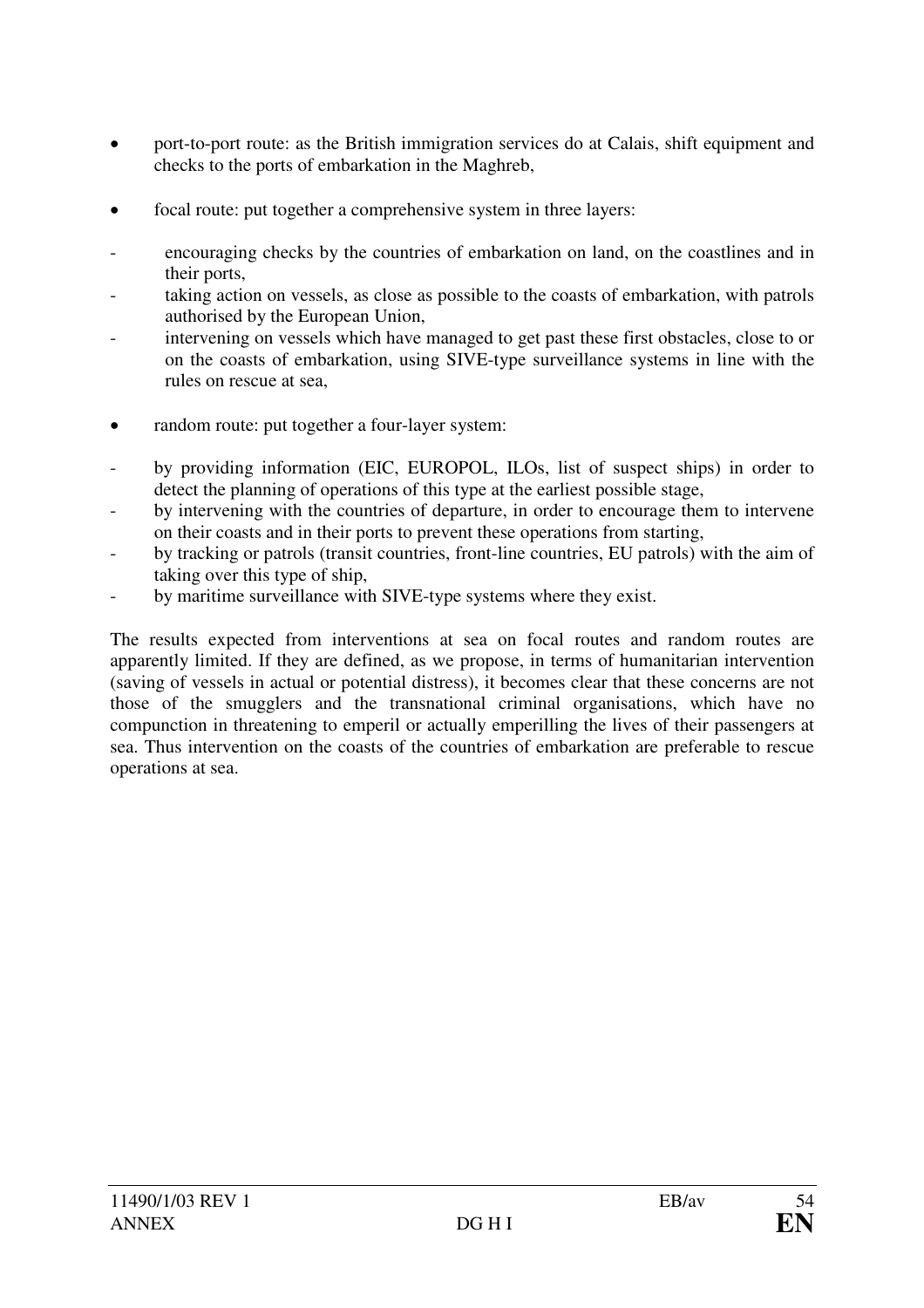- port-to-port route: as the British immigration services do at Calais, shift equipment and checks to the ports of embarkation in the Maghreb,

- focal route: put together a comprehensive system in three layers:

  - encouraging checks by the countries of embarkation on land, on the coastlines and in their ports,
  - taking action on vessels, as close as possible to the coasts of embarkation, with patrols authorised by the European Union,
  - intervening on vessels which have managed to get past these first obstacles, close to or on the coasts of embarkation, using SIVE-type surveillance systems in line with the rules on rescue at sea,

- random route: put together a four-layer system:

  - by providing information (EIC, EUROPOL, ILOs, list of suspect ships) in order to detect the planning of operations of this type at the earliest possible stage,
  - by intervening with the countries of departure, in order to encourage them to intervene on their coasts and in their ports to prevent these operations from starting,
  - by tracking or patrols (transit countries, front-line countries, EU patrols) with the aim of taking over this type of ship,
  - by maritime surveillance with SIVE-type systems where they exist.

The results expected from interventions at sea on focal routes and random routes are apparently limited. If they are defined, as we propose, in terms of humanitarian intervention (saving of vessels in actual or potential distress), it becomes clear that these concerns are not those of the smugglers and the transnational criminal organisations, which have no compunction in threatening to emperil or actually emperilling the lives of their passengers at sea. Thus intervention on the coasts of the countries of embarkation are preferable to rescue operations at sea.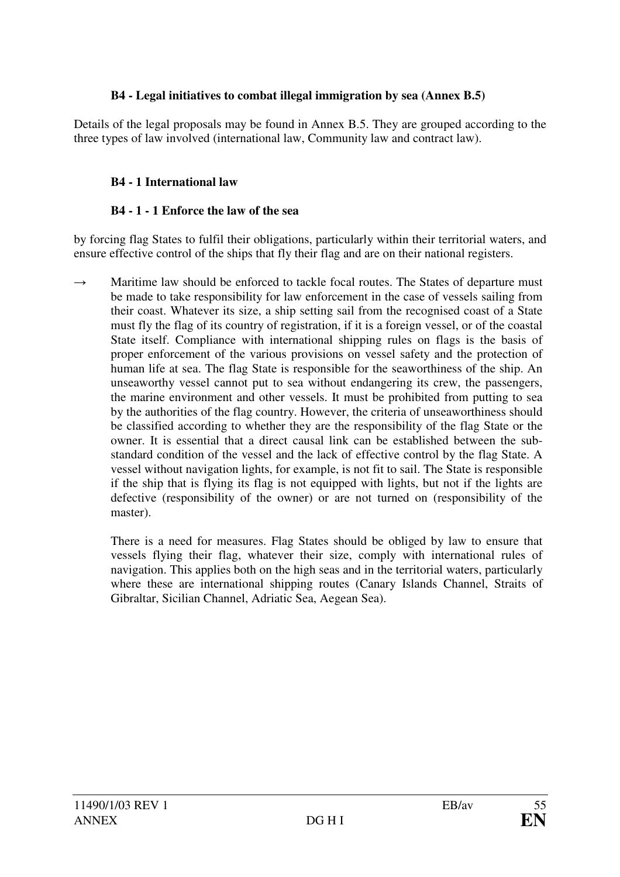### B4 - Legal initiatives to combat illegal immigration by sea (Annex B.5)

Details of the legal proposals may be found in Annex B.5. They are grouped according to the three types of law involved (international law, Community law and contract law).

#### B4 - 1 International law

#### B4 - 1 - 1 Enforce the law of the sea

by forcing flag States to fulfil their obligations, particularly within their territorial waters, and ensure effective control of the ships that fly their flag and are on their national registers.

→ Maritime law should be enforced to tackle focal routes. The States of departure must be made to take responsibility for law enforcement in the case of vessels sailing from their coast. Whatever its size, a ship setting sail from the recognised coast of a State must fly the flag of its country of registration, if it is a foreign vessel, or of the coastal State itself. Compliance with international shipping rules on flags is the basis of proper enforcement of the various provisions on vessel safety and the protection of human life at sea. The flag State is responsible for the seaworthiness of the ship. An unseaworthy vessel cannot put to sea without endangering its crew, the passengers, the marine environment and other vessels. It must be prohibited from putting to sea by the authorities of the flag country. However, the criteria of unseaworthiness should be classified according to whether they are the responsibility of the flag State or the owner. It is essential that a direct causal link can be established between the sub-standard condition of the vessel and the lack of effective control by the flag State. A vessel without navigation lights, for example, is not fit to sail. The State is responsible if the ship that is flying its flag is not equipped with lights, but not if the lights are defective (responsibility of the owner) or are not turned on (responsibility of the master).

There is a need for measures. Flag States should be obliged by law to ensure that vessels flying their flag, whatever their size, comply with international rules of navigation. This applies both on the high seas and in the territorial waters, particularly where these are international shipping routes (Canary Islands Channel, Straits of Gibraltar, Sicilian Channel, Adriatic Sea, Aegean Sea).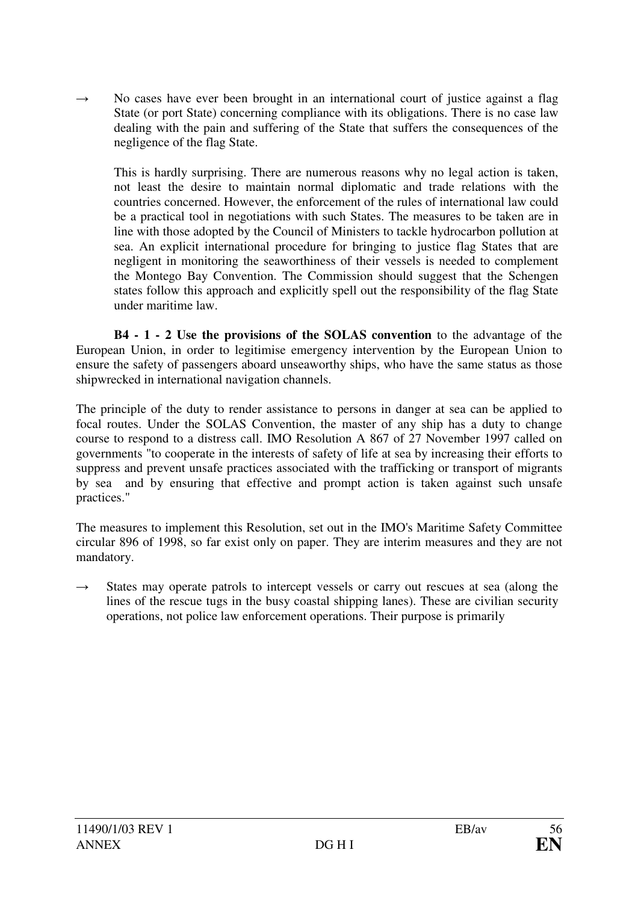→ No cases have ever been brought in an international court of justice against a flag State (or port State) concerning compliance with its obligations. There is no case law dealing with the pain and suffering of the State that suffers the consequences of the negligence of the flag State.

This is hardly surprising. There are numerous reasons why no legal action is taken, not least the desire to maintain normal diplomatic and trade relations with the countries concerned. However, the enforcement of the rules of international law could be a practical tool in negotiations with such States. The measures to be taken are in line with those adopted by the Council of Ministers to tackle hydrocarbon pollution at sea. An explicit international procedure for bringing to justice flag States that are negligent in monitoring the seaworthiness of their vessels is needed to complement the Montego Bay Convention. The Commission should suggest that the Schengen states follow this approach and explicitly spell out the responsibility of the flag State under maritime law.

**B4 - 1 - 2 Use the provisions of the SOLAS convention** to the advantage of the European Union, in order to legitimise emergency intervention by the European Union to ensure the safety of passengers aboard unseaworthy ships, who have the same status as those shipwrecked in international navigation channels.

The principle of the duty to render assistance to persons in danger at sea can be applied to focal routes. Under the SOLAS Convention, the master of any ship has a duty to change course to respond to a distress call. IMO Resolution A 867 of 27 November 1997 called on governments "to cooperate in the interests of safety of life at sea by increasing their efforts to suppress and prevent unsafe practices associated with the trafficking or transport of migrants by sea and by ensuring that effective and prompt action is taken against such unsafe practices."

The measures to implement this Resolution, set out in the IMO's Maritime Safety Committee circular 896 of 1998, so far exist only on paper. They are interim measures and they are not mandatory.

→ States may operate patrols to intercept vessels or carry out rescues at sea (along the lines of the rescue tugs in the busy coastal shipping lanes). These are civilian security operations, not police law enforcement operations. Their purpose is primarily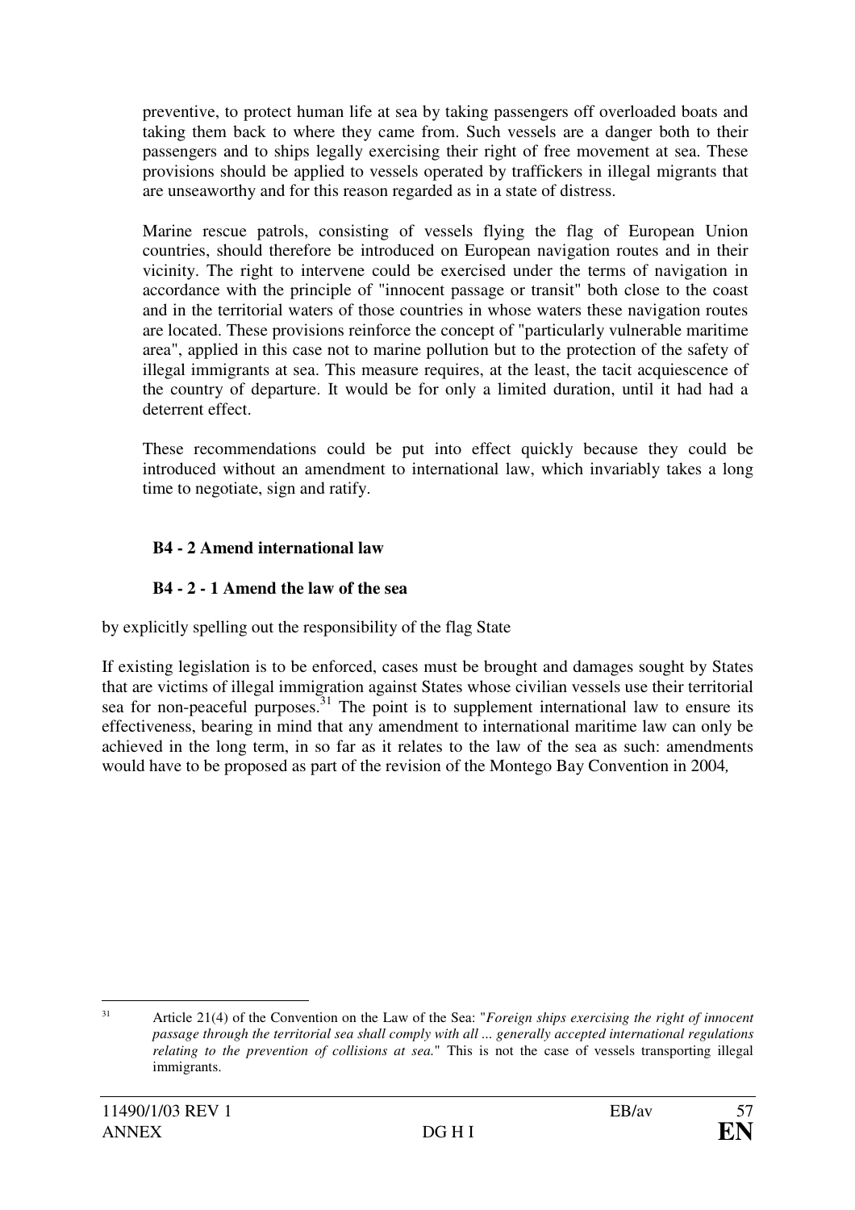preventive, to protect human life at sea by taking passengers off overloaded boats and taking them back to where they came from. Such vessels are a danger both to their passengers and to ships legally exercising their right of free movement at sea. These provisions should be applied to vessels operated by traffickers in illegal migrants that are unseaworthy and for this reason regarded as in a state of distress.

Marine rescue patrols, consisting of vessels flying the flag of European Union countries, should therefore be introduced on European navigation routes and in their vicinity. The right to intervene could be exercised under the terms of navigation in accordance with the principle of "innocent passage or transit" both close to the coast and in the territorial waters of those countries in whose waters these navigation routes are located. These provisions reinforce the concept of "particularly vulnerable maritime area", applied in this case not to marine pollution but to the protection of the safety of illegal immigrants at sea. This measure requires, at the least, the tacit acquiescence of the country of departure. It would be for only a limited duration, until it had had a deterrent effect.

These recommendations could be put into effect quickly because they could be introduced without an amendment to international law, which invariably takes a long time to negotiate, sign and ratify.

**B4 - 2 Amend international law**

**B4 - 2 - 1 Amend the law of the sea**

by explicitly spelling out the responsibility of the flag State

If existing legislation is to be enforced, cases must be brought and damages sought by States that are victims of illegal immigration against States whose civilian vessels use their territorial sea for non-peaceful purposes.[31] The point is to supplement international law to ensure its effectiveness, bearing in mind that any amendment to international maritime law can only be achieved in the long term, in so far as it relates to the law of the sea as such: amendments would have to be proposed as part of the revision of the Montego Bay Convention in 2004*,*

---

[31] Article 21(4) of the Convention on the Law of the Sea: "*Foreign ships exercising the right of innocent passage through the territorial sea shall comply with all ... generally accepted international regulations relating to the prevention of collisions at sea.*" This is not the case of vessels transporting illegal immigrants.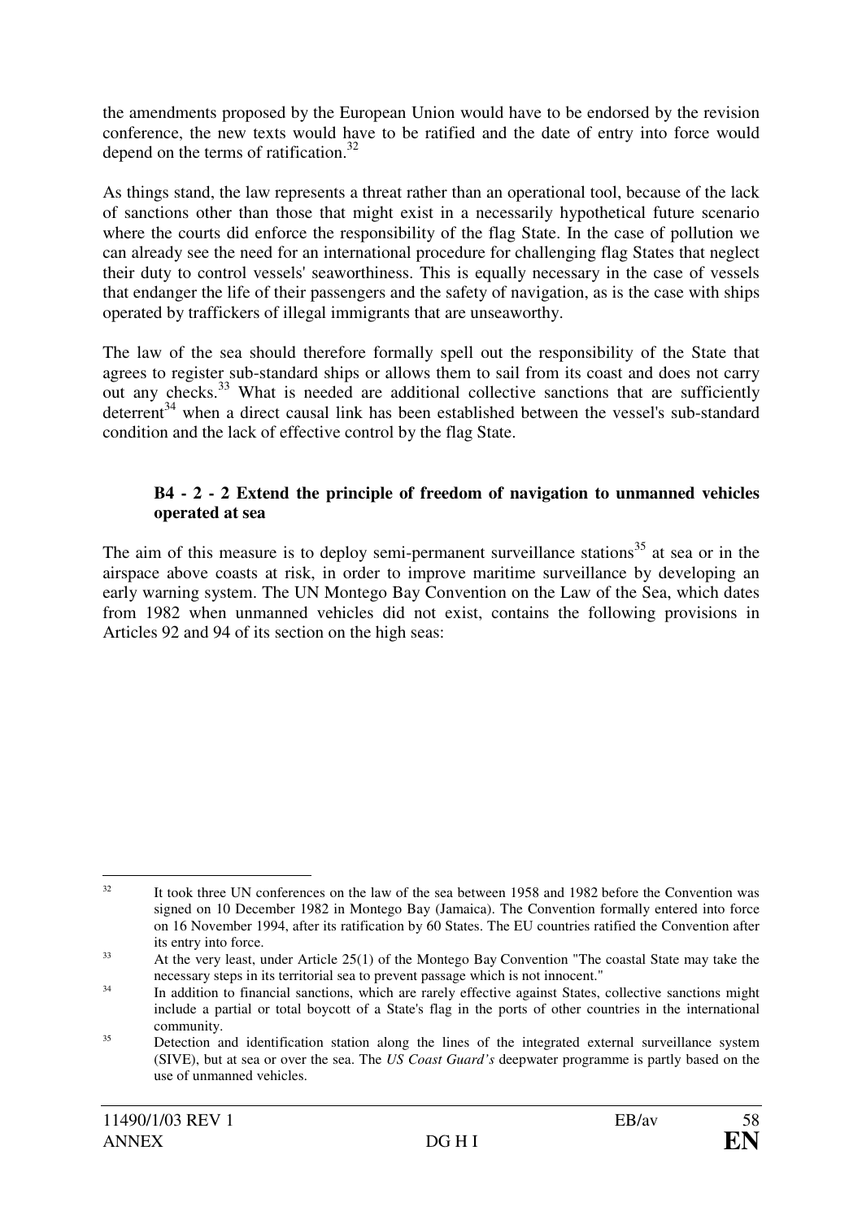the amendments proposed by the European Union would have to be endorsed by the revision conference, the new texts would have to be ratified and the date of entry into force would depend on the terms of ratification.[32]

As things stand, the law represents a threat rather than an operational tool, because of the lack of sanctions other than those that might exist in a necessarily hypothetical future scenario where the courts did enforce the responsibility of the flag State. In the case of pollution we can already see the need for an international procedure for challenging flag States that neglect their duty to control vessels' seaworthiness. This is equally necessary in the case of vessels that endanger the life of their passengers and the safety of navigation, as is the case with ships operated by traffickers of illegal immigrants that are unseaworthy.

The law of the sea should therefore formally spell out the responsibility of the State that agrees to register sub-standard ships or allows them to sail from its coast and does not carry out any checks.[33] What is needed are additional collective sanctions that are sufficiently deterrent[34] when a direct causal link has been established between the vessel's sub-standard condition and the lack of effective control by the flag State.

**B4 - 2 - 2 Extend the principle of freedom of navigation to unmanned vehicles operated at sea**

The aim of this measure is to deploy semi-permanent surveillance stations[35] at sea or in the airspace above coasts at risk, in order to improve maritime surveillance by developing an early warning system. The UN Montego Bay Convention on the Law of the Sea, which dates from 1982 when unmanned vehicles did not exist, contains the following provisions in Articles 92 and 94 of its section on the high seas:

---

[32] It took three UN conferences on the law of the sea between 1958 and 1982 before the Convention was signed on 10 December 1982 in Montego Bay (Jamaica). The Convention formally entered into force on 16 November 1994, after its ratification by 60 States. The EU countries ratified the Convention after its entry into force.

[33] At the very least, under Article 25(1) of the Montego Bay Convention "The coastal State may take the necessary steps in its territorial sea to prevent passage which is not innocent."

[34] In addition to financial sanctions, which are rarely effective against States, collective sanctions might include a partial or total boycott of a State's flag in the ports of other countries in the international community.

[35] Detection and identification station along the lines of the integrated external surveillance system (SIVE), but at sea or over the sea. The *US Coast Guard's* deepwater programme is partly based on the use of unmanned vehicles.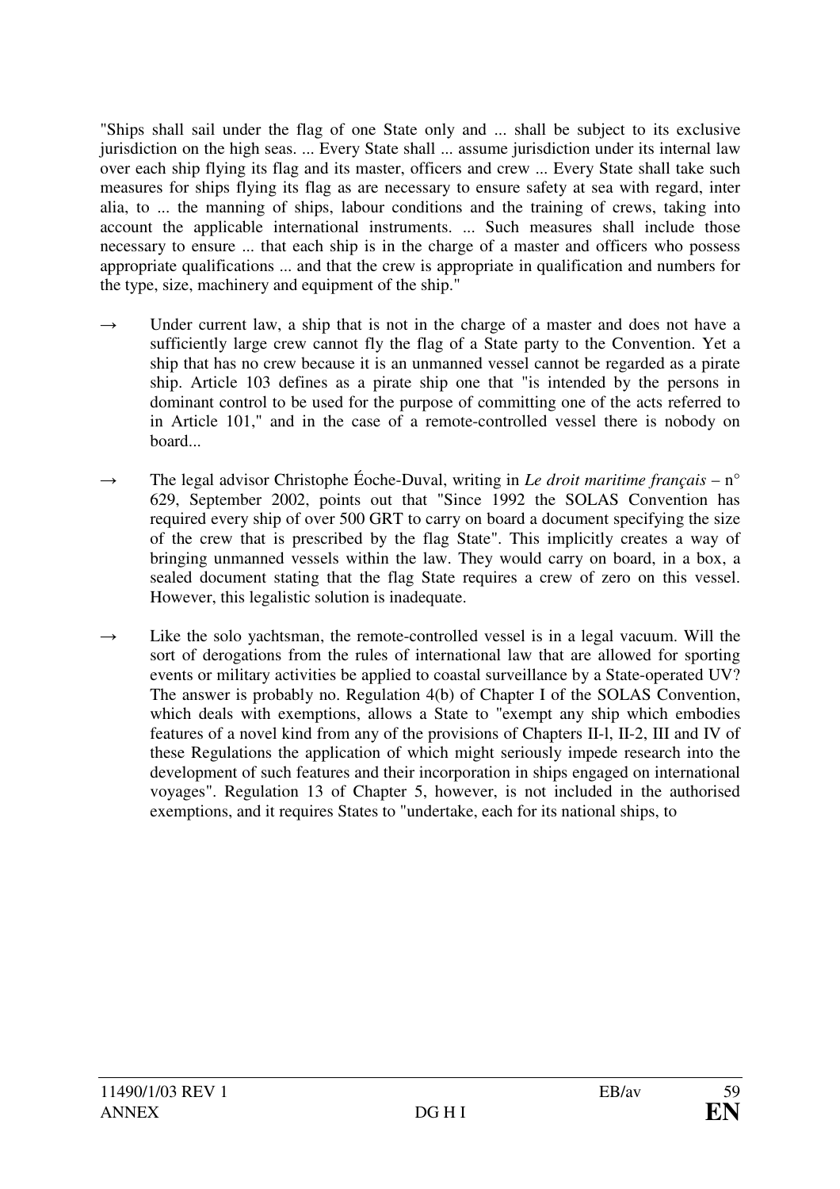"Ships shall sail under the flag of one State only and ... shall be subject to its exclusive jurisdiction on the high seas. ... Every State shall ... assume jurisdiction under its internal law over each ship flying its flag and its master, officers and crew ... Every State shall take such measures for ships flying its flag as are necessary to ensure safety at sea with regard, inter alia, to ... the manning of ships, labour conditions and the training of crews, taking into account the applicable international instruments. ... Such measures shall include those necessary to ensure ... that each ship is in the charge of a master and officers who possess appropriate qualifications ... and that the crew is appropriate in qualification and numbers for the type, size, machinery and equipment of the ship."

→ Under current law, a ship that is not in the charge of a master and does not have a sufficiently large crew cannot fly the flag of a State party to the Convention. Yet a ship that has no crew because it is an unmanned vessel cannot be regarded as a pirate ship. Article 103 defines as a pirate ship one that "is intended by the persons in dominant control to be used for the purpose of committing one of the acts referred to in Article 101," and in the case of a remote-controlled vessel there is nobody on board...

→ The legal advisor Christophe Éoche-Duval, writing in *Le droit maritime français* – n° 629, September 2002, points out that "Since 1992 the SOLAS Convention has required every ship of over 500 GRT to carry on board a document specifying the size of the crew that is prescribed by the flag State". This implicitly creates a way of bringing unmanned vessels within the law. They would carry on board, in a box, a sealed document stating that the flag State requires a crew of zero on this vessel. However, this legalistic solution is inadequate.

→ Like the solo yachtsman, the remote-controlled vessel is in a legal vacuum. Will the sort of derogations from the rules of international law that are allowed for sporting events or military activities be applied to coastal surveillance by a State-operated UV? The answer is probably no. Regulation 4(b) of Chapter I of the SOLAS Convention, which deals with exemptions, allows a State to "exempt any ship which embodies features of a novel kind from any of the provisions of Chapters II-l, II-2, III and IV of these Regulations the application of which might seriously impede research into the development of such features and their incorporation in ships engaged on international voyages". Regulation 13 of Chapter 5, however, is not included in the authorised exemptions, and it requires States to "undertake, each for its national ships, to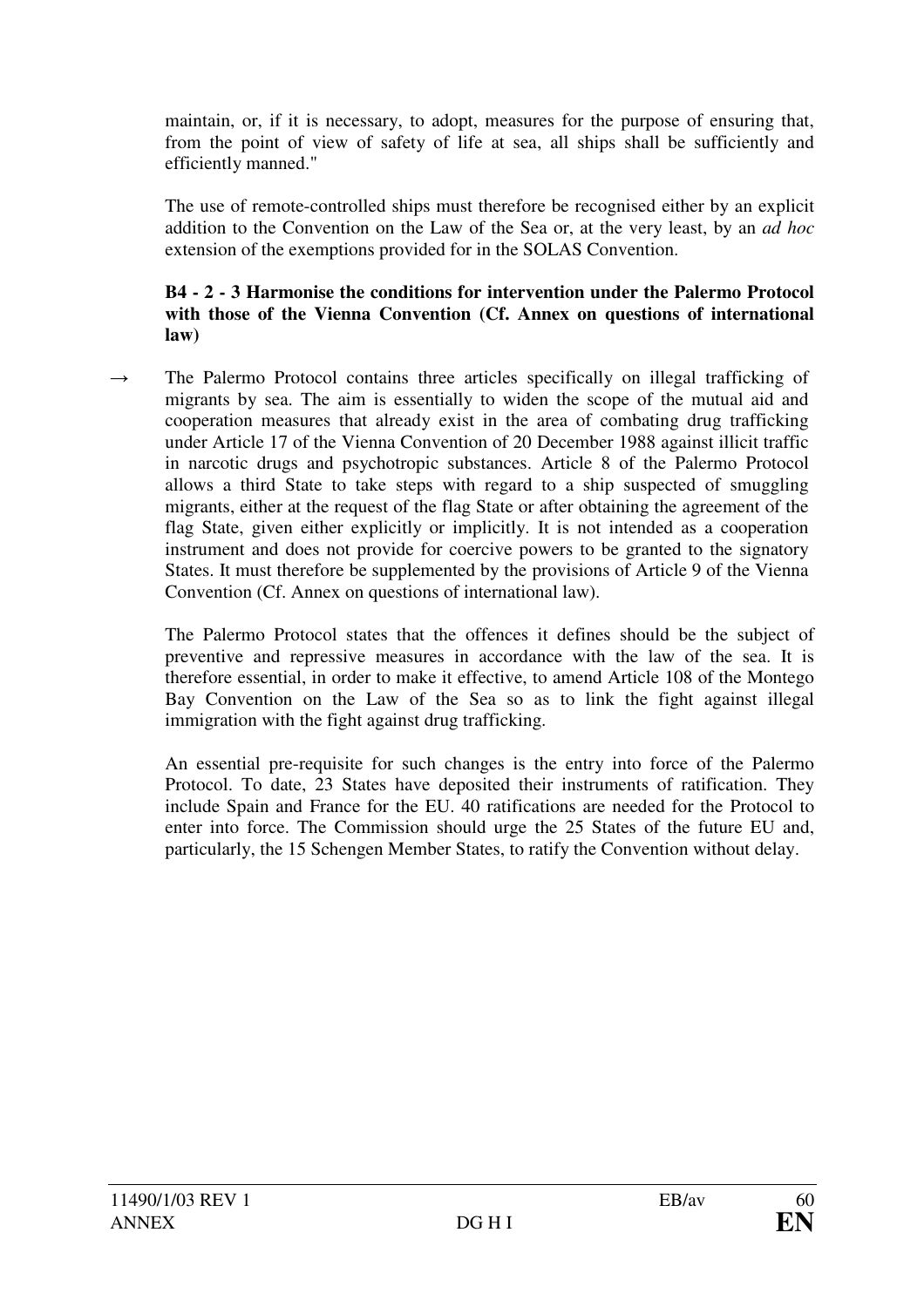maintain, or, if it is necessary, to adopt, measures for the purpose of ensuring that, from the point of view of safety of life at sea, all ships shall be sufficiently and efficiently manned."

The use of remote-controlled ships must therefore be recognised either by an explicit addition to the Convention on the Law of the Sea or, at the very least, by an *ad hoc* extension of the exemptions provided for in the SOLAS Convention.

**B4 - 2 - 3 Harmonise the conditions for intervention under the Palermo Protocol with those of the Vienna Convention (Cf. Annex on questions of international law)**

→ The Palermo Protocol contains three articles specifically on illegal trafficking of migrants by sea. The aim is essentially to widen the scope of the mutual aid and cooperation measures that already exist in the area of combating drug trafficking under Article 17 of the Vienna Convention of 20 December 1988 against illicit traffic in narcotic drugs and psychotropic substances. Article 8 of the Palermo Protocol allows a third State to take steps with regard to a ship suspected of smuggling migrants, either at the request of the flag State or after obtaining the agreement of the flag State, given either explicitly or implicitly. It is not intended as a cooperation instrument and does not provide for coercive powers to be granted to the signatory States. It must therefore be supplemented by the provisions of Article 9 of the Vienna Convention (Cf. Annex on questions of international law).

The Palermo Protocol states that the offences it defines should be the subject of preventive and repressive measures in accordance with the law of the sea. It is therefore essential, in order to make it effective, to amend Article 108 of the Montego Bay Convention on the Law of the Sea so as to link the fight against illegal immigration with the fight against drug trafficking.

An essential pre-requisite for such changes is the entry into force of the Palermo Protocol. To date, 23 States have deposited their instruments of ratification. They include Spain and France for the EU. 40 ratifications are needed for the Protocol to enter into force. The Commission should urge the 25 States of the future EU and, particularly, the 15 Schengen Member States, to ratify the Convention without delay.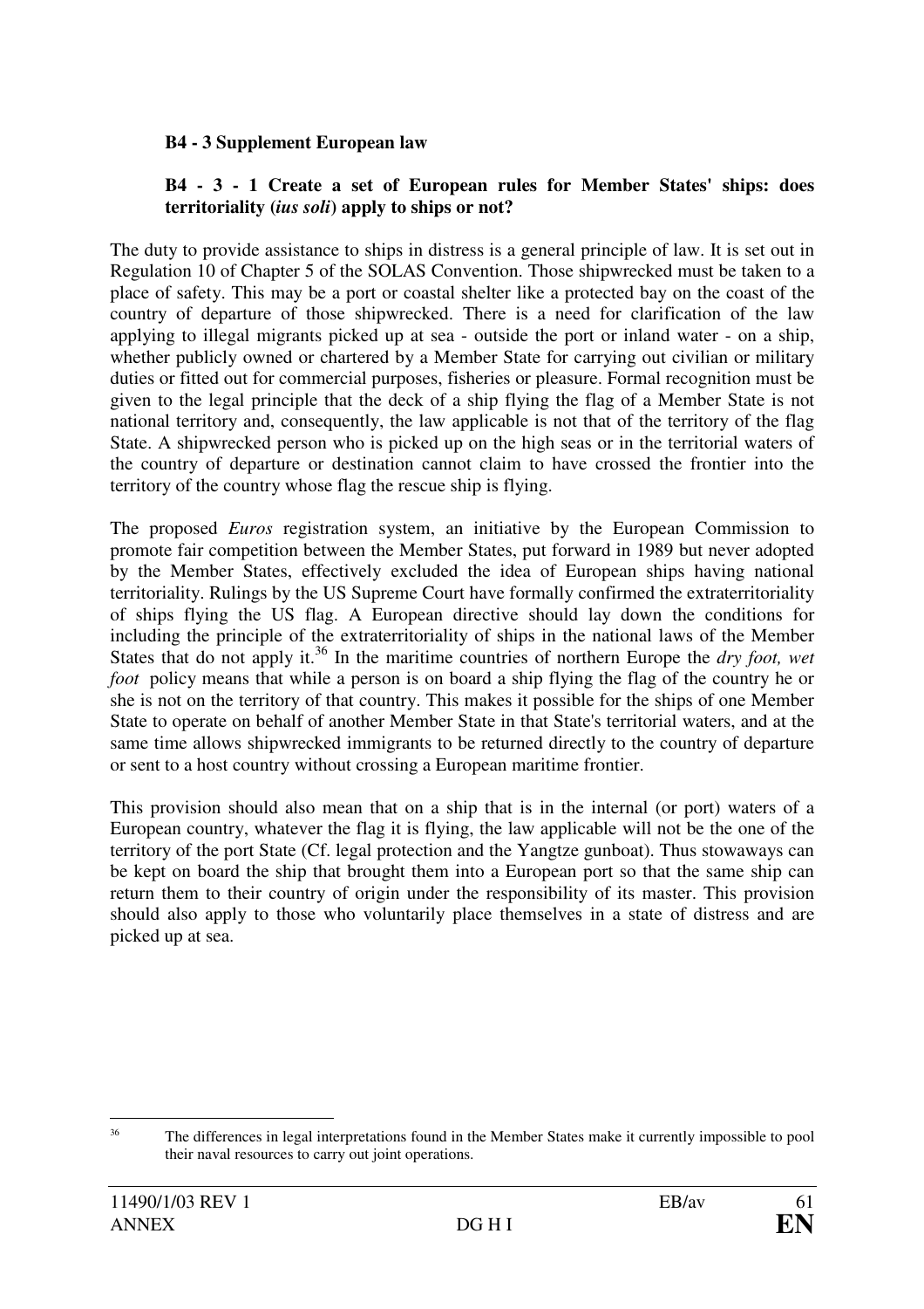### B4 - 3 Supplement European law

#### B4 - 3 - 1 Create a set of European rules for Member States' ships: does territoriality (*ius soli*) apply to ships or not?

The duty to provide assistance to ships in distress is a general principle of law. It is set out in Regulation 10 of Chapter 5 of the SOLAS Convention. Those shipwrecked must be taken to a place of safety. This may be a port or coastal shelter like a protected bay on the coast of the country of departure of those shipwrecked. There is a need for clarification of the law applying to illegal migrants picked up at sea - outside the port or inland water - on a ship, whether publicly owned or chartered by a Member State for carrying out civilian or military duties or fitted out for commercial purposes, fisheries or pleasure. Formal recognition must be given to the legal principle that the deck of a ship flying the flag of a Member State is not national territory and, consequently, the law applicable is not that of the territory of the flag State. A shipwrecked person who is picked up on the high seas or in the territorial waters of the country of departure or destination cannot claim to have crossed the frontier into the territory of the country whose flag the rescue ship is flying.

The proposed *Euros* registration system, an initiative by the European Commission to promote fair competition between the Member States, put forward in 1989 but never adopted by the Member States, effectively excluded the idea of European ships having national territoriality. Rulings by the US Supreme Court have formally confirmed the extraterritoriality of ships flying the US flag. A European directive should lay down the conditions for including the principle of the extraterritoriality of ships in the national laws of the Member States that do not apply it.[36] In the maritime countries of northern Europe the *dry foot, wet foot* policy means that while a person is on board a ship flying the flag of the country he or she is not on the territory of that country. This makes it possible for the ships of one Member State to operate on behalf of another Member State in that State's territorial waters, and at the same time allows shipwrecked immigrants to be returned directly to the country of departure or sent to a host country without crossing a European maritime frontier.

This provision should also mean that on a ship that is in the internal (or port) waters of a European country, whatever the flag it is flying, the law applicable will not be the one of the territory of the port State (Cf. legal protection and the Yangtze gunboat). Thus stowaways can be kept on board the ship that brought them into a European port so that the same ship can return them to their country of origin under the responsibility of its master. This provision should also apply to those who voluntarily place themselves in a state of distress and are picked up at sea.

---

[36] The differences in legal interpretations found in the Member States make it currently impossible to pool their naval resources to carry out joint operations.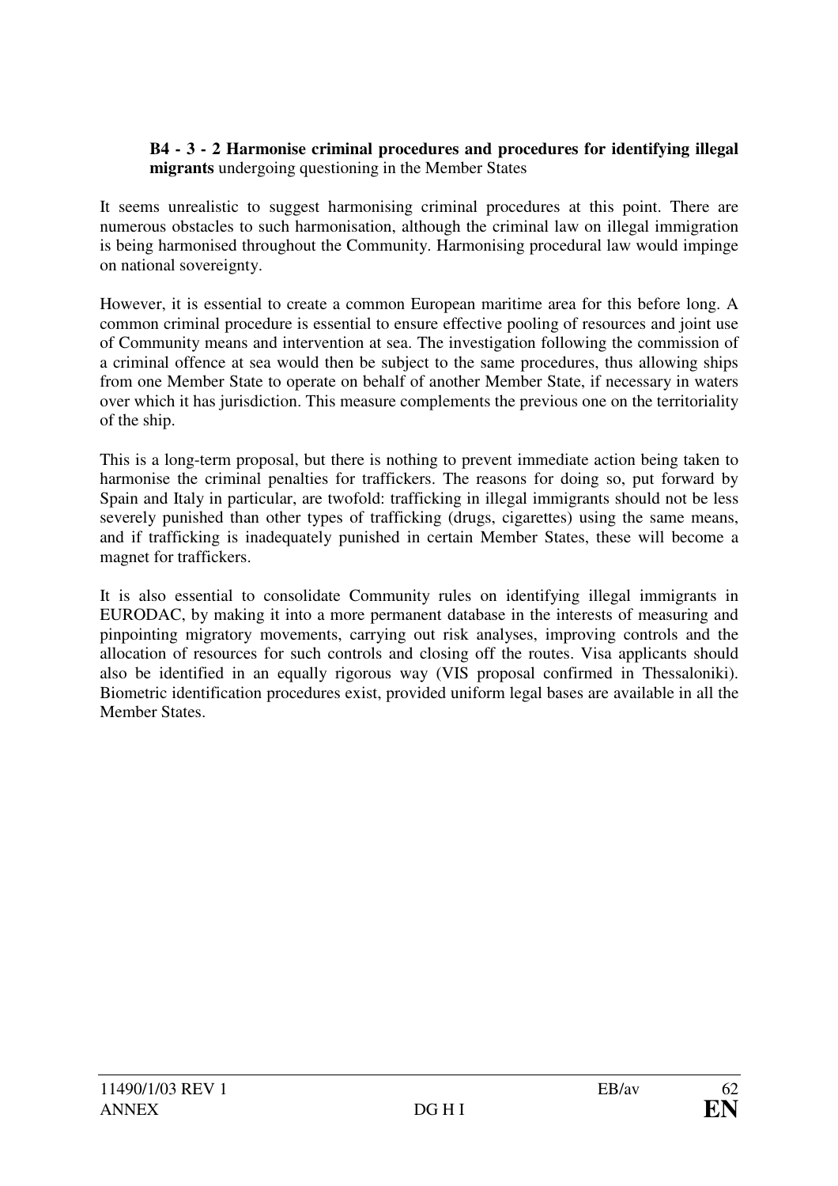**B4 - 3 - 2 Harmonise criminal procedures and procedures for identifying illegal migrants** undergoing questioning in the Member States

It seems unrealistic to suggest harmonising criminal procedures at this point. There are numerous obstacles to such harmonisation, although the criminal law on illegal immigration is being harmonised throughout the Community. Harmonising procedural law would impinge on national sovereignty.

However, it is essential to create a common European maritime area for this before long. A common criminal procedure is essential to ensure effective pooling of resources and joint use of Community means and intervention at sea. The investigation following the commission of a criminal offence at sea would then be subject to the same procedures, thus allowing ships from one Member State to operate on behalf of another Member State, if necessary in waters over which it has jurisdiction. This measure complements the previous one on the territoriality of the ship.

This is a long-term proposal, but there is nothing to prevent immediate action being taken to harmonise the criminal penalties for traffickers. The reasons for doing so, put forward by Spain and Italy in particular, are twofold: trafficking in illegal immigrants should not be less severely punished than other types of trafficking (drugs, cigarettes) using the same means, and if trafficking is inadequately punished in certain Member States, these will become a magnet for traffickers.

It is also essential to consolidate Community rules on identifying illegal immigrants in EURODAC, by making it into a more permanent database in the interests of measuring and pinpointing migratory movements, carrying out risk analyses, improving controls and the allocation of resources for such controls and closing off the routes. Visa applicants should also be identified in an equally rigorous way (VIS proposal confirmed in Thessaloniki). Biometric identification procedures exist, provided uniform legal bases are available in all the Member States.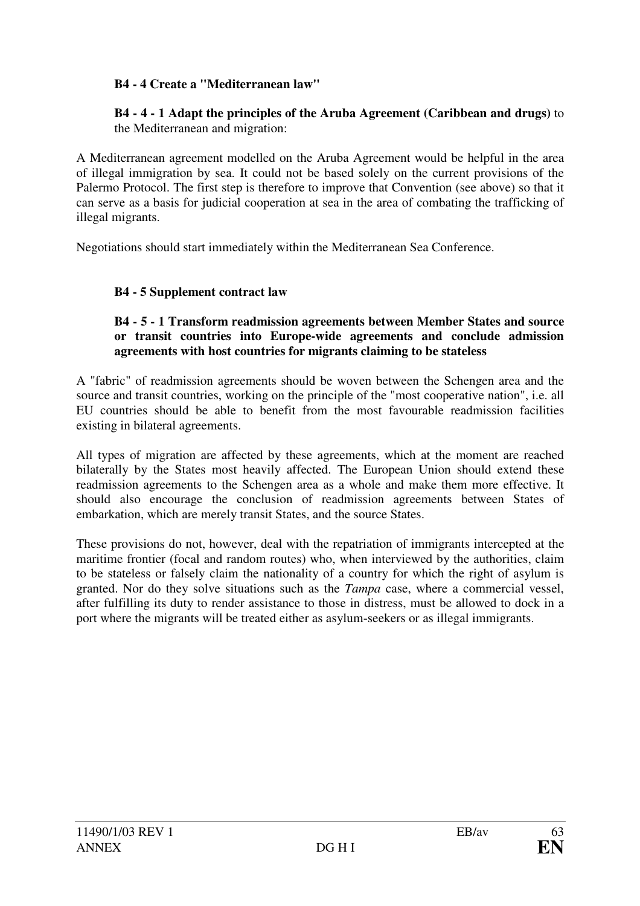**B4 - 4 Create a "Mediterranean law"**

**B4 - 4 - 1 Adapt the principles of the Aruba Agreement (Caribbean and drugs)** to the Mediterranean and migration:

A Mediterranean agreement modelled on the Aruba Agreement would be helpful in the area of illegal immigration by sea. It could not be based solely on the current provisions of the Palermo Protocol. The first step is therefore to improve that Convention (see above) so that it can serve as a basis for judicial cooperation at sea in the area of combating the trafficking of illegal migrants.

Negotiations should start immediately within the Mediterranean Sea Conference.

**B4 - 5 Supplement contract law**

**B4 - 5 - 1 Transform readmission agreements between Member States and source or transit countries into Europe-wide agreements and conclude admission agreements with host countries for migrants claiming to be stateless**

A "fabric" of readmission agreements should be woven between the Schengen area and the source and transit countries, working on the principle of the "most cooperative nation", i.e. all EU countries should be able to benefit from the most favourable readmission facilities existing in bilateral agreements.

All types of migration are affected by these agreements, which at the moment are reached bilaterally by the States most heavily affected. The European Union should extend these readmission agreements to the Schengen area as a whole and make them more effective. It should also encourage the conclusion of readmission agreements between States of embarkation, which are merely transit States, and the source States.

These provisions do not, however, deal with the repatriation of immigrants intercepted at the maritime frontier (focal and random routes) who, when interviewed by the authorities, claim to be stateless or falsely claim the nationality of a country for which the right of asylum is granted. Nor do they solve situations such as the *Tampa* case, where a commercial vessel, after fulfilling its duty to render assistance to those in distress, must be allowed to dock in a port where the migrants will be treated either as asylum-seekers or as illegal immigrants.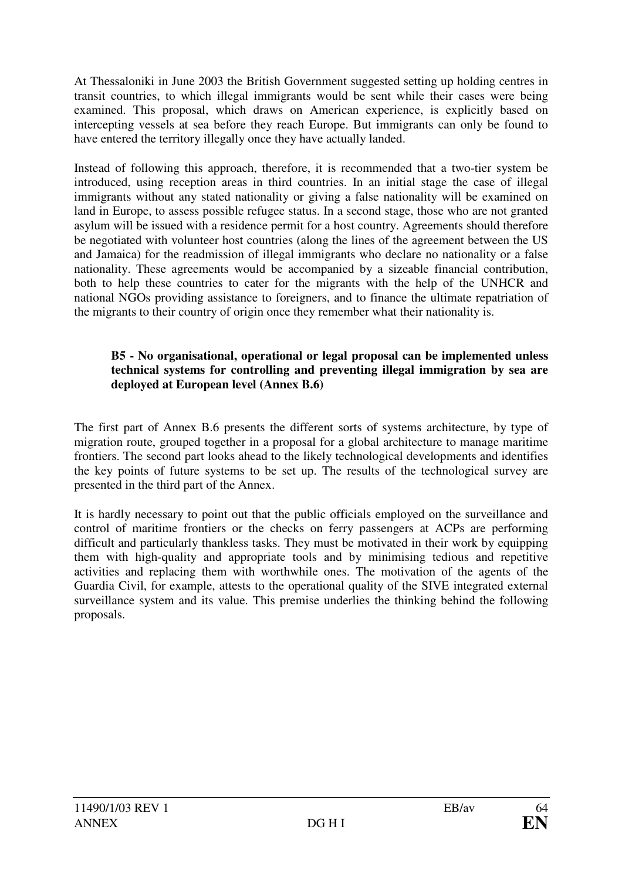At Thessaloniki in June 2003 the British Government suggested setting up holding centres in transit countries, to which illegal immigrants would be sent while their cases were being examined. This proposal, which draws on American experience, is explicitly based on intercepting vessels at sea before they reach Europe. But immigrants can only be found to have entered the territory illegally once they have actually landed.

Instead of following this approach, therefore, it is recommended that a two-tier system be introduced, using reception areas in third countries. In an initial stage the case of illegal immigrants without any stated nationality or giving a false nationality will be examined on land in Europe, to assess possible refugee status. In a second stage, those who are not granted asylum will be issued with a residence permit for a host country. Agreements should therefore be negotiated with volunteer host countries (along the lines of the agreement between the US and Jamaica) for the readmission of illegal immigrants who declare no nationality or a false nationality. These agreements would be accompanied by a sizeable financial contribution, both to help these countries to cater for the migrants with the help of the UNHCR and national NGOs providing assistance to foreigners, and to finance the ultimate repatriation of the migrants to their country of origin once they remember what their nationality is.

**B5 - No organisational, operational or legal proposal can be implemented unless technical systems for controlling and preventing illegal immigration by sea are deployed at European level (Annex B.6)**

The first part of Annex B.6 presents the different sorts of systems architecture, by type of migration route, grouped together in a proposal for a global architecture to manage maritime frontiers. The second part looks ahead to the likely technological developments and identifies the key points of future systems to be set up. The results of the technological survey are presented in the third part of the Annex.

It is hardly necessary to point out that the public officials employed on the surveillance and control of maritime frontiers or the checks on ferry passengers at ACPs are performing difficult and particularly thankless tasks. They must be motivated in their work by equipping them with high-quality and appropriate tools and by minimising tedious and repetitive activities and replacing them with worthwhile ones. The motivation of the agents of the Guardia Civil, for example, attests to the operational quality of the SIVE integrated external surveillance system and its value. This premise underlies the thinking behind the following proposals.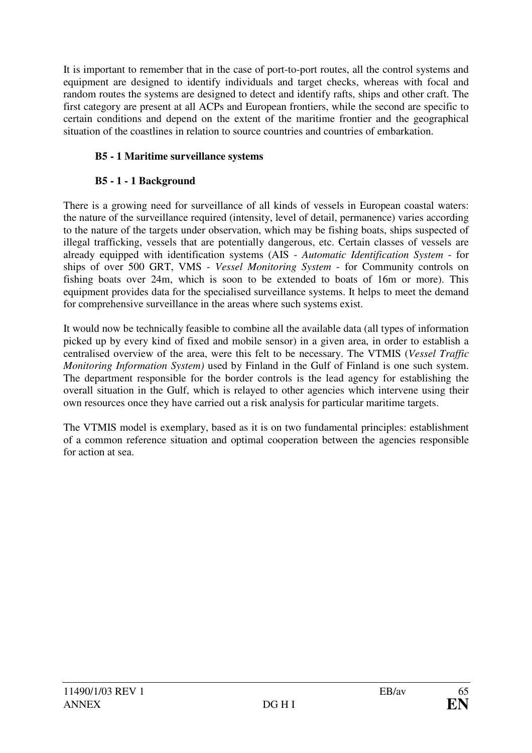It is important to remember that in the case of port-to-port routes, all the control systems and equipment are designed to identify individuals and target checks, whereas with focal and random routes the systems are designed to detect and identify rafts, ships and other craft. The first category are present at all ACPs and European frontiers, while the second are specific to certain conditions and depend on the extent of the maritime frontier and the geographical situation of the coastlines in relation to source countries and countries of embarkation.

### B5 - 1 Maritime surveillance systems

#### B5 - 1 - 1 Background

There is a growing need for surveillance of all kinds of vessels in European coastal waters: the nature of the surveillance required (intensity, level of detail, permanence) varies according to the nature of the targets under observation, which may be fishing boats, ships suspected of illegal trafficking, vessels that are potentially dangerous, etc. Certain classes of vessels are already equipped with identification systems (AIS - *Automatic Identification System* - for ships of over 500 GRT, VMS - *Vessel Monitoring System* - for Community controls on fishing boats over 24m, which is soon to be extended to boats of 16m or more). This equipment provides data for the specialised surveillance systems. It helps to meet the demand for comprehensive surveillance in the areas where such systems exist.

It would now be technically feasible to combine all the available data (all types of information picked up by every kind of fixed and mobile sensor) in a given area, in order to establish a centralised overview of the area, were this felt to be necessary. The VTMIS (*Vessel Traffic Monitoring Information System)* used by Finland in the Gulf of Finland is one such system. The department responsible for the border controls is the lead agency for establishing the overall situation in the Gulf, which is relayed to other agencies which intervene using their own resources once they have carried out a risk analysis for particular maritime targets.

The VTMIS model is exemplary, based as it is on two fundamental principles: establishment of a common reference situation and optimal cooperation between the agencies responsible for action at sea.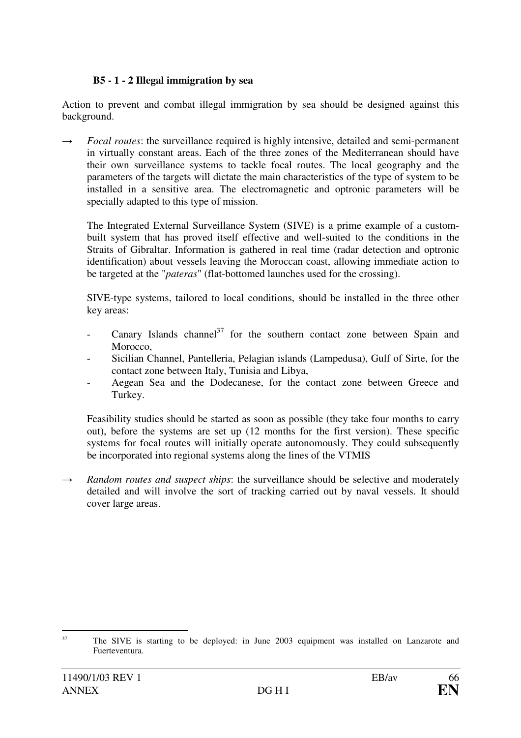**B5 - 1 - 2 Illegal immigration by sea**

Action to prevent and combat illegal immigration by sea should be designed against this background.

→ *Focal routes*: the surveillance required is highly intensive, detailed and semi-permanent in virtually constant areas. Each of the three zones of the Mediterranean should have their own surveillance systems to tackle focal routes. The local geography and the parameters of the targets will dictate the main characteristics of the type of system to be installed in a sensitive area. The electromagnetic and optronic parameters will be specially adapted to this type of mission.

The Integrated External Surveillance System (SIVE) is a prime example of a custom-built system that has proved itself effective and well-suited to the conditions in the Straits of Gibraltar. Information is gathered in real time (radar detection and optronic identification) about vessels leaving the Moroccan coast, allowing immediate action to be targeted at the "*pateras*" (flat-bottomed launches used for the crossing).

SIVE-type systems, tailored to local conditions, should be installed in the three other key areas:

- Canary Islands channel[37] for the southern contact zone between Spain and Morocco,
- Sicilian Channel, Pantelleria, Pelagian islands (Lampedusa), Gulf of Sirte, for the contact zone between Italy, Tunisia and Libya,
- Aegean Sea and the Dodecanese, for the contact zone between Greece and Turkey.

Feasibility studies should be started as soon as possible (they take four months to carry out), before the systems are set up (12 months for the first version). These specific systems for focal routes will initially operate autonomously. They could subsequently be incorporated into regional systems along the lines of the VTMIS

→ *Random routes and suspect ships*: the surveillance should be selective and moderately detailed and will involve the sort of tracking carried out by naval vessels. It should cover large areas.

---

[37] The SIVE is starting to be deployed: in June 2003 equipment was installed on Lanzarote and Fuerteventura.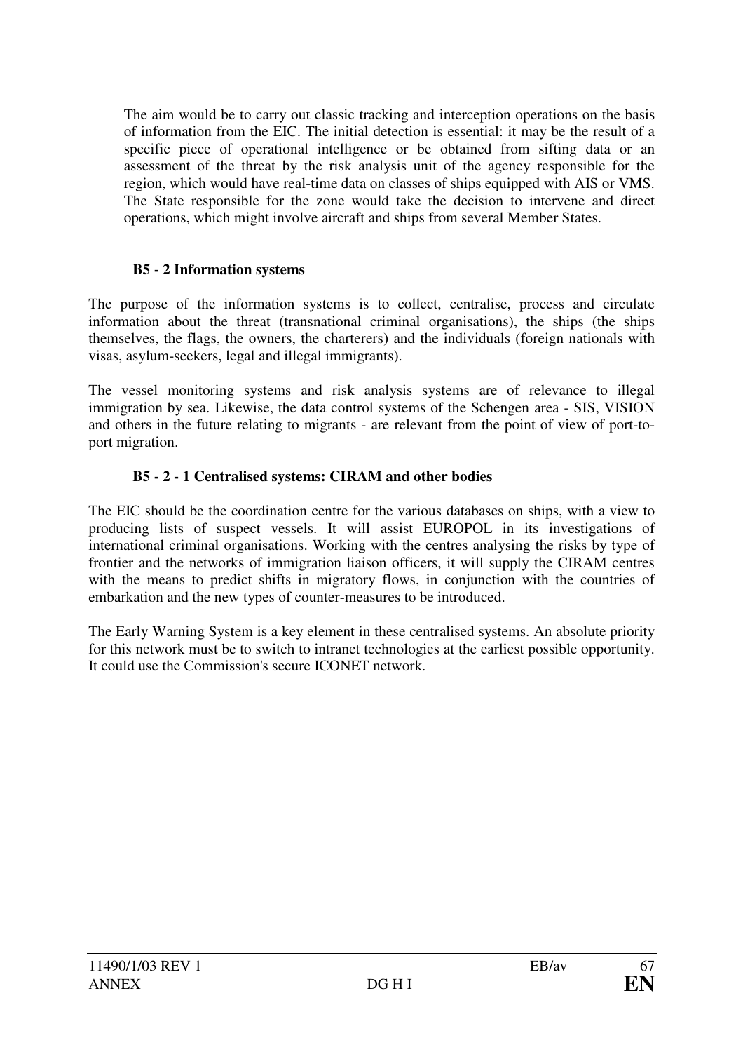The aim would be to carry out classic tracking and interception operations on the basis of information from the EIC. The initial detection is essential: it may be the result of a specific piece of operational intelligence or be obtained from sifting data or an assessment of the threat by the risk analysis unit of the agency responsible for the region, which would have real-time data on classes of ships equipped with AIS or VMS. The State responsible for the zone would take the decision to intervene and direct operations, which might involve aircraft and ships from several Member States.

### B5 - 2 Information systems

The purpose of the information systems is to collect, centralise, process and circulate information about the threat (transnational criminal organisations), the ships (the ships themselves, the flags, the owners, the charterers) and the individuals (foreign nationals with visas, asylum-seekers, legal and illegal immigrants).

The vessel monitoring systems and risk analysis systems are of relevance to illegal immigration by sea. Likewise, the data control systems of the Schengen area - SIS, VISION and others in the future relating to migrants - are relevant from the point of view of port-to-port migration.

#### B5 - 2 - 1 Centralised systems: CIRAM and other bodies

The EIC should be the coordination centre for the various databases on ships, with a view to producing lists of suspect vessels. It will assist EUROPOL in its investigations of international criminal organisations. Working with the centres analysing the risks by type of frontier and the networks of immigration liaison officers, it will supply the CIRAM centres with the means to predict shifts in migratory flows, in conjunction with the countries of embarkation and the new types of counter-measures to be introduced.

The Early Warning System is a key element in these centralised systems. An absolute priority for this network must be to switch to intranet technologies at the earliest possible opportunity. It could use the Commission's secure ICONET network.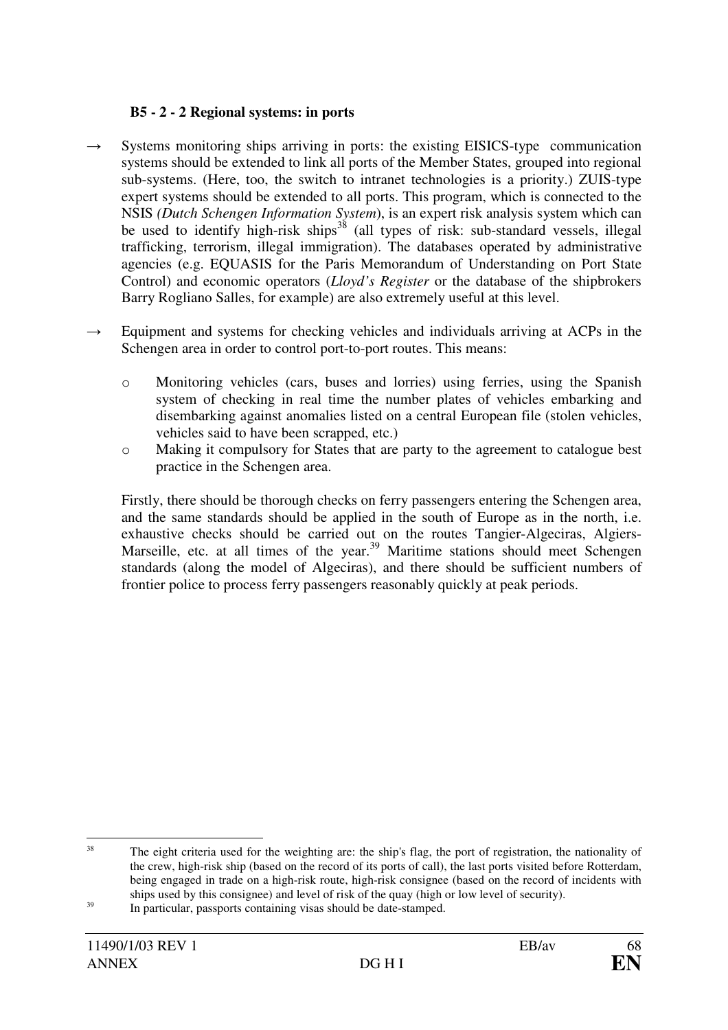**B5 - 2 - 2 Regional systems: in ports**

→ Systems monitoring ships arriving in ports: the existing EISICS-type communication systems should be extended to link all ports of the Member States, grouped into regional sub-systems. (Here, too, the switch to intranet technologies is a priority.) ZUIS-type expert systems should be extended to all ports. This program, which is connected to the NSIS *(Dutch Schengen Information System)*, is an expert risk analysis system which can be used to identify high-risk ships[38] (all types of risk: sub-standard vessels, illegal trafficking, terrorism, illegal immigration). The databases operated by administrative agencies (e.g. EQUASIS for the Paris Memorandum of Understanding on Port State Control) and economic operators (*Lloyd's Register* or the database of the shipbrokers Barry Rogliano Salles, for example) are also extremely useful at this level.

→ Equipment and systems for checking vehicles and individuals arriving at ACPs in the Schengen area in order to control port-to-port routes. This means:

- Monitoring vehicles (cars, buses and lorries) using ferries, using the Spanish system of checking in real time the number plates of vehicles embarking and disembarking against anomalies listed on a central European file (stolen vehicles, vehicles said to have been scrapped, etc.)
- Making it compulsory for States that are party to the agreement to catalogue best practice in the Schengen area.

Firstly, there should be thorough checks on ferry passengers entering the Schengen area, and the same standards should be applied in the south of Europe as in the north, i.e. exhaustive checks should be carried out on the routes Tangier-Algeciras, Algiers-Marseille, etc. at all times of the year.[39] Maritime stations should meet Schengen standards (along the model of Algeciras), and there should be sufficient numbers of frontier police to process ferry passengers reasonably quickly at peak periods.

---

[38] The eight criteria used for the weighting are: the ship's flag, the port of registration, the nationality of the crew, high-risk ship (based on the record of its ports of call), the last ports visited before Rotterdam, being engaged in trade on a high-risk route, high-risk consignee (based on the record of incidents with ships used by this consignee) and level of risk of the quay (high or low level of security).

[39] In particular, passports containing visas should be date-stamped.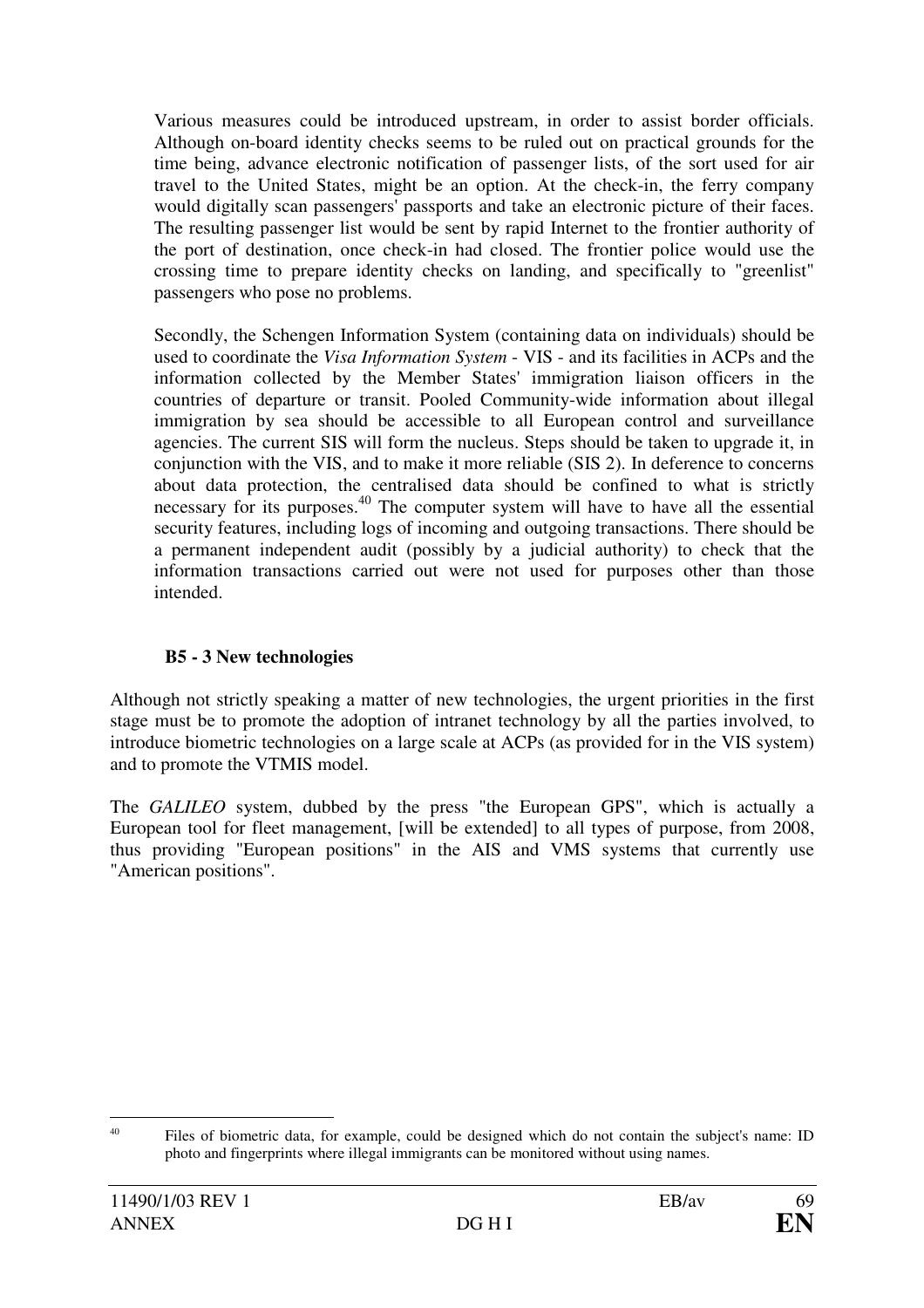Various measures could be introduced upstream, in order to assist border officials. Although on-board identity checks seems to be ruled out on practical grounds for the time being, advance electronic notification of passenger lists, of the sort used for air travel to the United States, might be an option. At the check-in, the ferry company would digitally scan passengers' passports and take an electronic picture of their faces. The resulting passenger list would be sent by rapid Internet to the frontier authority of the port of destination, once check-in had closed. The frontier police would use the crossing time to prepare identity checks on landing, and specifically to "greenlist" passengers who pose no problems.

Secondly, the Schengen Information System (containing data on individuals) should be used to coordinate the *Visa Information System* - VIS - and its facilities in ACPs and the information collected by the Member States' immigration liaison officers in the countries of departure or transit. Pooled Community-wide information about illegal immigration by sea should be accessible to all European control and surveillance agencies. The current SIS will form the nucleus. Steps should be taken to upgrade it, in conjunction with the VIS, and to make it more reliable (SIS 2). In deference to concerns about data protection, the centralised data should be confined to what is strictly necessary for its purposes.[40] The computer system will have to have all the essential security features, including logs of incoming and outgoing transactions. There should be a permanent independent audit (possibly by a judicial authority) to check that the information transactions carried out were not used for purposes other than those intended.

### B5 - 3 New technologies

Although not strictly speaking a matter of new technologies, the urgent priorities in the first stage must be to promote the adoption of intranet technology by all the parties involved, to introduce biometric technologies on a large scale at ACPs (as provided for in the VIS system) and to promote the VTMIS model.

The *GALILEO* system, dubbed by the press "the European GPS", which is actually a European tool for fleet management, [will be extended] to all types of purpose, from 2008, thus providing "European positions" in the AIS and VMS systems that currently use "American positions".

---

[40] Files of biometric data, for example, could be designed which do not contain the subject's name: ID photo and fingerprints where illegal immigrants can be monitored without using names.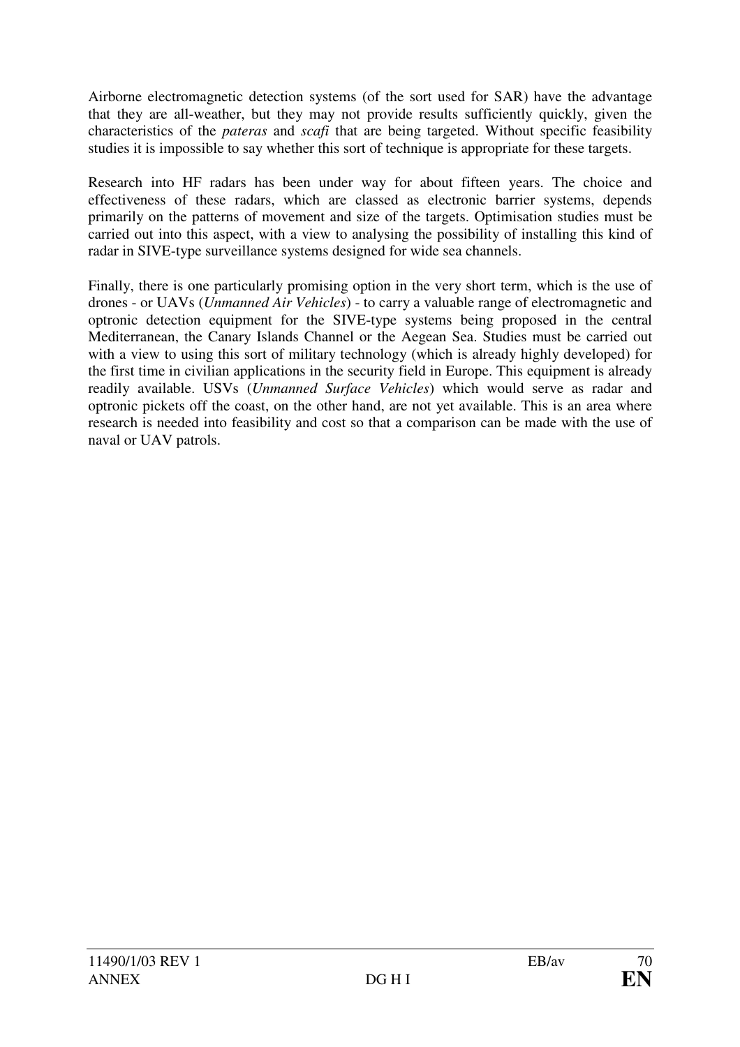Airborne electromagnetic detection systems (of the sort used for SAR) have the advantage that they are all-weather, but they may not provide results sufficiently quickly, given the characteristics of the *pateras* and *scafi* that are being targeted. Without specific feasibility studies it is impossible to say whether this sort of technique is appropriate for these targets.

Research into HF radars has been under way for about fifteen years. The choice and effectiveness of these radars, which are classed as electronic barrier systems, depends primarily on the patterns of movement and size of the targets. Optimisation studies must be carried out into this aspect, with a view to analysing the possibility of installing this kind of radar in SIVE-type surveillance systems designed for wide sea channels.

Finally, there is one particularly promising option in the very short term, which is the use of drones - or UAVs (*Unmanned Air Vehicles*) - to carry a valuable range of electromagnetic and optronic detection equipment for the SIVE-type systems being proposed in the central Mediterranean, the Canary Islands Channel or the Aegean Sea. Studies must be carried out with a view to using this sort of military technology (which is already highly developed) for the first time in civilian applications in the security field in Europe. This equipment is already readily available. USVs (*Unmanned Surface Vehicles*) which would serve as radar and optronic pickets off the coast, on the other hand, are not yet available. This is an area where research is needed into feasibility and cost so that a comparison can be made with the use of naval or UAV patrols.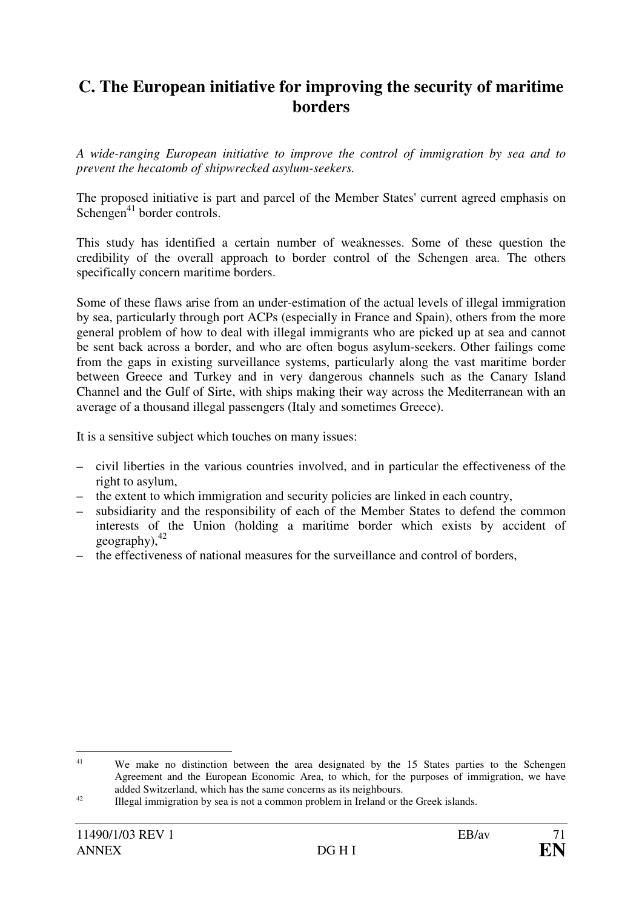## C. The European initiative for improving the security of maritime borders

*A wide-ranging European initiative to improve the control of immigration by sea and to prevent the hecatomb of shipwrecked asylum-seekers.*

The proposed initiative is part and parcel of the Member States' current agreed emphasis on Schengen[41] border controls.

This study has identified a certain number of weaknesses. Some of these question the credibility of the overall approach to border control of the Schengen area. The others specifically concern maritime borders.

Some of these flaws arise from an under-estimation of the actual levels of illegal immigration by sea, particularly through port ACPs (especially in France and Spain), others from the more general problem of how to deal with illegal immigrants who are picked up at sea and cannot be sent back across a border, and who are often bogus asylum-seekers. Other failings come from the gaps in existing surveillance systems, particularly along the vast maritime border between Greece and Turkey and in very dangerous channels such as the Canary Island Channel and the Gulf of Sirte, with ships making their way across the Mediterranean with an average of a thousand illegal passengers (Italy and sometimes Greece).

It is a sensitive subject which touches on many issues:

- civil liberties in the various countries involved, and in particular the effectiveness of the right to asylum,
- the extent to which immigration and security policies are linked in each country,
- subsidiarity and the responsibility of each of the Member States to defend the common interests of the Union (holding a maritime border which exists by accident of geography),[42]
- the effectiveness of national measures for the surveillance and control of borders,

---

[41] We make no distinction between the area designated by the 15 States parties to the Schengen Agreement and the European Economic Area, to which, for the purposes of immigration, we have added Switzerland, which has the same concerns as its neighbours.

[42] Illegal immigration by sea is not a common problem in Ireland or the Greek islands.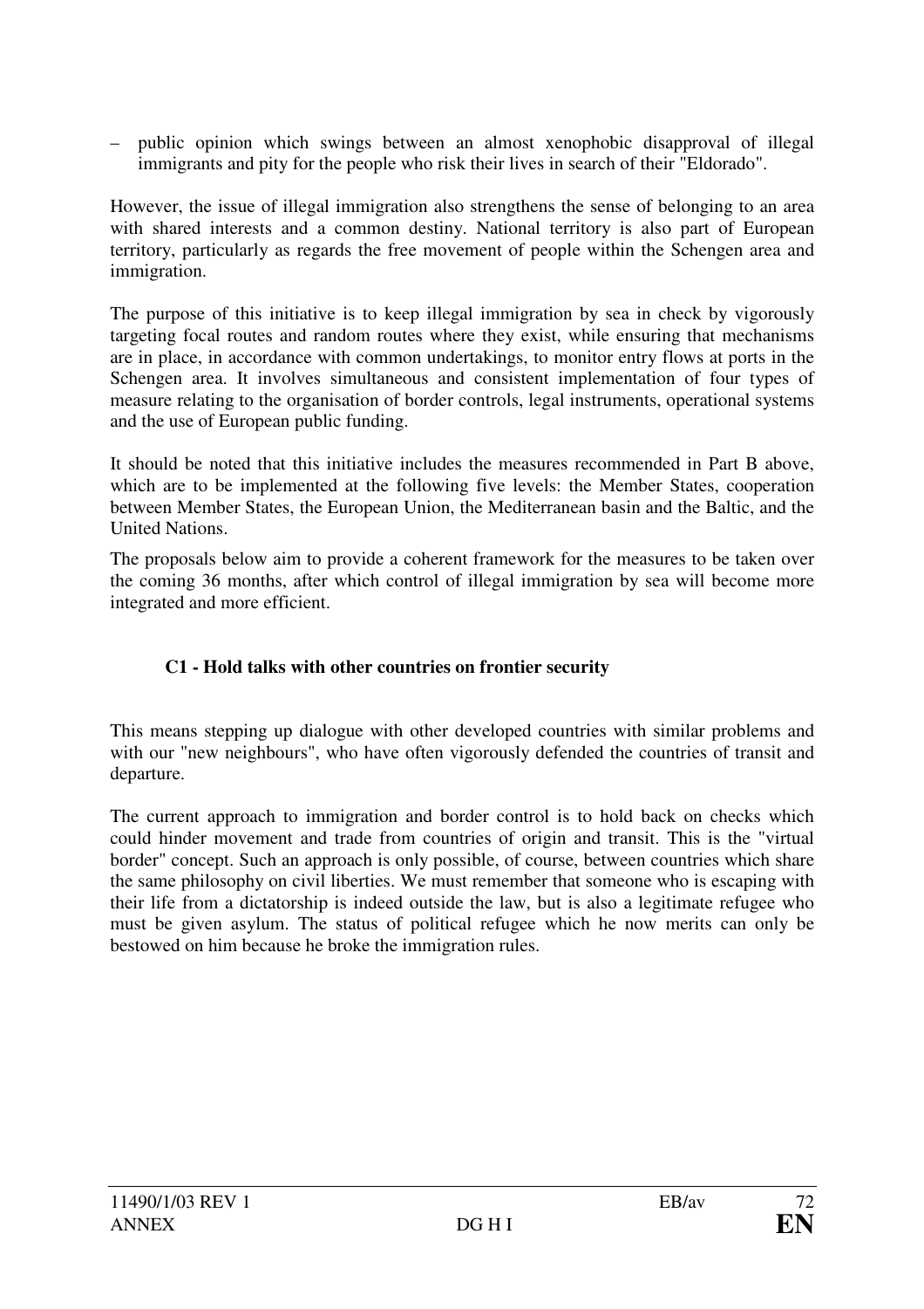– public opinion which swings between an almost xenophobic disapproval of illegal immigrants and pity for the people who risk their lives in search of their "Eldorado".

However, the issue of illegal immigration also strengthens the sense of belonging to an area with shared interests and a common destiny. National territory is also part of European territory, particularly as regards the free movement of people within the Schengen area and immigration.

The purpose of this initiative is to keep illegal immigration by sea in check by vigorously targeting focal routes and random routes where they exist, while ensuring that mechanisms are in place, in accordance with common undertakings, to monitor entry flows at ports in the Schengen area. It involves simultaneous and consistent implementation of four types of measure relating to the organisation of border controls, legal instruments, operational systems and the use of European public funding.

It should be noted that this initiative includes the measures recommended in Part B above, which are to be implemented at the following five levels: the Member States, cooperation between Member States, the European Union, the Mediterranean basin and the Baltic, and the United Nations.

The proposals below aim to provide a coherent framework for the measures to be taken over the coming 36 months, after which control of illegal immigration by sea will become more integrated and more efficient.

**C1 - Hold talks with other countries on frontier security**

This means stepping up dialogue with other developed countries with similar problems and with our "new neighbours", who have often vigorously defended the countries of transit and departure.

The current approach to immigration and border control is to hold back on checks which could hinder movement and trade from countries of origin and transit. This is the "virtual border" concept. Such an approach is only possible, of course, between countries which share the same philosophy on civil liberties. We must remember that someone who is escaping with their life from a dictatorship is indeed outside the law, but is also a legitimate refugee who must be given asylum. The status of political refugee which he now merits can only be bestowed on him because he broke the immigration rules.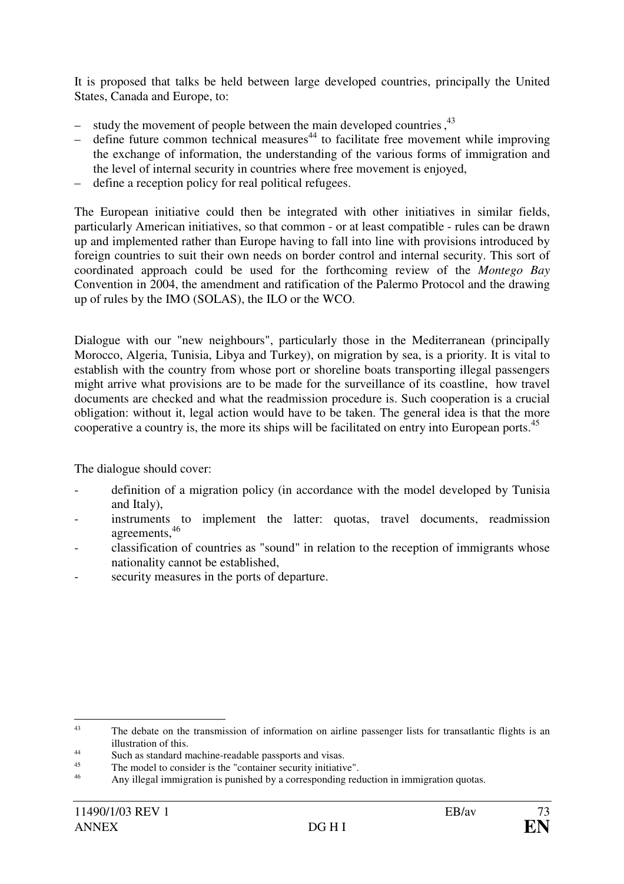It is proposed that talks be held between large developed countries, principally the United States, Canada and Europe, to:

– study the movement of people between the main developed countries ,[43]
– define future common technical measures[44] to facilitate free movement while improving the exchange of information, the understanding of the various forms of immigration and the level of internal security in countries where free movement is enjoyed,
– define a reception policy for real political refugees.

The European initiative could then be integrated with other initiatives in similar fields, particularly American initiatives, so that common - or at least compatible - rules can be drawn up and implemented rather than Europe having to fall into line with provisions introduced by foreign countries to suit their own needs on border control and internal security. This sort of coordinated approach could be used for the forthcoming review of the *Montego Bay* Convention in 2004, the amendment and ratification of the Palermo Protocol and the drawing up of rules by the IMO (SOLAS), the ILO or the WCO.

Dialogue with our "new neighbours", particularly those in the Mediterranean (principally Morocco, Algeria, Tunisia, Libya and Turkey), on migration by sea, is a priority. It is vital to establish with the country from whose port or shoreline boats transporting illegal passengers might arrive what provisions are to be made for the surveillance of its coastline, how travel documents are checked and what the readmission procedure is. Such cooperation is a crucial obligation: without it, legal action would have to be taken. The general idea is that the more cooperative a country is, the more its ships will be facilitated on entry into European ports.[45]

The dialogue should cover:

- definition of a migration policy (in accordance with the model developed by Tunisia and Italy),
- instruments to implement the latter: quotas, travel documents, readmission agreements,[46]
- classification of countries as "sound" in relation to the reception of immigrants whose nationality cannot be established,
- security measures in the ports of departure.

---

[43] The debate on the transmission of information on airline passenger lists for transatlantic flights is an illustration of this.

[44] Such as standard machine-readable passports and visas.

[45] The model to consider is the "container security initiative".

[46] Any illegal immigration is punished by a corresponding reduction in immigration quotas.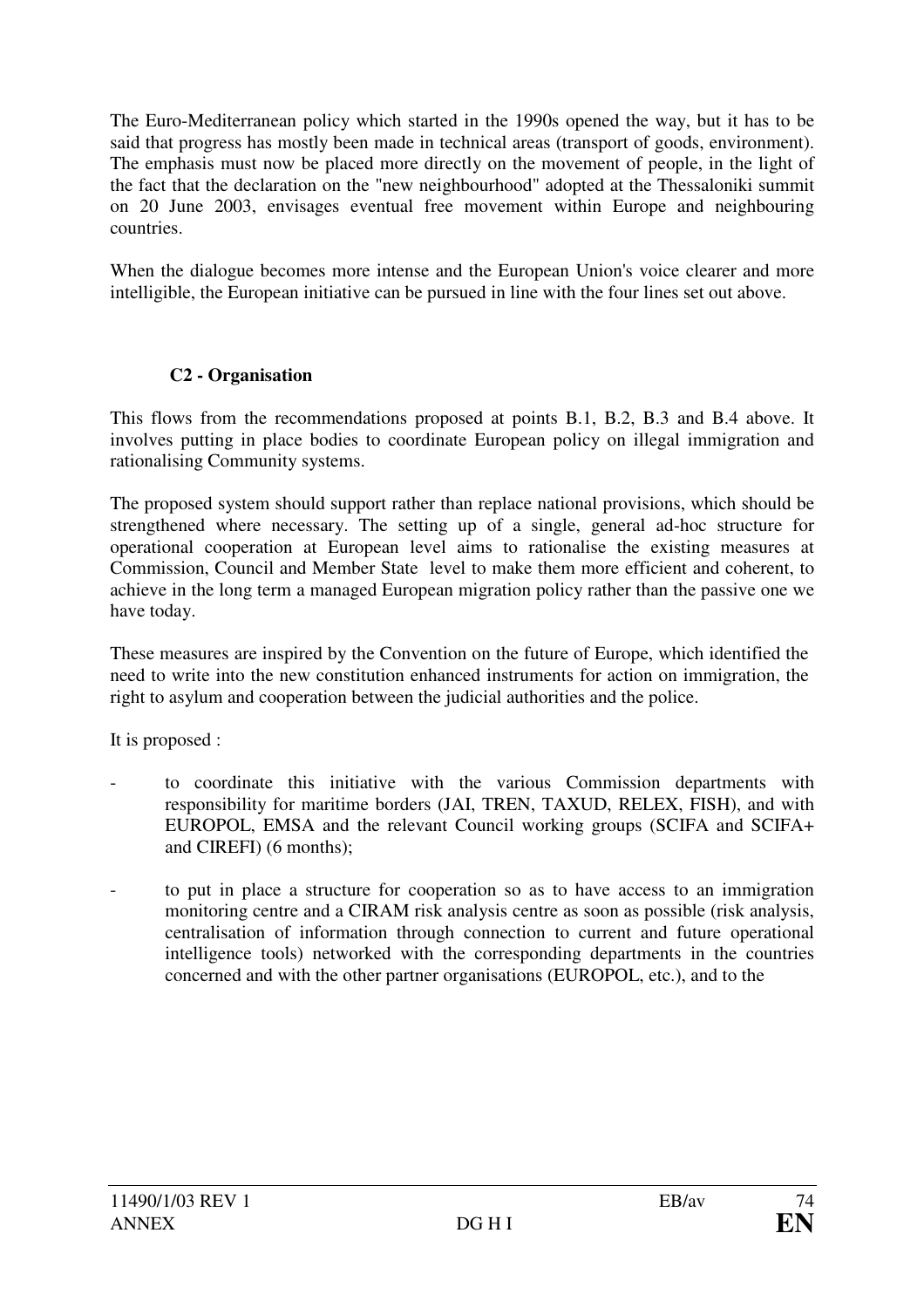The Euro-Mediterranean policy which started in the 1990s opened the way, but it has to be said that progress has mostly been made in technical areas (transport of goods, environment). The emphasis must now be placed more directly on the movement of people, in the light of the fact that the declaration on the "new neighbourhood" adopted at the Thessaloniki summit on 20 June 2003, envisages eventual free movement within Europe and neighbouring countries.

When the dialogue becomes more intense and the European Union's voice clearer and more intelligible, the European initiative can be pursued in line with the four lines set out above.

### C2 - Organisation

This flows from the recommendations proposed at points B.1, B.2, B.3 and B.4 above. It involves putting in place bodies to coordinate European policy on illegal immigration and rationalising Community systems.

The proposed system should support rather than replace national provisions, which should be strengthened where necessary. The setting up of a single, general ad-hoc structure for operational cooperation at European level aims to rationalise the existing measures at Commission, Council and Member State level to make them more efficient and coherent, to achieve in the long term a managed European migration policy rather than the passive one we have today.

These measures are inspired by the Convention on the future of Europe, which identified the need to write into the new constitution enhanced instruments for action on immigration, the right to asylum and cooperation between the judicial authorities and the police.

It is proposed :

- to coordinate this initiative with the various Commission departments with responsibility for maritime borders (JAI, TREN, TAXUD, RELEX, FISH), and with EUROPOL, EMSA and the relevant Council working groups (SCIFA and SCIFA+ and CIREFI) (6 months);
- to put in place a structure for cooperation so as to have access to an immigration monitoring centre and a CIRAM risk analysis centre as soon as possible (risk analysis, centralisation of information through connection to current and future operational intelligence tools) networked with the corresponding departments in the countries concerned and with the other partner organisations (EUROPOL, etc.), and to the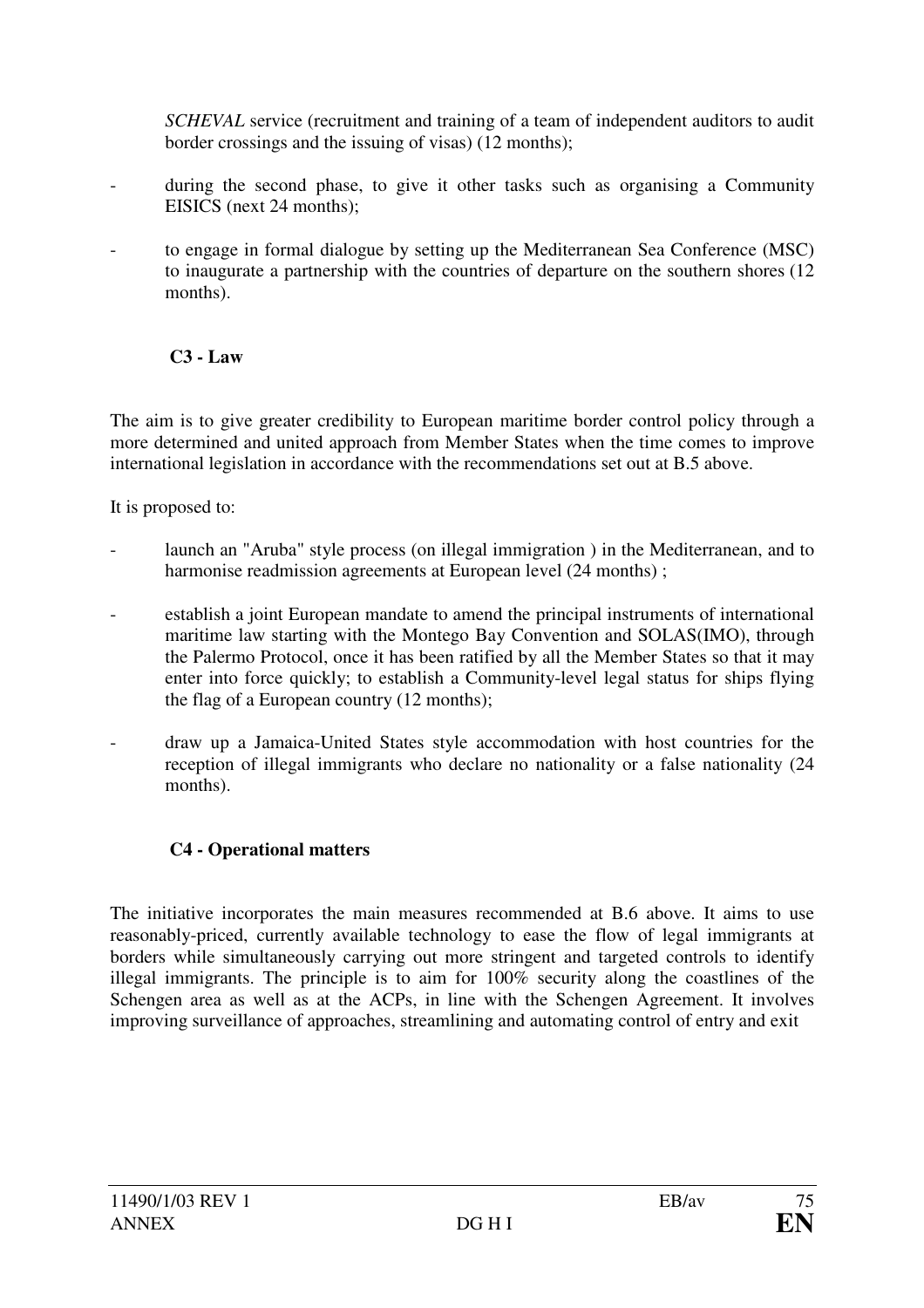*SCHEVAL* service (recruitment and training of a team of independent auditors to audit border crossings and the issuing of visas) (12 months);

- during the second phase, to give it other tasks such as organising a Community EISICS (next 24 months);
- to engage in formal dialogue by setting up the Mediterranean Sea Conference (MSC) to inaugurate a partnership with the countries of departure on the southern shores (12 months).

### C3 - Law

The aim is to give greater credibility to European maritime border control policy through a more determined and united approach from Member States when the time comes to improve international legislation in accordance with the recommendations set out at B.5 above.

It is proposed to:

- launch an "Aruba" style process (on illegal immigration ) in the Mediterranean, and to harmonise readmission agreements at European level (24 months) ;
- establish a joint European mandate to amend the principal instruments of international maritime law starting with the Montego Bay Convention and SOLAS(IMO), through the Palermo Protocol, once it has been ratified by all the Member States so that it may enter into force quickly; to establish a Community-level legal status for ships flying the flag of a European country (12 months);
- draw up a Jamaica-United States style accommodation with host countries for the reception of illegal immigrants who declare no nationality or a false nationality (24 months).

### C4 - Operational matters

The initiative incorporates the main measures recommended at B.6 above. It aims to use reasonably-priced, currently available technology to ease the flow of legal immigrants at borders while simultaneously carrying out more stringent and targeted controls to identify illegal immigrants. The principle is to aim for 100% security along the coastlines of the Schengen area as well as at the ACPs, in line with the Schengen Agreement. It involves improving surveillance of approaches, streamlining and automating control of entry and exit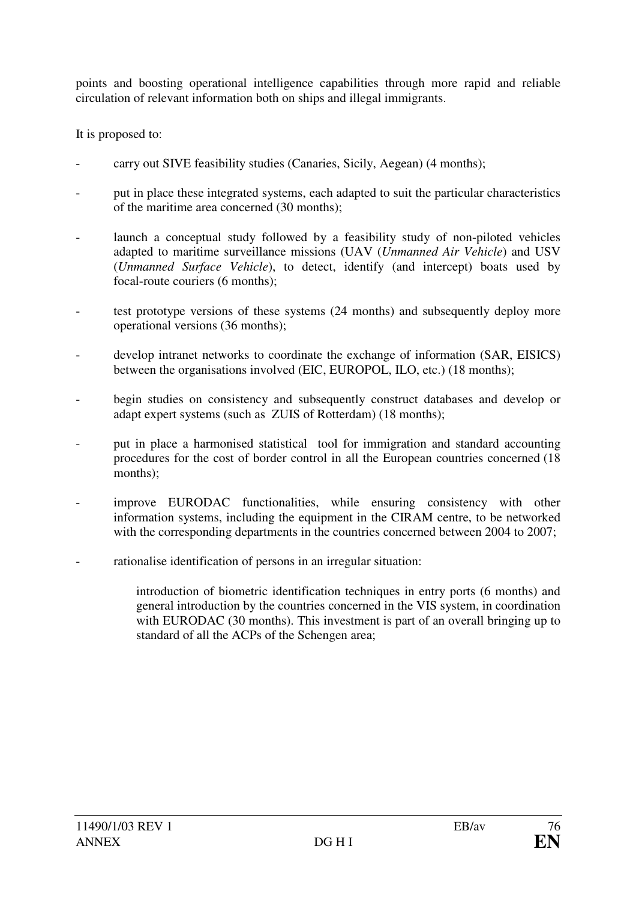points and boosting operational intelligence capabilities through more rapid and reliable circulation of relevant information both on ships and illegal immigrants.

It is proposed to:

- carry out SIVE feasibility studies (Canaries, Sicily, Aegean) (4 months);
- put in place these integrated systems, each adapted to suit the particular characteristics of the maritime area concerned (30 months);
- launch a conceptual study followed by a feasibility study of non-piloted vehicles adapted to maritime surveillance missions (UAV (*Unmanned Air Vehicle*) and USV (*Unmanned Surface Vehicle*), to detect, identify (and intercept) boats used by focal-route couriers (6 months);
- test prototype versions of these systems (24 months) and subsequently deploy more operational versions (36 months);
- develop intranet networks to coordinate the exchange of information (SAR, EISICS) between the organisations involved (EIC, EUROPOL, ILO, etc.) (18 months);
- begin studies on consistency and subsequently construct databases and develop or adapt expert systems (such as ZUIS of Rotterdam) (18 months);
- put in place a harmonised statistical tool for immigration and standard accounting procedures for the cost of border control in all the European countries concerned (18 months);
- improve EURODAC functionalities, while ensuring consistency with other information systems, including the equipment in the CIRAM centre, to be networked with the corresponding departments in the countries concerned between 2004 to 2007;
- rationalise identification of persons in an irregular situation:

  introduction of biometric identification techniques in entry ports (6 months) and general introduction by the countries concerned in the VIS system, in coordination with EURODAC (30 months). This investment is part of an overall bringing up to standard of all the ACPs of the Schengen area;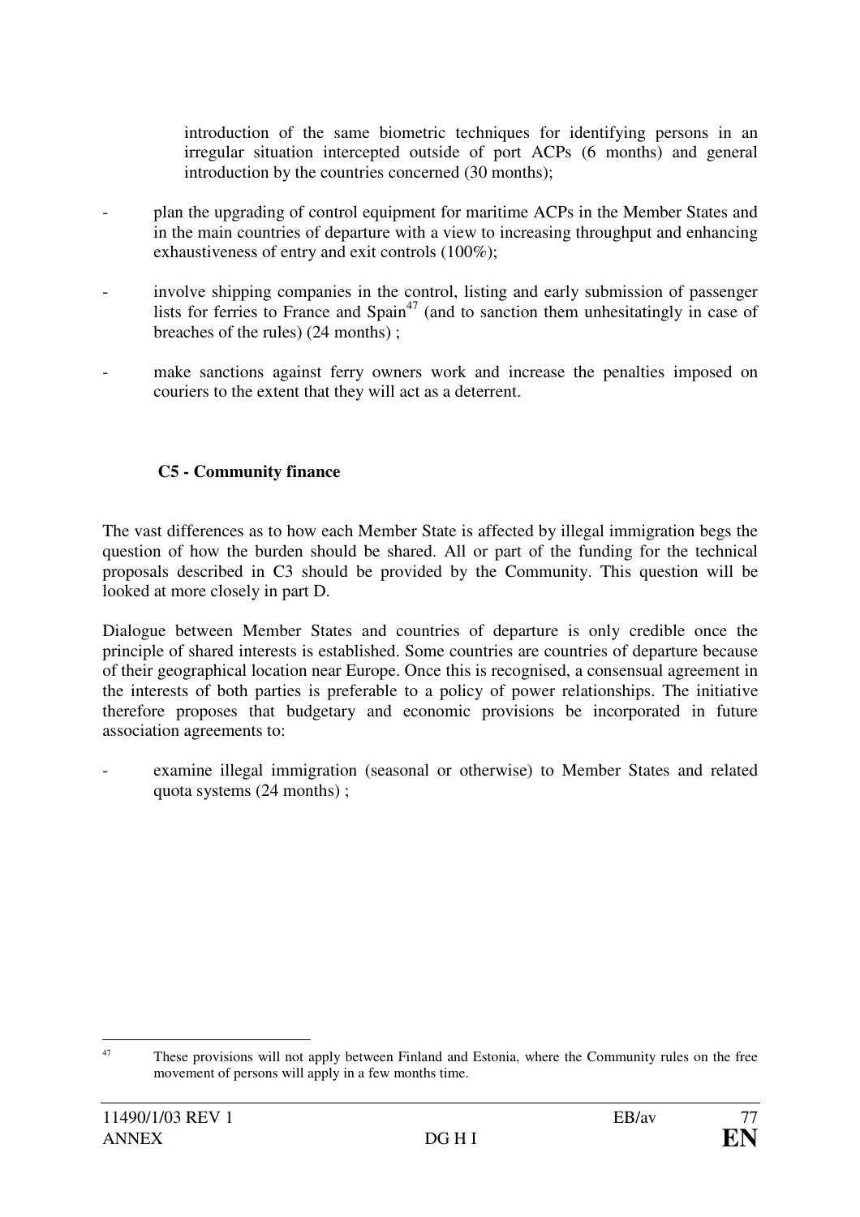introduction of the same biometric techniques for identifying persons in an irregular situation intercepted outside of port ACPs (6 months) and general introduction by the countries concerned (30 months);

- plan the upgrading of control equipment for maritime ACPs in the Member States and in the main countries of departure with a view to increasing throughput and enhancing exhaustiveness of entry and exit controls (100%);
- involve shipping companies in the control, listing and early submission of passenger lists for ferries to France and Spain[47] (and to sanction them unhesitatingly in case of breaches of the rules) (24 months) ;
- make sanctions against ferry owners work and increase the penalties imposed on couriers to the extent that they will act as a deterrent.

**C5 - Community finance**

The vast differences as to how each Member State is affected by illegal immigration begs the question of how the burden should be shared. All or part of the funding for the technical proposals described in C3 should be provided by the Community. This question will be looked at more closely in part D.

Dialogue between Member States and countries of departure is only credible once the principle of shared interests is established. Some countries are countries of departure because of their geographical location near Europe. Once this is recognised, a consensual agreement in the interests of both parties is preferable to a policy of power relationships. The initiative therefore proposes that budgetary and economic provisions be incorporated in future association agreements to:

- examine illegal immigration (seasonal or otherwise) to Member States and related quota systems (24 months) ;

[47] These provisions will not apply between Finland and Estonia, where the Community rules on the free movement of persons will apply in a few months time.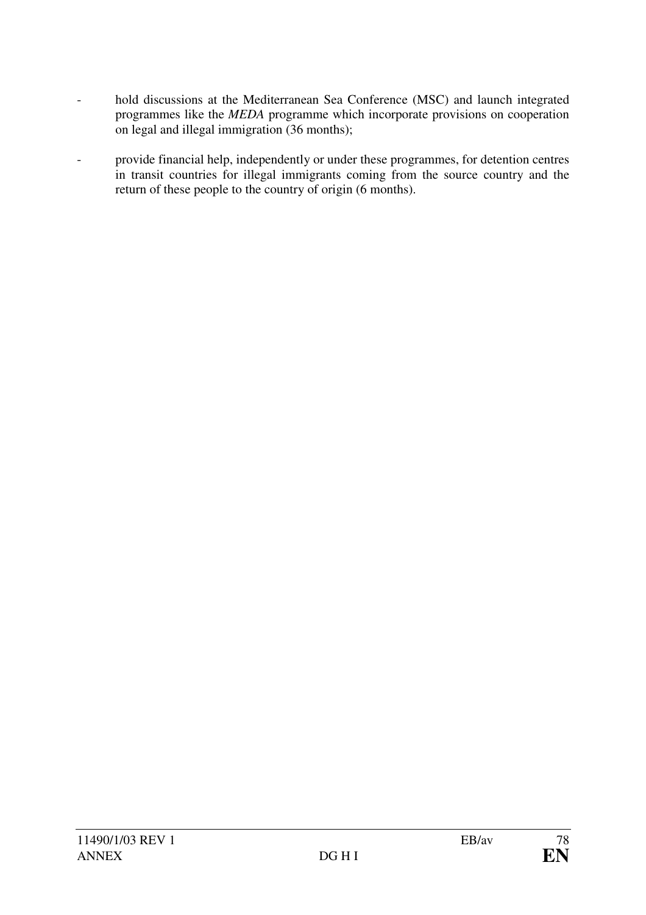- hold discussions at the Mediterranean Sea Conference (MSC) and launch integrated programmes like the *MEDA* programme which incorporate provisions on cooperation on legal and illegal immigration (36 months);
- provide financial help, independently or under these programmes, for detention centres in transit countries for illegal immigrants coming from the source country and the return of these people to the country of origin (6 months).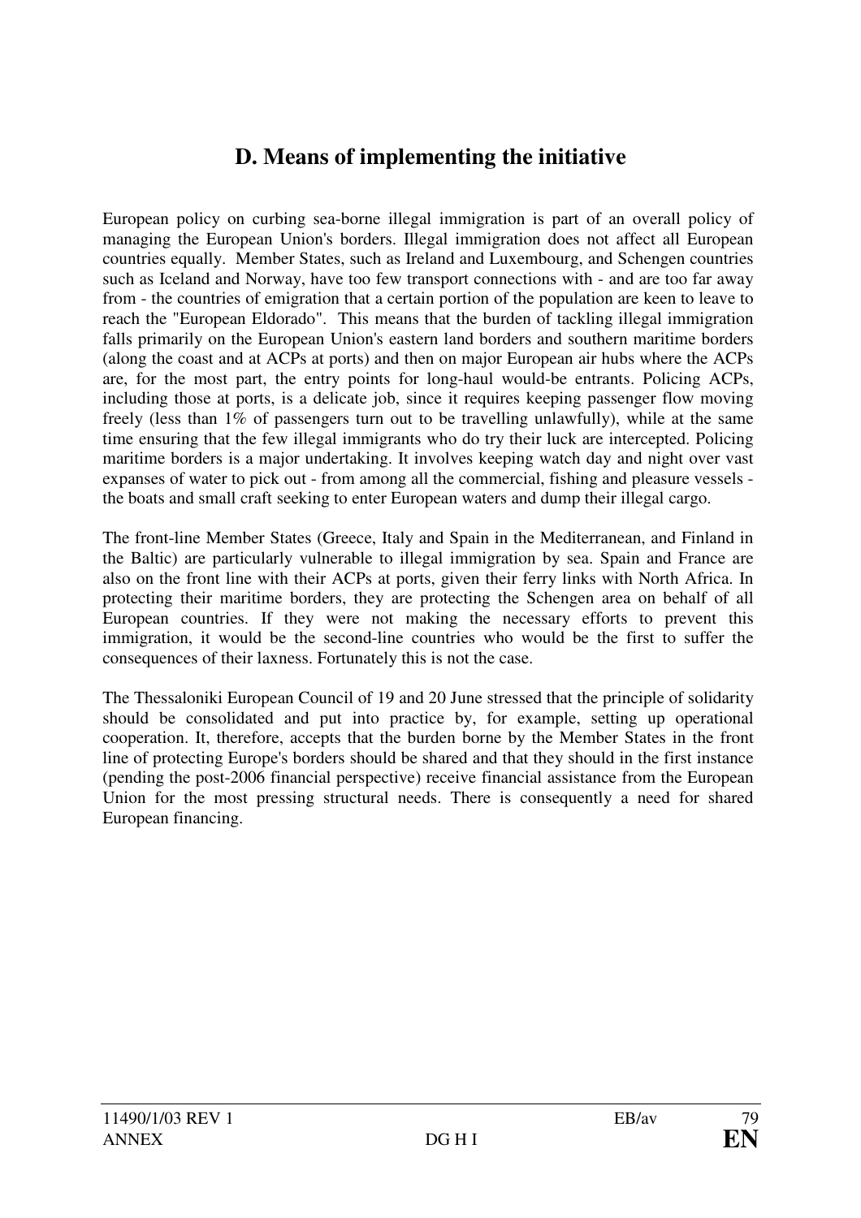# D. Means of implementing the initiative

European policy on curbing sea-borne illegal immigration is part of an overall policy of managing the European Union's borders. Illegal immigration does not affect all European countries equally. Member States, such as Ireland and Luxembourg, and Schengen countries such as Iceland and Norway, have too few transport connections with - and are too far away from - the countries of emigration that a certain portion of the population are keen to leave to reach the "European Eldorado". This means that the burden of tackling illegal immigration falls primarily on the European Union's eastern land borders and southern maritime borders (along the coast and at ACPs at ports) and then on major European air hubs where the ACPs are, for the most part, the entry points for long-haul would-be entrants. Policing ACPs, including those at ports, is a delicate job, since it requires keeping passenger flow moving freely (less than 1% of passengers turn out to be travelling unlawfully), while at the same time ensuring that the few illegal immigrants who do try their luck are intercepted. Policing maritime borders is a major undertaking. It involves keeping watch day and night over vast expanses of water to pick out - from among all the commercial, fishing and pleasure vessels - the boats and small craft seeking to enter European waters and dump their illegal cargo.

The front-line Member States (Greece, Italy and Spain in the Mediterranean, and Finland in the Baltic) are particularly vulnerable to illegal immigration by sea. Spain and France are also on the front line with their ACPs at ports, given their ferry links with North Africa. In protecting their maritime borders, they are protecting the Schengen area on behalf of all European countries. If they were not making the necessary efforts to prevent this immigration, it would be the second-line countries who would be the first to suffer the consequences of their laxness. Fortunately this is not the case.

The Thessaloniki European Council of 19 and 20 June stressed that the principle of solidarity should be consolidated and put into practice by, for example, setting up operational cooperation. It, therefore, accepts that the burden borne by the Member States in the front line of protecting Europe's borders should be shared and that they should in the first instance (pending the post-2006 financial perspective) receive financial assistance from the European Union for the most pressing structural needs. There is consequently a need for shared European financing.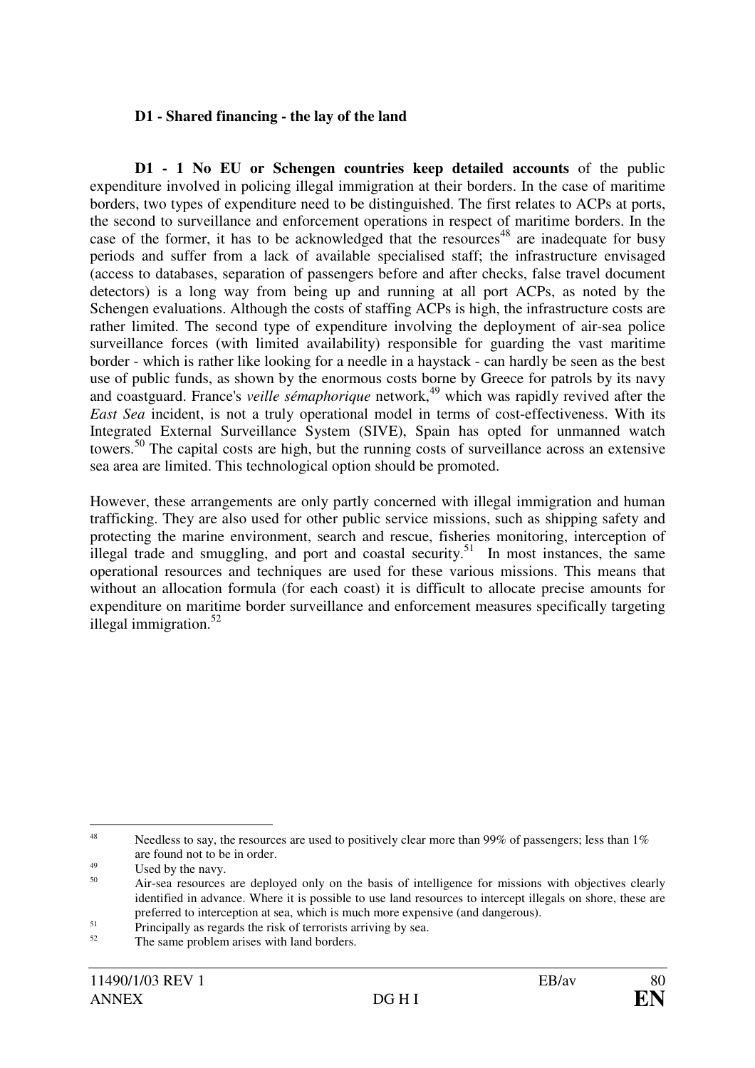**D1 - Shared financing - the lay of the land**

**D1 - 1 No EU or Schengen countries keep detailed accounts** of the public expenditure involved in policing illegal immigration at their borders. In the case of maritime borders, two types of expenditure need to be distinguished. The first relates to ACPs at ports, the second to surveillance and enforcement operations in respect of maritime borders. In the case of the former, it has to be acknowledged that the resources[48] are inadequate for busy periods and suffer from a lack of available specialised staff; the infrastructure envisaged (access to databases, separation of passengers before and after checks, false travel document detectors) is a long way from being up and running at all port ACPs, as noted by the Schengen evaluations. Although the costs of staffing ACPs is high, the infrastructure costs are rather limited. The second type of expenditure involving the deployment of air-sea police surveillance forces (with limited availability) responsible for guarding the vast maritime border - which is rather like looking for a needle in a haystack - can hardly be seen as the best use of public funds, as shown by the enormous costs borne by Greece for patrols by its navy and coastguard. France's *veille sémaphorique* network,[49] which was rapidly revived after the *East Sea* incident, is not a truly operational model in terms of cost-effectiveness. With its Integrated External Surveillance System (SIVE), Spain has opted for unmanned watch towers.[50] The capital costs are high, but the running costs of surveillance across an extensive sea area are limited. This technological option should be promoted.

However, these arrangements are only partly concerned with illegal immigration and human trafficking. They are also used for other public service missions, such as shipping safety and protecting the marine environment, search and rescue, fisheries monitoring, interception of illegal trade and smuggling, and port and coastal security.[51] In most instances, the same operational resources and techniques are used for these various missions. This means that without an allocation formula (for each coast) it is difficult to allocate precise amounts for expenditure on maritime border surveillance and enforcement measures specifically targeting illegal immigration.[52]

---

[48] Needless to say, the resources are used to positively clear more than 99% of passengers; less than 1% are found not to be in order.

[49] Used by the navy.

[50] Air-sea resources are deployed only on the basis of intelligence for missions with objectives clearly identified in advance. Where it is possible to use land resources to intercept illegals on shore, these are preferred to interception at sea, which is much more expensive (and dangerous).

[51] Principally as regards the risk of terrorists arriving by sea.

[52] The same problem arises with land borders.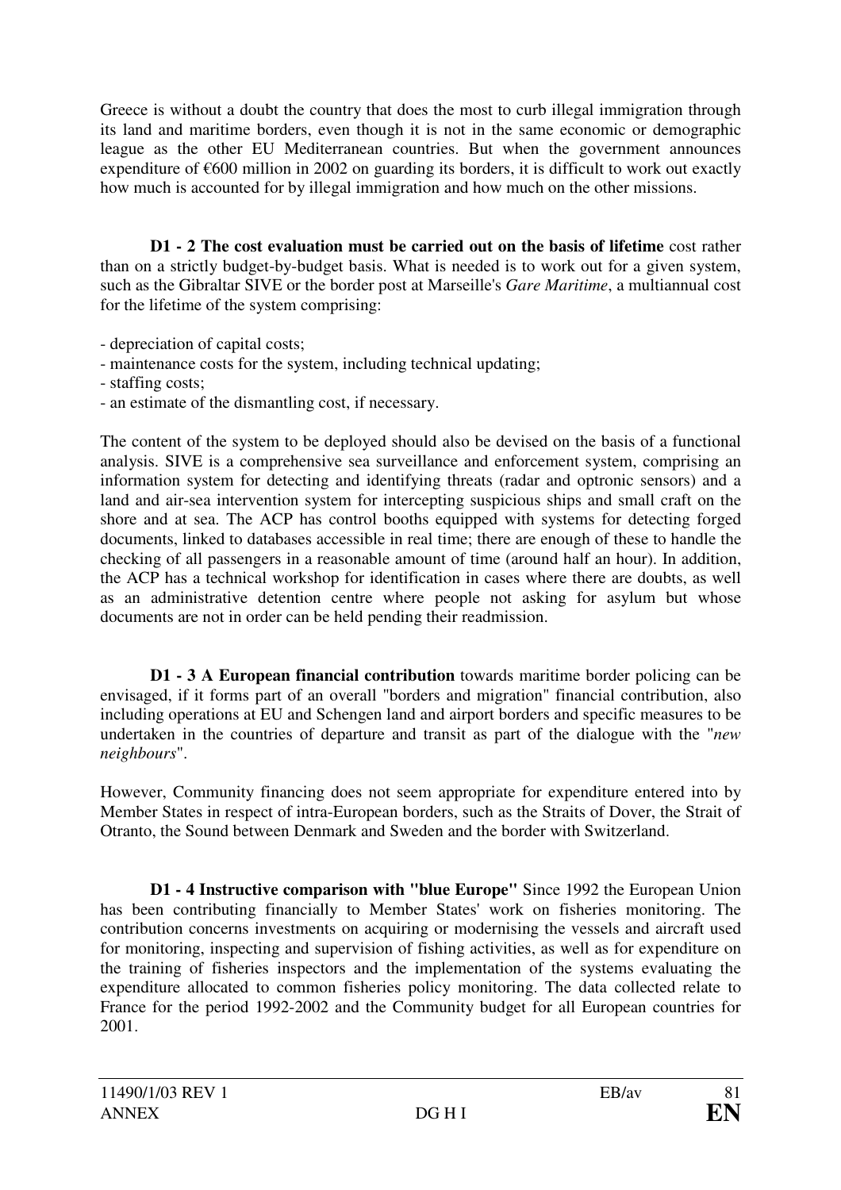Greece is without a doubt the country that does the most to curb illegal immigration through its land and maritime borders, even though it is not in the same economic or demographic league as the other EU Mediterranean countries. But when the government announces expenditure of €600 million in 2002 on guarding its borders, it is difficult to work out exactly how much is accounted for by illegal immigration and how much on the other missions.

**D1 - 2 The cost evaluation must be carried out on the basis of lifetime** cost rather than on a strictly budget-by-budget basis. What is needed is to work out for a given system, such as the Gibraltar SIVE or the border post at Marseille's *Gare Maritime*, a multiannual cost for the lifetime of the system comprising:

- depreciation of capital costs;
- maintenance costs for the system, including technical updating;
- staffing costs;
- an estimate of the dismantling cost, if necessary.

The content of the system to be deployed should also be devised on the basis of a functional analysis. SIVE is a comprehensive sea surveillance and enforcement system, comprising an information system for detecting and identifying threats (radar and optronic sensors) and a land and air-sea intervention system for intercepting suspicious ships and small craft on the shore and at sea. The ACP has control booths equipped with systems for detecting forged documents, linked to databases accessible in real time; there are enough of these to handle the checking of all passengers in a reasonable amount of time (around half an hour). In addition, the ACP has a technical workshop for identification in cases where there are doubts, as well as an administrative detention centre where people not asking for asylum but whose documents are not in order can be held pending their readmission.

**D1 - 3 A European financial contribution** towards maritime border policing can be envisaged, if it forms part of an overall "borders and migration" financial contribution, also including operations at EU and Schengen land and airport borders and specific measures to be undertaken in the countries of departure and transit as part of the dialogue with the "*new neighbours*".

However, Community financing does not seem appropriate for expenditure entered into by Member States in respect of intra-European borders, such as the Straits of Dover, the Strait of Otranto, the Sound between Denmark and Sweden and the border with Switzerland.

**D1 - 4 Instructive comparison with "blue Europe"** Since 1992 the European Union has been contributing financially to Member States' work on fisheries monitoring. The contribution concerns investments on acquiring or modernising the vessels and aircraft used for monitoring, inspecting and supervision of fishing activities, as well as for expenditure on the training of fisheries inspectors and the implementation of the systems evaluating the expenditure allocated to common fisheries policy monitoring. The data collected relate to France for the period 1992-2002 and the Community budget for all European countries for 2001.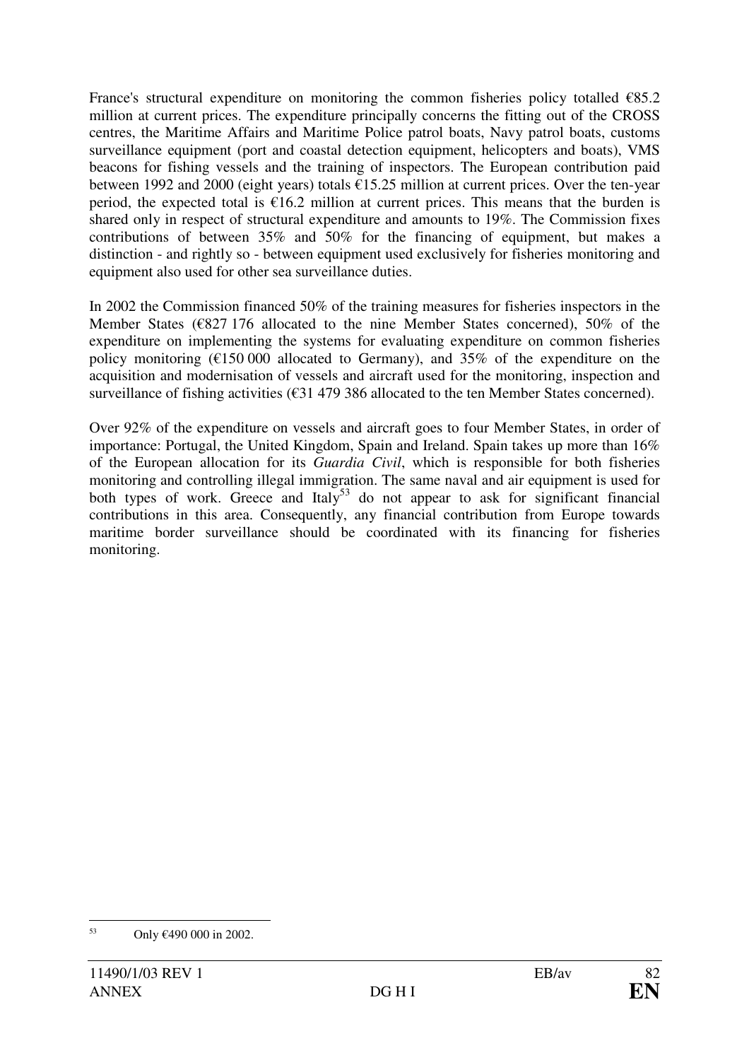France's structural expenditure on monitoring the common fisheries policy totalled €85.2 million at current prices. The expenditure principally concerns the fitting out of the CROSS centres, the Maritime Affairs and Maritime Police patrol boats, Navy patrol boats, customs surveillance equipment (port and coastal detection equipment, helicopters and boats), VMS beacons for fishing vessels and the training of inspectors. The European contribution paid between 1992 and 2000 (eight years) totals €15.25 million at current prices. Over the ten-year period, the expected total is €16.2 million at current prices. This means that the burden is shared only in respect of structural expenditure and amounts to 19%. The Commission fixes contributions of between 35% and 50% for the financing of equipment, but makes a distinction - and rightly so - between equipment used exclusively for fisheries monitoring and equipment also used for other sea surveillance duties.

In 2002 the Commission financed 50% of the training measures for fisheries inspectors in the Member States (€827 176 allocated to the nine Member States concerned), 50% of the expenditure on implementing the systems for evaluating expenditure on common fisheries policy monitoring (€150 000 allocated to Germany), and 35% of the expenditure on the acquisition and modernisation of vessels and aircraft used for the monitoring, inspection and surveillance of fishing activities (€31 479 386 allocated to the ten Member States concerned).

Over 92% of the expenditure on vessels and aircraft goes to four Member States, in order of importance: Portugal, the United Kingdom, Spain and Ireland. Spain takes up more than 16% of the European allocation for its *Guardia Civil*, which is responsible for both fisheries monitoring and controlling illegal immigration. The same naval and air equipment is used for both types of work. Greece and Italy[53] do not appear to ask for significant financial contributions in this area. Consequently, any financial contribution from Europe towards maritime border surveillance should be coordinated with its financing for fisheries monitoring.

[53] Only €490 000 in 2002.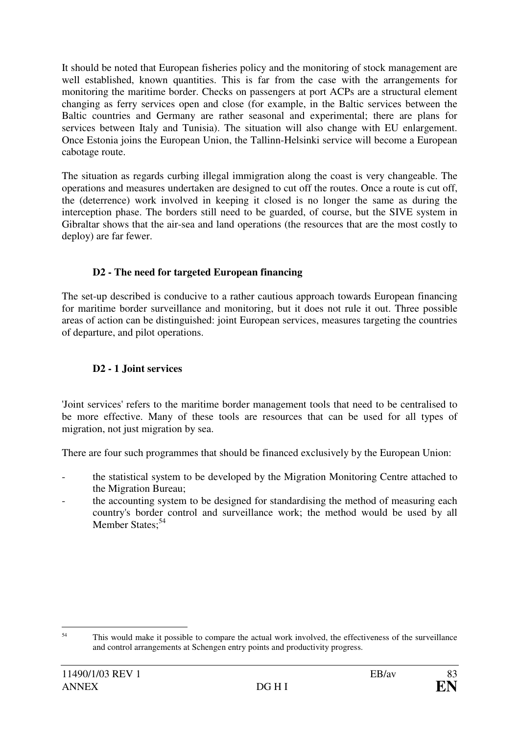It should be noted that European fisheries policy and the monitoring of stock management are well established, known quantities. This is far from the case with the arrangements for monitoring the maritime border. Checks on passengers at port ACPs are a structural element changing as ferry services open and close (for example, in the Baltic services between the Baltic countries and Germany are rather seasonal and experimental; there are plans for services between Italy and Tunisia). The situation will also change with EU enlargement. Once Estonia joins the European Union, the Tallinn-Helsinki service will become a European cabotage route.

The situation as regards curbing illegal immigration along the coast is very changeable. The operations and measures undertaken are designed to cut off the routes. Once a route is cut off, the (deterrence) work involved in keeping it closed is no longer the same as during the interception phase. The borders still need to be guarded, of course, but the SIVE system in Gibraltar shows that the air-sea and land operations (the resources that are the most costly to deploy) are far fewer.

### D2 - The need for targeted European financing

The set-up described is conducive to a rather cautious approach towards European financing for maritime border surveillance and monitoring, but it does not rule it out. Three possible areas of action can be distinguished: joint European services, measures targeting the countries of departure, and pilot operations.

### D2 - 1 Joint services

'Joint services' refers to the maritime border management tools that need to be centralised to be more effective. Many of these tools are resources that can be used for all types of migration, not just migration by sea.

There are four such programmes that should be financed exclusively by the European Union:

- the statistical system to be developed by the Migration Monitoring Centre attached to the Migration Bureau;
- the accounting system to be designed for standardising the method of measuring each country's border control and surveillance work; the method would be used by all Member States;[54]

[54] This would make it possible to compare the actual work involved, the effectiveness of the surveillance and control arrangements at Schengen entry points and productivity progress.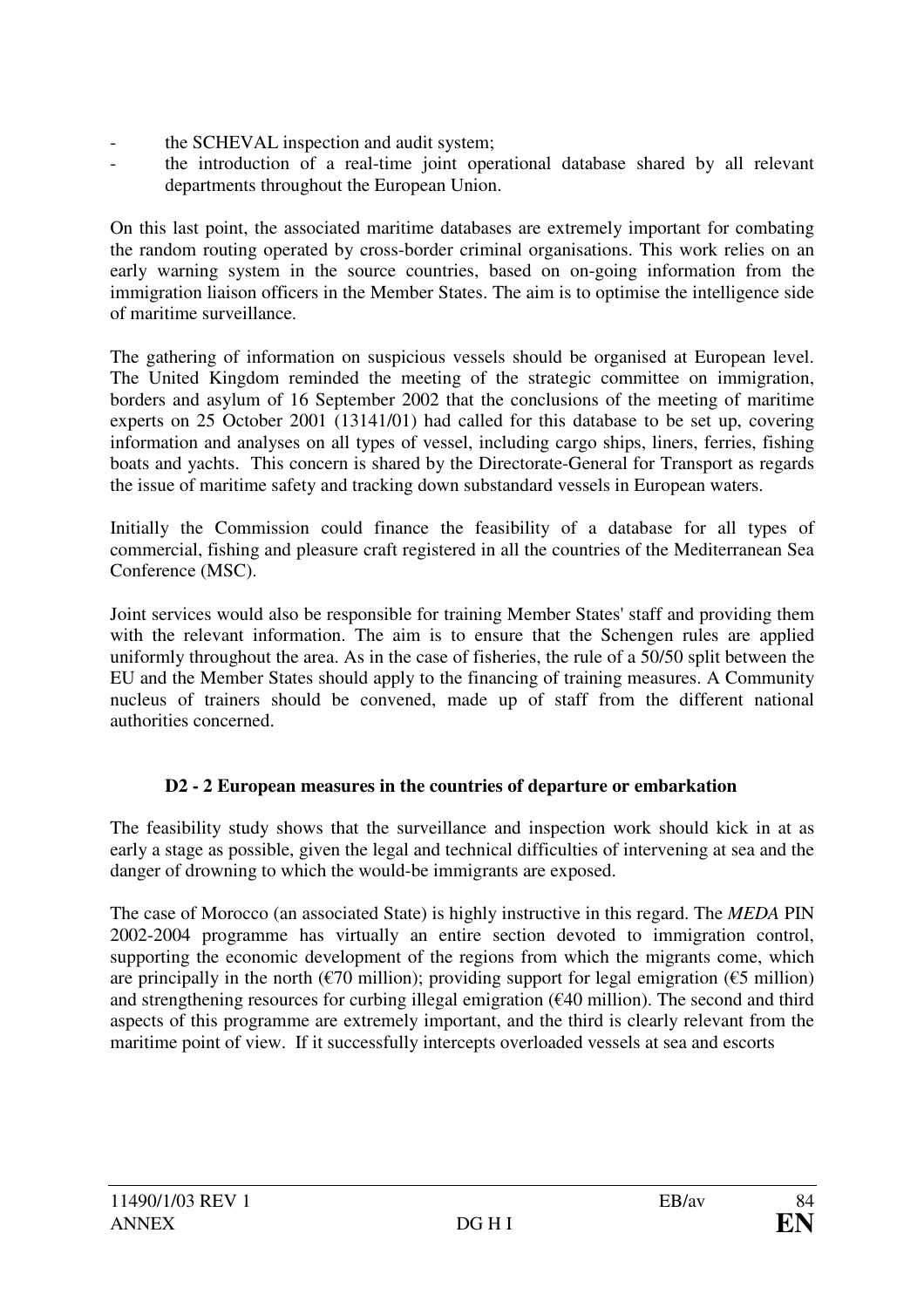- the SCHEVAL inspection and audit system;
- the introduction of a real-time joint operational database shared by all relevant departments throughout the European Union.

On this last point, the associated maritime databases are extremely important for combating the random routing operated by cross-border criminal organisations. This work relies on an early warning system in the source countries, based on on-going information from the immigration liaison officers in the Member States. The aim is to optimise the intelligence side of maritime surveillance.

The gathering of information on suspicious vessels should be organised at European level. The United Kingdom reminded the meeting of the strategic committee on immigration, borders and asylum of 16 September 2002 that the conclusions of the meeting of maritime experts on 25 October 2001 (13141/01) had called for this database to be set up, covering information and analyses on all types of vessel, including cargo ships, liners, ferries, fishing boats and yachts. This concern is shared by the Directorate-General for Transport as regards the issue of maritime safety and tracking down substandard vessels in European waters.

Initially the Commission could finance the feasibility of a database for all types of commercial, fishing and pleasure craft registered in all the countries of the Mediterranean Sea Conference (MSC).

Joint services would also be responsible for training Member States' staff and providing them with the relevant information. The aim is to ensure that the Schengen rules are applied uniformly throughout the area. As in the case of fisheries, the rule of a 50/50 split between the EU and the Member States should apply to the financing of training measures. A Community nucleus of trainers should be convened, made up of staff from the different national authorities concerned.

### D2 - 2 European measures in the countries of departure or embarkation

The feasibility study shows that the surveillance and inspection work should kick in at as early a stage as possible, given the legal and technical difficulties of intervening at sea and the danger of drowning to which the would-be immigrants are exposed.

The case of Morocco (an associated State) is highly instructive in this regard. The *MEDA* PIN 2002-2004 programme has virtually an entire section devoted to immigration control, supporting the economic development of the regions from which the migrants come, which are principally in the north (€70 million); providing support for legal emigration (€5 million) and strengthening resources for curbing illegal emigration (€40 million). The second and third aspects of this programme are extremely important, and the third is clearly relevant from the maritime point of view. If it successfully intercepts overloaded vessels at sea and escorts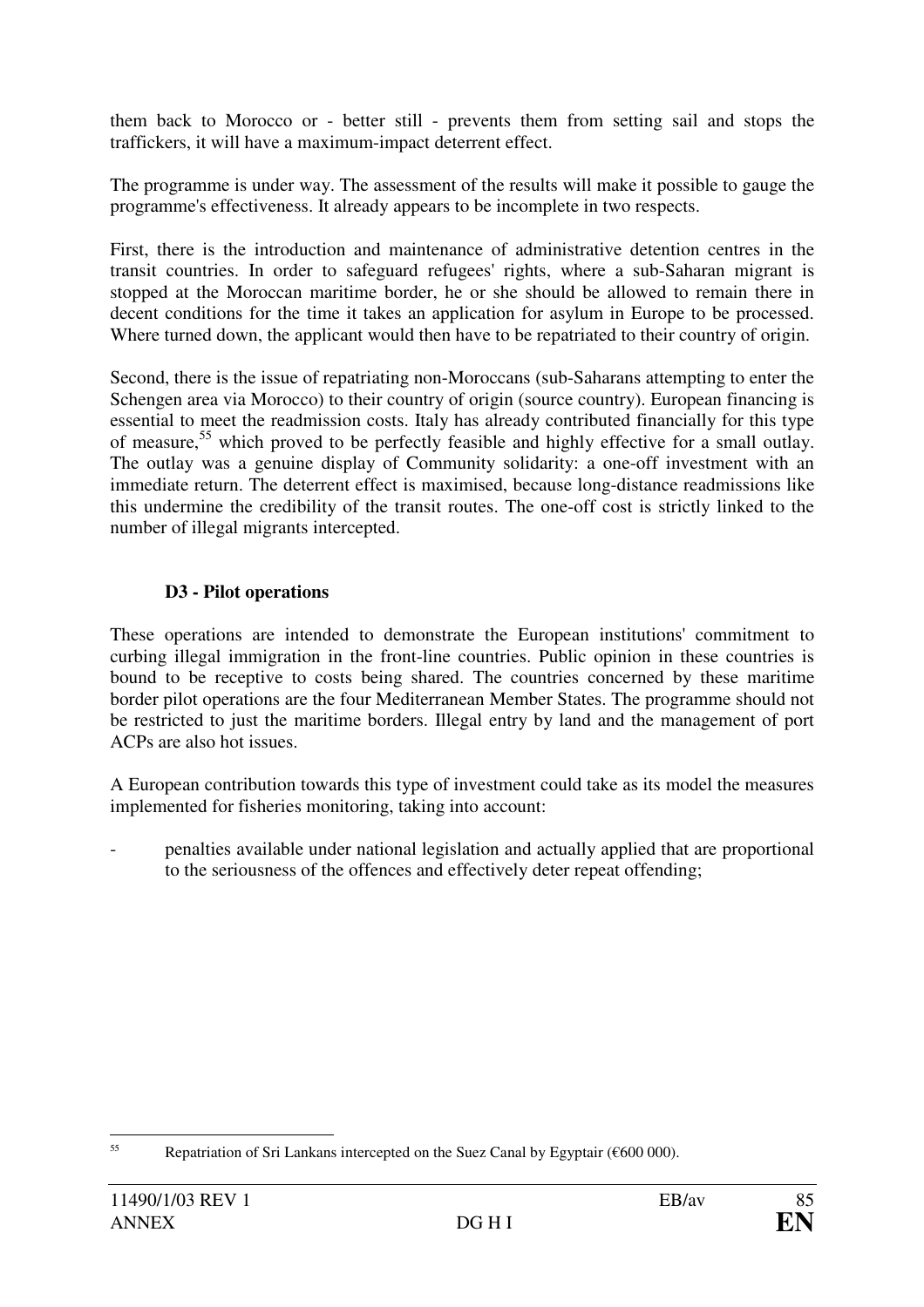them back to Morocco or - better still - prevents them from setting sail and stops the traffickers, it will have a maximum-impact deterrent effect.

The programme is under way. The assessment of the results will make it possible to gauge the programme's effectiveness. It already appears to be incomplete in two respects.

First, there is the introduction and maintenance of administrative detention centres in the transit countries. In order to safeguard refugees' rights, where a sub-Saharan migrant is stopped at the Moroccan maritime border, he or she should be allowed to remain there in decent conditions for the time it takes an application for asylum in Europe to be processed. Where turned down, the applicant would then have to be repatriated to their country of origin.

Second, there is the issue of repatriating non-Moroccans (sub-Saharans attempting to enter the Schengen area via Morocco) to their country of origin (source country). European financing is essential to meet the readmission costs. Italy has already contributed financially for this type of measure,[55] which proved to be perfectly feasible and highly effective for a small outlay. The outlay was a genuine display of Community solidarity: a one-off investment with an immediate return. The deterrent effect is maximised, because long-distance readmissions like this undermine the credibility of the transit routes. The one-off cost is strictly linked to the number of illegal migrants intercepted.

**D3 - Pilot operations**

These operations are intended to demonstrate the European institutions' commitment to curbing illegal immigration in the front-line countries. Public opinion in these countries is bound to be receptive to costs being shared. The countries concerned by these maritime border pilot operations are the four Mediterranean Member States. The programme should not be restricted to just the maritime borders. Illegal entry by land and the management of port ACPs are also hot issues.

A European contribution towards this type of investment could take as its model the measures implemented for fisheries monitoring, taking into account:

- penalties available under national legislation and actually applied that are proportional to the seriousness of the offences and effectively deter repeat offending;

[55] Repatriation of Sri Lankans intercepted on the Suez Canal by Egyptair (€600 000).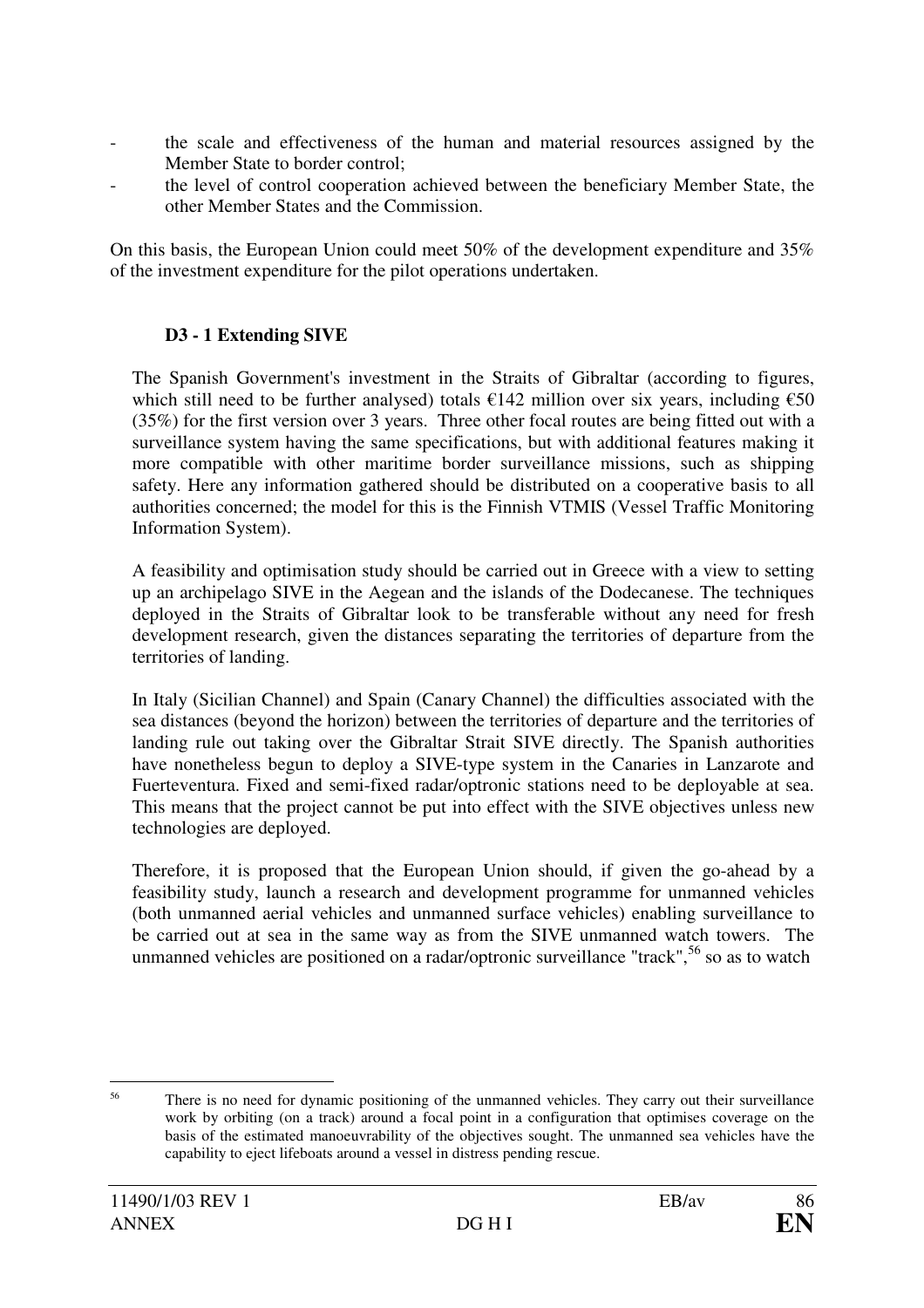- the scale and effectiveness of the human and material resources assigned by the Member State to border control;
- the level of control cooperation achieved between the beneficiary Member State, the other Member States and the Commission.

On this basis, the European Union could meet 50% of the development expenditure and 35% of the investment expenditure for the pilot operations undertaken.

**D3 - 1 Extending SIVE**

The Spanish Government's investment in the Straits of Gibraltar (according to figures, which still need to be further analysed) totals €142 million over six years, including €50 (35%) for the first version over 3 years. Three other focal routes are being fitted out with a surveillance system having the same specifications, but with additional features making it more compatible with other maritime border surveillance missions, such as shipping safety. Here any information gathered should be distributed on a cooperative basis to all authorities concerned; the model for this is the Finnish VTMIS (Vessel Traffic Monitoring Information System).

A feasibility and optimisation study should be carried out in Greece with a view to setting up an archipelago SIVE in the Aegean and the islands of the Dodecanese. The techniques deployed in the Straits of Gibraltar look to be transferable without any need for fresh development research, given the distances separating the territories of departure from the territories of landing.

In Italy (Sicilian Channel) and Spain (Canary Channel) the difficulties associated with the sea distances (beyond the horizon) between the territories of departure and the territories of landing rule out taking over the Gibraltar Strait SIVE directly. The Spanish authorities have nonetheless begun to deploy a SIVE-type system in the Canaries in Lanzarote and Fuerteventura. Fixed and semi-fixed radar/optronic stations need to be deployable at sea. This means that the project cannot be put into effect with the SIVE objectives unless new technologies are deployed.

Therefore, it is proposed that the European Union should, if given the go-ahead by a feasibility study, launch a research and development programme for unmanned vehicles (both unmanned aerial vehicles and unmanned surface vehicles) enabling surveillance to be carried out at sea in the same way as from the SIVE unmanned watch towers. The unmanned vehicles are positioned on a radar/optronic surveillance "track",[56] so as to watch

[56] There is no need for dynamic positioning of the unmanned vehicles. They carry out their surveillance work by orbiting (on a track) around a focal point in a configuration that optimises coverage on the basis of the estimated manoeuvrability of the objectives sought. The unmanned sea vehicles have the capability to eject lifeboats around a vessel in distress pending rescue.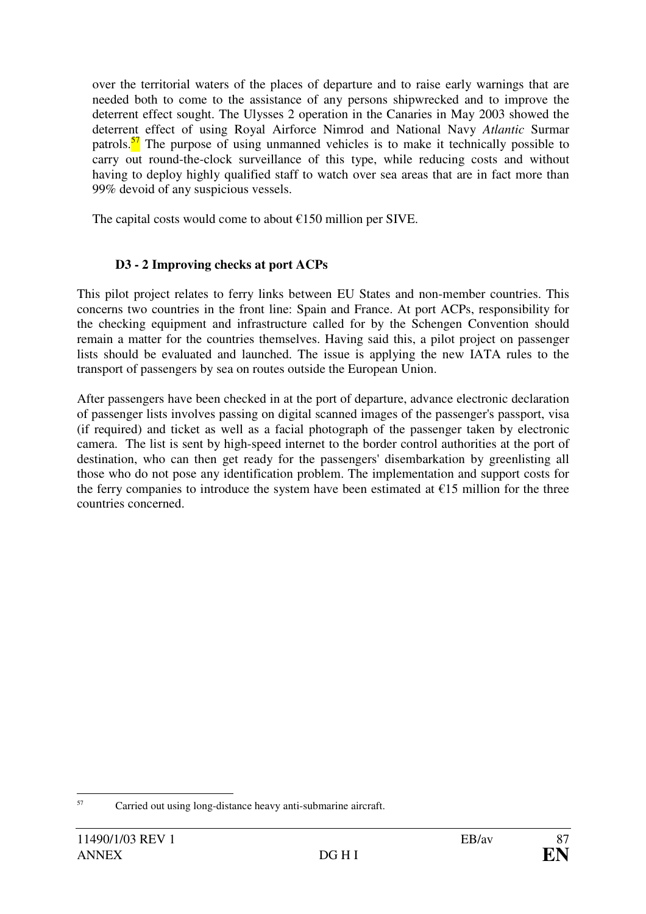over the territorial waters of the places of departure and to raise early warnings that are needed both to come to the assistance of any persons shipwrecked and to improve the deterrent effect sought. The Ulysses 2 operation in the Canaries in May 2003 showed the deterrent effect of using Royal Airforce Nimrod and National Navy *Atlantic* Surmar patrols.[57] The purpose of using unmanned vehicles is to make it technically possible to carry out round-the-clock surveillance of this type, while reducing costs and without having to deploy highly qualified staff to watch over sea areas that are in fact more than 99% devoid of any suspicious vessels.

The capital costs would come to about €150 million per SIVE.

### D3 - 2 Improving checks at port ACPs

This pilot project relates to ferry links between EU States and non-member countries. This concerns two countries in the front line: Spain and France. At port ACPs, responsibility for the checking equipment and infrastructure called for by the Schengen Convention should remain a matter for the countries themselves. Having said this, a pilot project on passenger lists should be evaluated and launched. The issue is applying the new IATA rules to the transport of passengers by sea on routes outside the European Union.

After passengers have been checked in at the port of departure, advance electronic declaration of passenger lists involves passing on digital scanned images of the passenger's passport, visa (if required) and ticket as well as a facial photograph of the passenger taken by electronic camera. The list is sent by high-speed internet to the border control authorities at the port of destination, who can then get ready for the passengers' disembarkation by greenlisting all those who do not pose any identification problem. The implementation and support costs for the ferry companies to introduce the system have been estimated at €15 million for the three countries concerned.

[57] Carried out using long-distance heavy anti-submarine aircraft.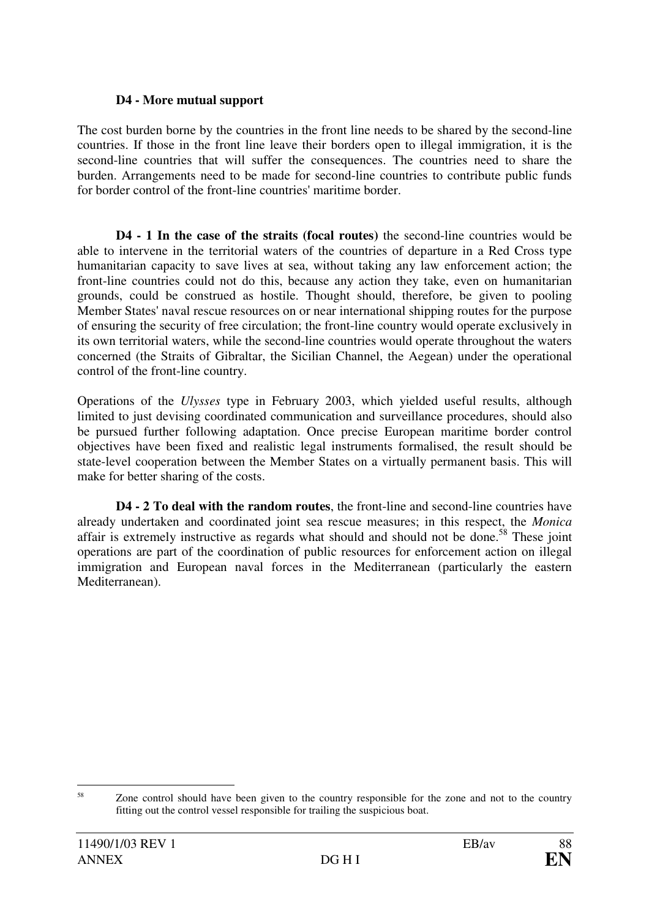**D4 - More mutual support**

The cost burden borne by the countries in the front line needs to be shared by the second-line countries. If those in the front line leave their borders open to illegal immigration, it is the second-line countries that will suffer the consequences. The countries need to share the burden. Arrangements need to be made for second-line countries to contribute public funds for border control of the front-line countries' maritime border.

**D4 - 1 In the case of the straits (focal routes)** the second-line countries would be able to intervene in the territorial waters of the countries of departure in a Red Cross type humanitarian capacity to save lives at sea, without taking any law enforcement action; the front-line countries could not do this, because any action they take, even on humanitarian grounds, could be construed as hostile. Thought should, therefore, be given to pooling Member States' naval rescue resources on or near international shipping routes for the purpose of ensuring the security of free circulation; the front-line country would operate exclusively in its own territorial waters, while the second-line countries would operate throughout the waters concerned (the Straits of Gibraltar, the Sicilian Channel, the Aegean) under the operational control of the front-line country.

Operations of the *Ulysses* type in February 2003, which yielded useful results, although limited to just devising coordinated communication and surveillance procedures, should also be pursued further following adaptation. Once precise European maritime border control objectives have been fixed and realistic legal instruments formalised, the result should be state-level cooperation between the Member States on a virtually permanent basis. This will make for better sharing of the costs.

**D4 - 2 To deal with the random routes**, the front-line and second-line countries have already undertaken and coordinated joint sea rescue measures; in this respect, the *Monica* affair is extremely instructive as regards what should and should not be done.[58] These joint operations are part of the coordination of public resources for enforcement action on illegal immigration and European naval forces in the Mediterranean (particularly the eastern Mediterranean).

---

[58] Zone control should have been given to the country responsible for the zone and not to the country fitting out the control vessel responsible for trailing the suspicious boat.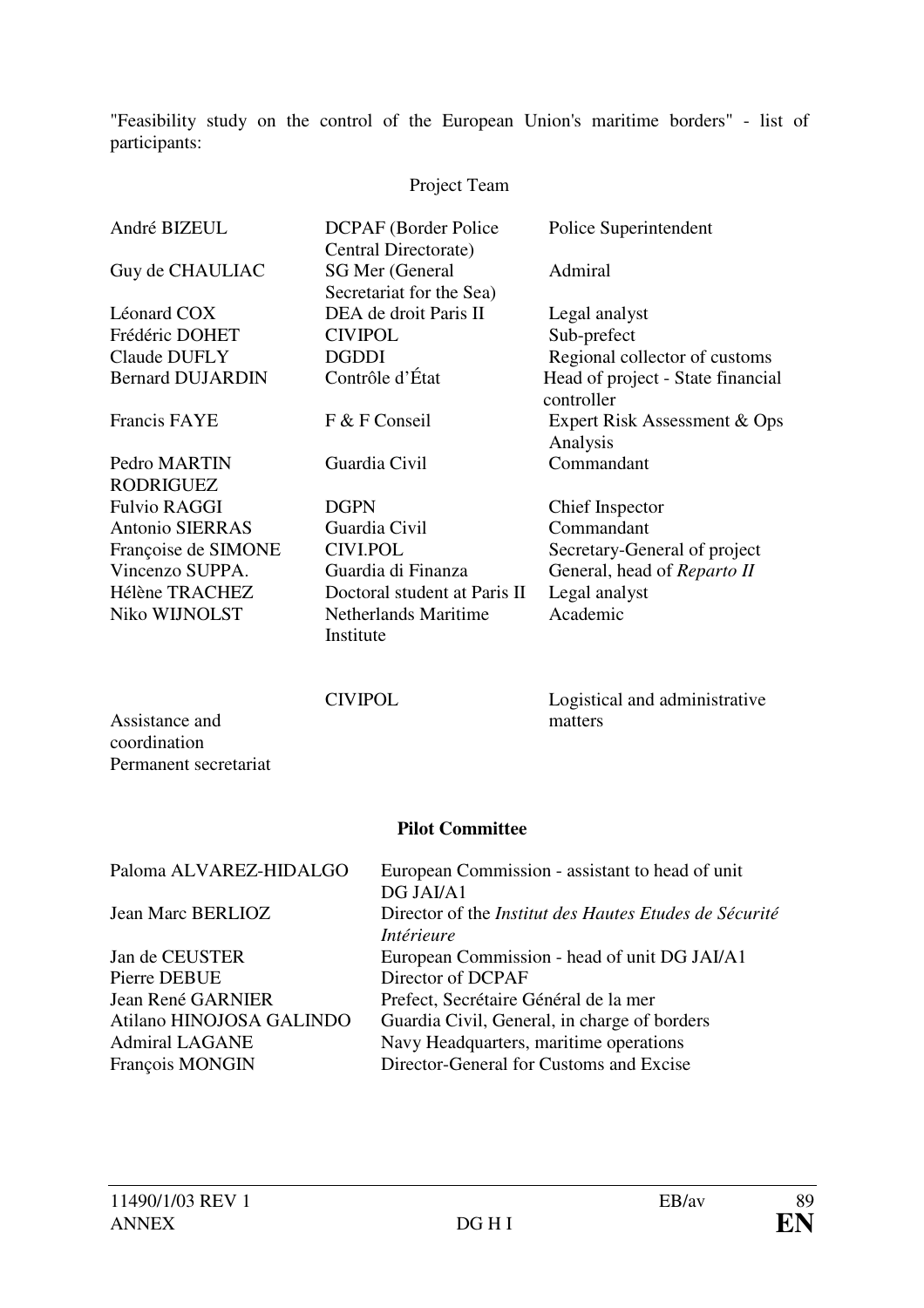"Feasibility study on the control of the European Union's maritime borders" - list of participants:

Project Team

| | | |
|---|---|---|
| André BIZEUL | DCPAF (Border Police Central Directorate) | Police Superintendent |
| Guy de CHAULIAC | SG Mer (General Secretariat for the Sea) | Admiral |
| Léonard COX | DEA de droit Paris II | Legal analyst |
| Frédéric DOHET | CIVIPOL | Sub-prefect |
| Claude DUFLY | DGDDI | Regional collector of customs |
| Bernard DUJARDIN | Contrôle d'État | Head of project - State financial controller |
| Francis FAYE | F & F Conseil | Expert Risk Assessment & Ops Analysis |
| Pedro MARTIN RODRIGUEZ | Guardia Civil | Commandant |
| Fulvio RAGGI | DGPN | Chief Inspector |
| Antonio SIERRAS | Guardia Civil | Commandant |
| Françoise de SIMONE | CIVI.POL | Secretary-General of project |
| Vincenzo SUPPA. | Guardia di Finanza | General, head of *Reparto II* |
| Hélène TRACHEZ | Doctoral student at Paris II | Legal analyst |
| Niko WIJNOLST | Netherlands Maritime Institute | Academic |
| Assistance and coordination Permanent secretariat | CIVIPOL | Logistical and administrative matters |

**Pilot Committee**

| | |
|---|---|
| Paloma ALVAREZ-HIDALGO | European Commission - assistant to head of unit DG JAI/A1 |
| Jean Marc BERLIOZ | Director of the *Institut des Hautes Etudes de Sécurité Intérieure* |
| Jan de CEUSTER | European Commission - head of unit DG JAI/A1 |
| Pierre DEBUE | Director of DCPAF |
| Jean René GARNIER | Prefect, Secrétaire Général de la mer |
| Atilano HINOJOSA GALINDO | Guardia Civil, General, in charge of borders |
| Admiral LAGANE | Navy Headquarters, maritime operations |
| François MONGIN | Director-General for Customs and Excise |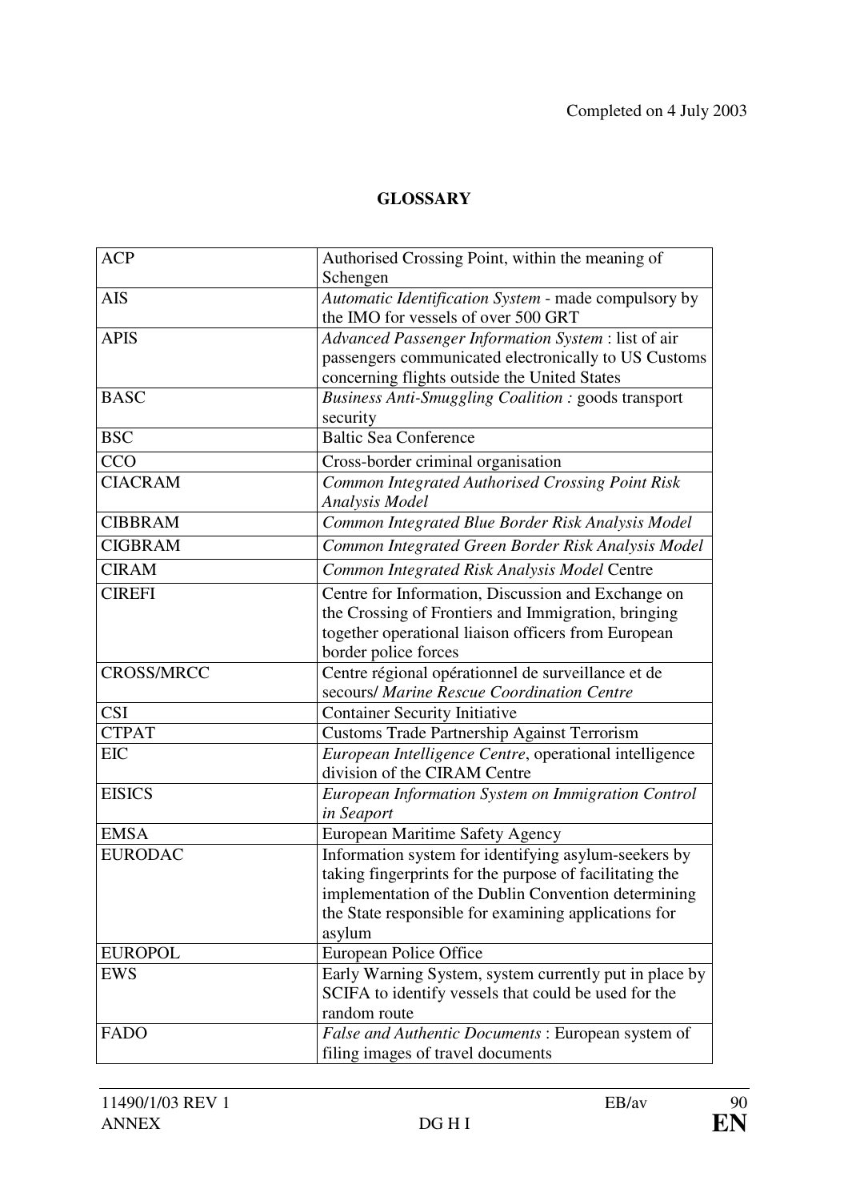Completed on 4 July 2003

## GLOSSARY

| | |
|---|---|
| ACP | Authorised Crossing Point, within the meaning of Schengen |
| AIS | *Automatic Identification System* - made compulsory by the IMO for vessels of over 500 GRT |
| APIS | *Advanced Passenger Information System* : list of air passengers communicated electronically to US Customs concerning flights outside the United States |
| BASC | *Business Anti-Smuggling Coalition :* goods transport security |
| BSC | Baltic Sea Conference |
| CCO | Cross-border criminal organisation |
| CIACRAM | *Common Integrated Authorised Crossing Point Risk Analysis Model* |
| CIBBRAM | *Common Integrated Blue Border Risk Analysis Model* |
| CIGBRAM | *Common Integrated Green Border Risk Analysis Model* |
| CIRAM | *Common Integrated Risk Analysis Model* Centre |
| CIREFI | Centre for Information, Discussion and Exchange on the Crossing of Frontiers and Immigration, bringing together operational liaison officers from European border police forces |
| CROSS/MRCC | Centre régional opérationnel de surveillance et de secours/ *Marine Rescue Coordination Centre* |
| CSI | Container Security Initiative |
| CTPAT | Customs Trade Partnership Against Terrorism |
| EIC | *European Intelligence Centre*, operational intelligence division of the CIRAM Centre |
| EISICS | *European Information System on Immigration Control in Seaport* |
| EMSA | European Maritime Safety Agency |
| EURODAC | Information system for identifying asylum-seekers by taking fingerprints for the purpose of facilitating the implementation of the Dublin Convention determining the State responsible for examining applications for asylum |
| EUROPOL | European Police Office |
| EWS | Early Warning System, system currently put in place by SCIFA to identify vessels that could be used for the random route |
| FADO | *False and Authentic Documents* : European system of filing images of travel documents |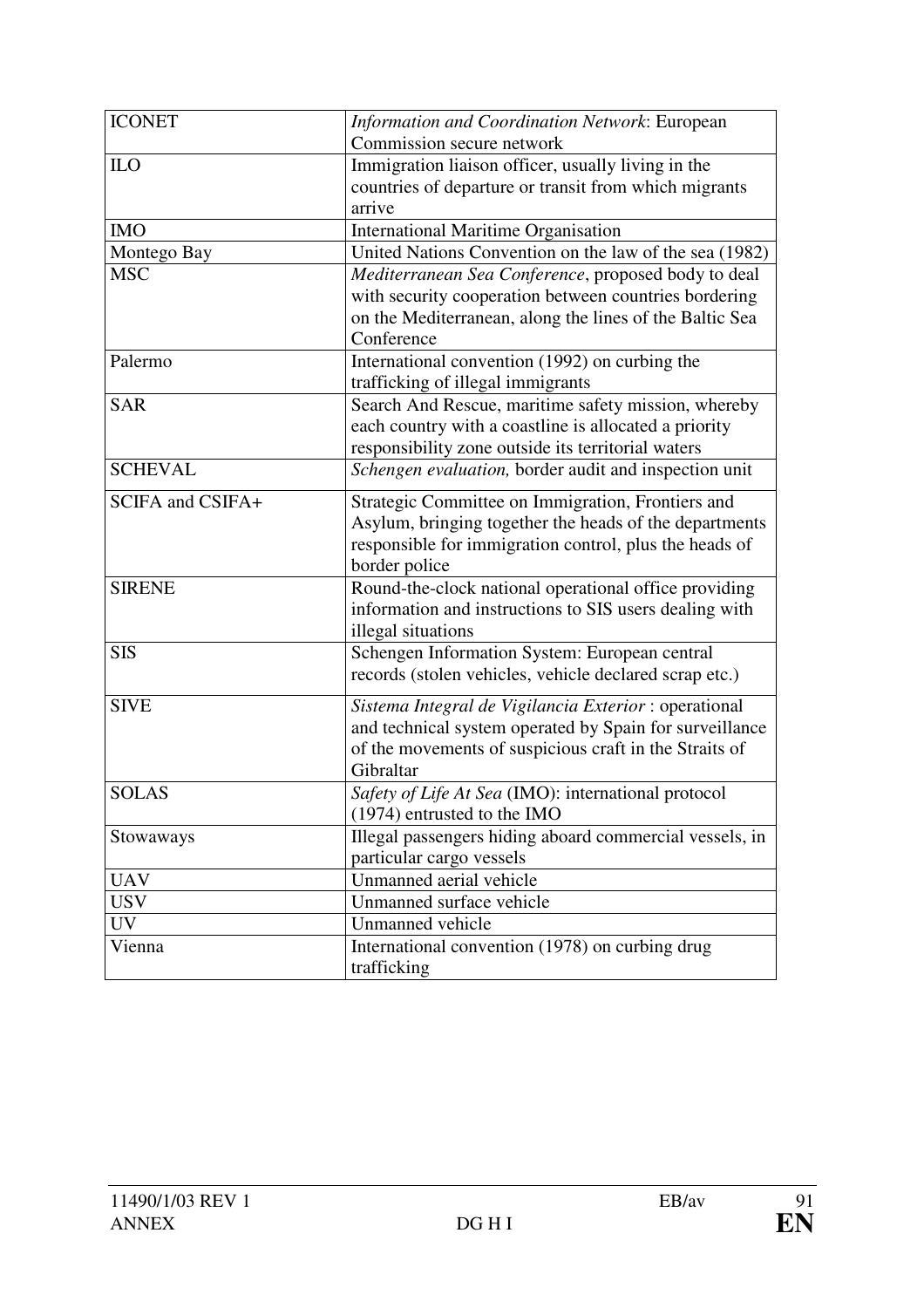| | |
|---|---|
| ICONET | *Information and Coordination Network*: European Commission secure network |
| ILO | Immigration liaison officer, usually living in the countries of departure or transit from which migrants arrive |
| IMO | International Maritime Organisation |
| Montego Bay | United Nations Convention on the law of the sea (1982) |
| MSC | *Mediterranean Sea Conference*, proposed body to deal with security cooperation between countries bordering on the Mediterranean, along the lines of the Baltic Sea Conference |
| Palermo | International convention (1992) on curbing the trafficking of illegal immigrants |
| SAR | Search And Rescue, maritime safety mission, whereby each country with a coastline is allocated a priority responsibility zone outside its territorial waters |
| SCHEVAL | *Schengen evaluation,* border audit and inspection unit |
| SCIFA and CSIFA+ | Strategic Committee on Immigration, Frontiers and Asylum, bringing together the heads of the departments responsible for immigration control, plus the heads of border police |
| SIRENE | Round-the-clock national operational office providing information and instructions to SIS users dealing with illegal situations |
| SIS | Schengen Information System: European central records (stolen vehicles, vehicle declared scrap etc.) |
| SIVE | *Sistema Integral de Vigilancia Exterior* : operational and technical system operated by Spain for surveillance of the movements of suspicious craft in the Straits of Gibraltar |
| SOLAS | *Safety of Life At Sea* (IMO): international protocol (1974) entrusted to the IMO |
| Stowaways | Illegal passengers hiding aboard commercial vessels, in particular cargo vessels |
| UAV | Unmanned aerial vehicle |
| USV | Unmanned surface vehicle |
| UV | Unmanned vehicle |
| Vienna | International convention (1978) on curbing drug trafficking |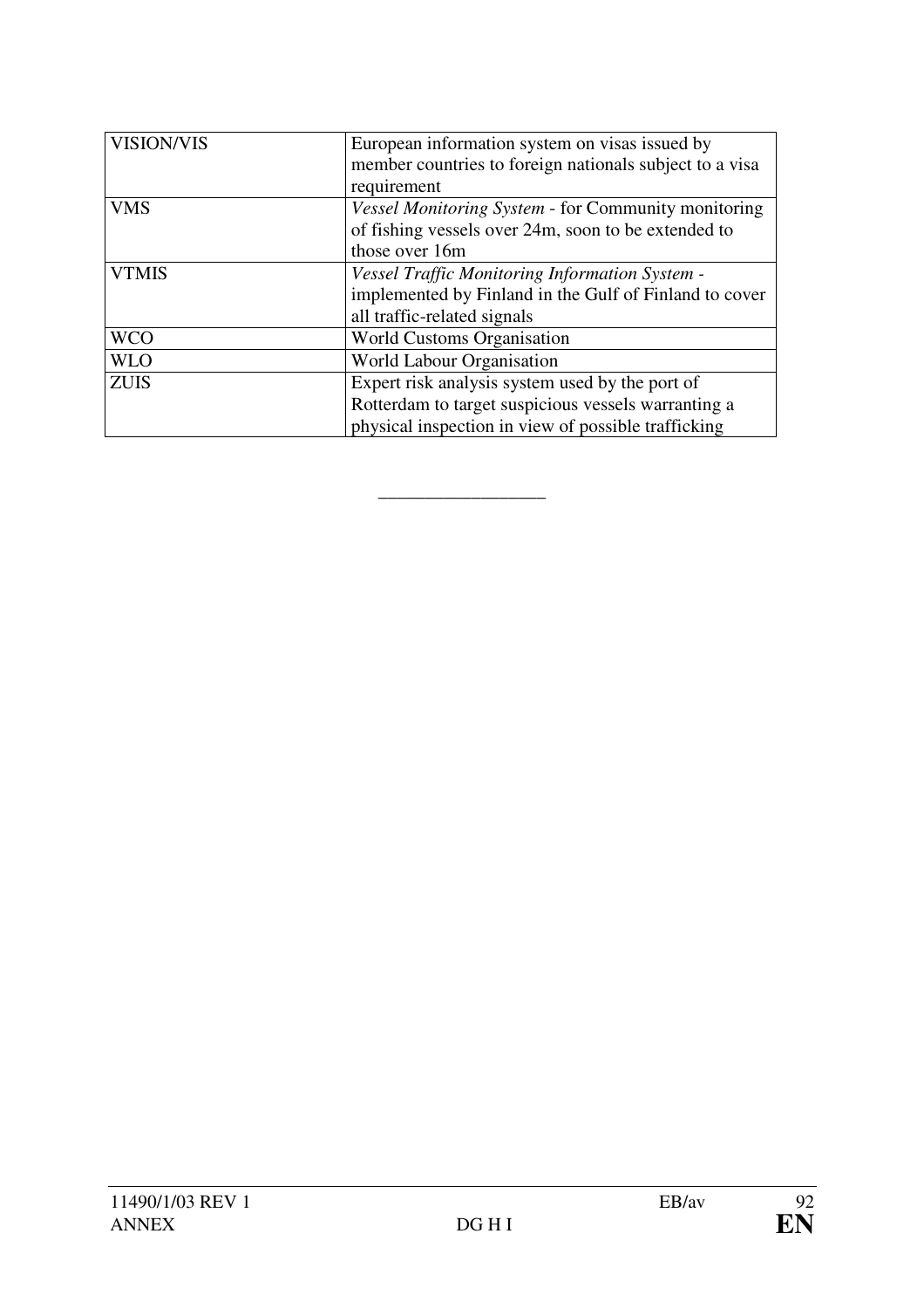| | |
|---|---|
| VISION/VIS | European information system on visas issued by member countries to foreign nationals subject to a visa requirement |
| VMS | *Vessel Monitoring System* - for Community monitoring of fishing vessels over 24m, soon to be extended to those over 16m |
| VTMIS | *Vessel Traffic Monitoring Information System* - implemented by Finland in the Gulf of Finland to cover all traffic-related signals |
| WCO | World Customs Organisation |
| WLO | World Labour Organisation |
| ZUIS | Expert risk analysis system used by the port of Rotterdam to target suspicious vessels warranting a physical inspection in view of possible trafficking |

___________________